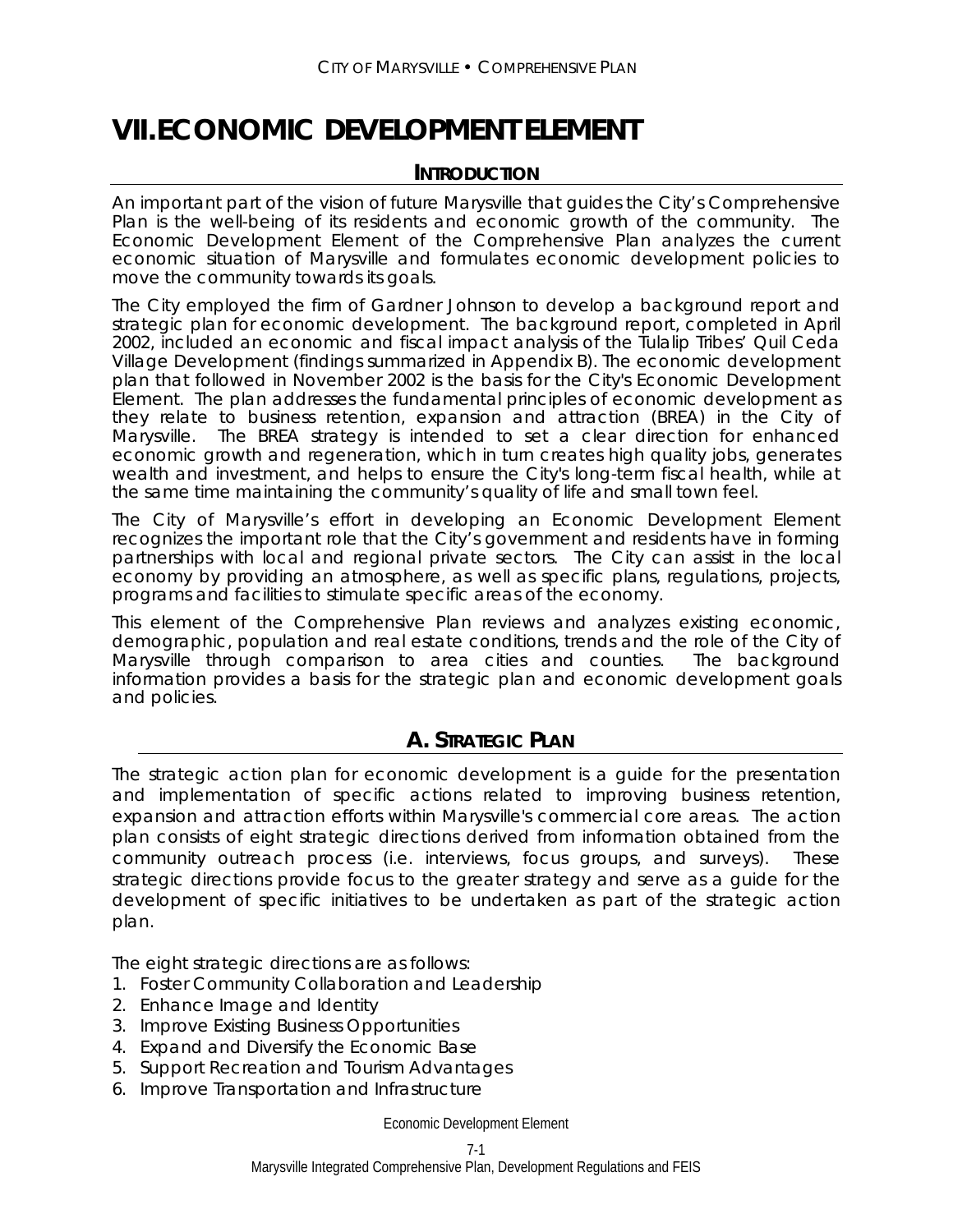# VII. ECONOMIC DEVELOPMENT ELEMENT

## INTRODUCTION

An important part of the vision of future Marysville that guides the City's Comprehensive Plan is the well-being of its residents and economic growth of the community. The Economic Development Element of the Comprehensive Plan analyzes the current economic situation of Marysville and formulates economic development policies to move the community towards its goals.

The City employed the firm of Gardner Johnson to develop a background report and strategic plan for economic development. The background report, completed in April 2002, included an economic and fiscal impact analysis of the Tulalip Tribes' Quil Ceda Village Development (findings summarized in Appendix B). The economic development plan that followed in November 2002 is the basis for the City's Economic Development Element. The plan addresses the fundamental principles of economic development as they relate to business retention, expansion and attraction (BREA) in the City of Marysville. The BREA strategy is intended to set a clear direction for enhanced economic growth and regeneration, which in turn creates high quality jobs, generates wealth and investment, and helps to ensure the City's long-term fiscal health, while at the same time maintaining the community's quality of life and small town feel.

The City of Marysville's effort in developing an Economic Development Element recognizes the important role that the City's government and residents have in forming partnerships with local and regional private sectors. The City can assist in the local economy by providing an atmosphere, as well as specific plans, regulations, projects, programs and facilities to stimulate specific areas of the economy.

This element of the Comprehensive Plan reviews and analyzes existing economic, demographic, population and real estate conditions, trends and the role of the City of Marysville through comparison to area cities and counties. The background information provides a basis for the strategic plan and economic development goals and policies.

## A. STRATEGIC PLAN

The strategic action plan for economic development is a guide for the presentation and implementation of specific actions related to improving business retention, expansion and attraction efforts within Marysville's commercial core areas. The action plan consists of eight strategic directions derived from information obtained from the community outreach process (i.e. interviews, focus groups, and surveys). These strategic directions provide focus to the greater strategy and serve as a guide for the development of specific initiatives to be undertaken as part of the strategic action plan.

The eight strategic directions are as follows:

1. Foster Community Collaboration and Leadership
2. Enhance Image and Identity
3. Improve Existing Business Opportunities
4. Expand and Diversify the Economic Base
5. Support Recreation and Tourism Advantages
6. Improve Transportation and Infrastructure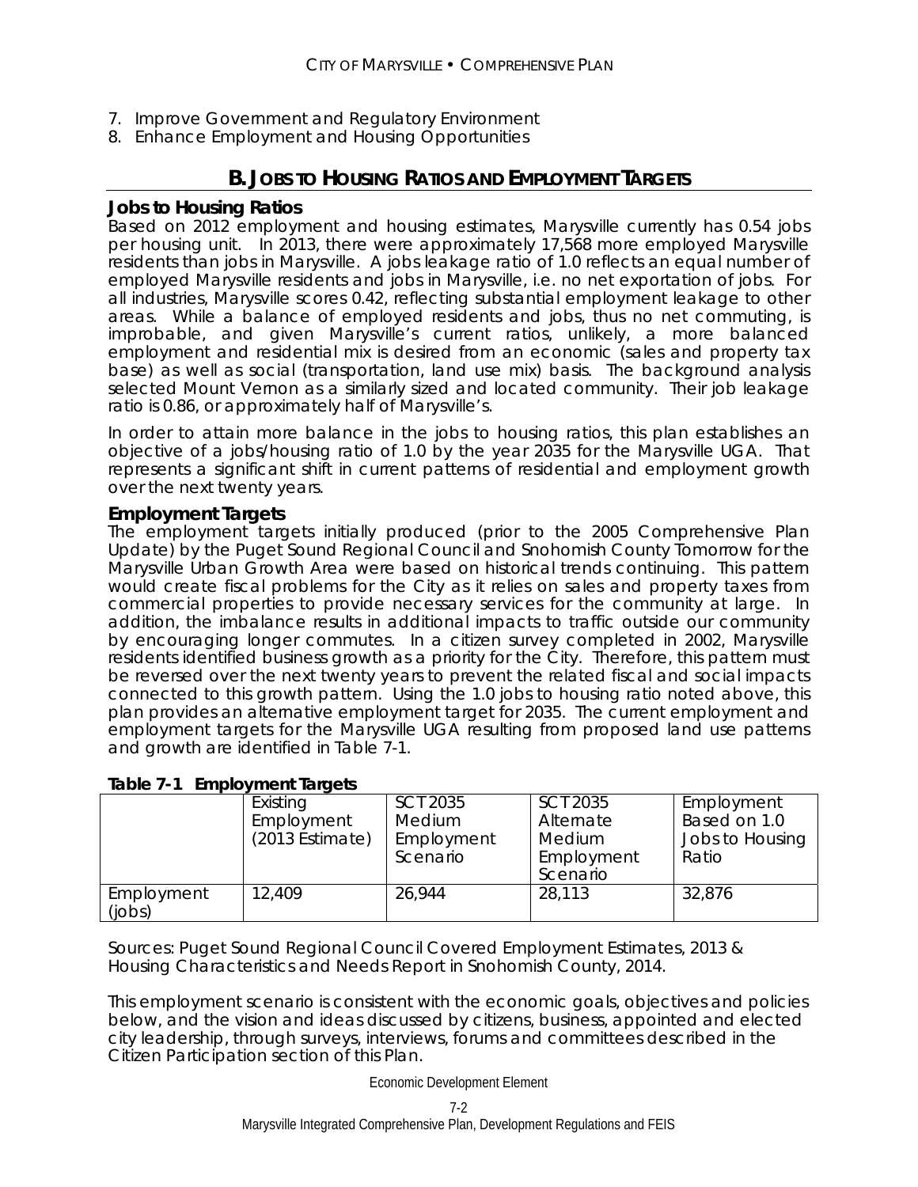7. Improve Government and Regulatory Environment
8. Enhance Employment and Housing Opportunities

## B. JOBS TO HOUSING RATIOS AND EMPLOYMENT TARGETS

### Jobs to Housing Ratios

Based on 2012 employment and housing estimates, Marysville currently has 0.54 jobs per housing unit. In 2013, there were approximately 17,568 more employed Marysville residents than jobs in Marysville. A jobs leakage ratio of 1.0 reflects an equal number of employed Marysville residents and jobs in Marysville, i.e. no net exportation of jobs. For all industries, Marysville scores 0.42, reflecting substantial employment leakage to other areas. While a balance of employed residents and jobs, thus no net commuting, is improbable, and given Marysville's current ratios, unlikely, a more balanced employment and residential mix is desired from an economic (sales and property tax base) as well as social (transportation, land use mix) basis. The background analysis selected Mount Vernon as a similarly sized and located community. Their job leakage ratio is 0.86, or approximately half of Marysville's.

In order to attain more balance in the jobs to housing ratios, this plan establishes an objective of a jobs/housing ratio of 1.0 by the year 2035 for the Marysville UGA. That represents a significant shift in current patterns of residential and employment growth over the next twenty years.

### Employment Targets

The employment targets initially produced (prior to the 2005 Comprehensive Plan Update) by the Puget Sound Regional Council and Snohomish County Tomorrow for the Marysville Urban Growth Area were based on historical trends continuing. This pattern would create fiscal problems for the City as it relies on sales and property taxes from commercial properties to provide necessary services for the community at large. In addition, the imbalance results in additional impacts to traffic outside our community by encouraging longer commutes. In a citizen survey completed in 2002, Marysville residents identified business growth as a priority for the City. Therefore, this pattern must be reversed over the next twenty years to prevent the related fiscal and social impacts connected to this growth pattern. Using the 1.0 jobs to housing ratio noted above, this plan provides an alternative employment target for 2035. The current employment and employment targets for the Marysville UGA resulting from proposed land use patterns and growth are identified in Table 7-1.

**Table 7-1 Employment Targets**

| | Existing Employment (2013 Estimate) | SCT 2035 Medium Employment Scenario | SCT 2035 Alternate Medium Employment Scenario | Employment Based on 1.0 Jobs to Housing Ratio |
|---|---|---|---|---|
| Employment (jobs) | 12,409 | 26,944 | 28,113 | 32,876 |

Sources: Puget Sound Regional Council Covered Employment Estimates, 2013 & Housing Characteristics and Needs Report in Snohomish County, 2014.

This employment scenario is consistent with the economic goals, objectives and policies below, and the vision and ideas discussed by citizens, business, appointed and elected city leadership, through surveys, interviews, forums and committees described in the Citizen Participation section of this Plan.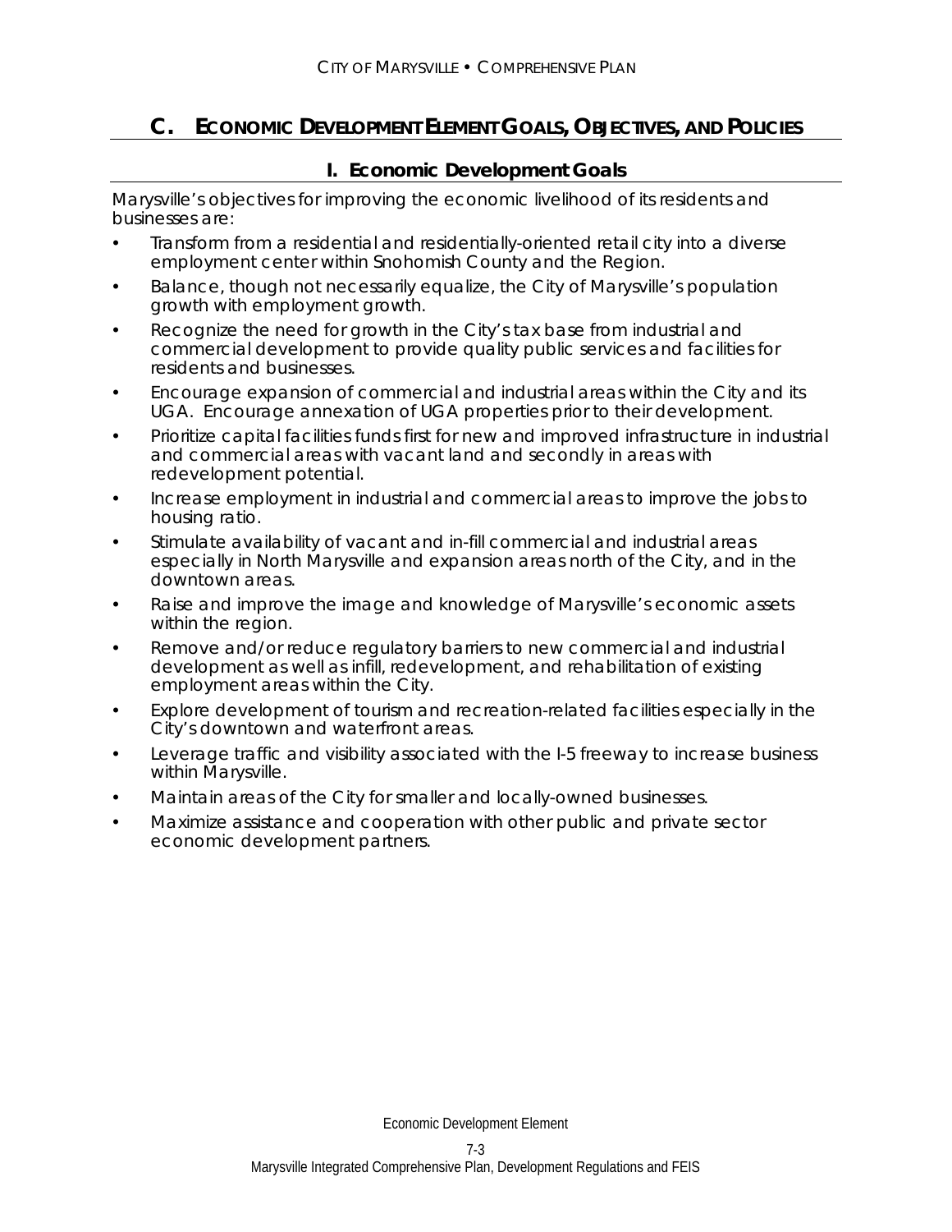## C. Economic Development Element Goals, Objectives, and Policies

### I. Economic Development Goals

Marysville's objectives for improving the economic livelihood of its residents and businesses are:

- Transform from a residential and residentially-oriented retail city into a diverse employment center within Snohomish County and the Region.
- Balance, though not necessarily equalize, the City of Marysville's population growth with employment growth.
- Recognize the need for growth in the City's tax base from industrial and commercial development to provide quality public services and facilities for residents and businesses.
- Encourage expansion of commercial and industrial areas within the City and its UGA. Encourage annexation of UGA properties prior to their development.
- Prioritize capital facilities funds first for new and improved infrastructure in industrial and commercial areas with vacant land and secondly in areas with redevelopment potential.
- Increase employment in industrial and commercial areas to improve the jobs to housing ratio.
- Stimulate availability of vacant and in-fill commercial and industrial areas especially in North Marysville and expansion areas north of the City, and in the downtown areas.
- Raise and improve the image and knowledge of Marysville's economic assets within the region.
- Remove and/or reduce regulatory barriers to new commercial and industrial development as well as infill, redevelopment, and rehabilitation of existing employment areas within the City.
- Explore development of tourism and recreation-related facilities especially in the City's downtown and waterfront areas.
- Leverage traffic and visibility associated with the I-5 freeway to increase business within Marysville.
- Maintain areas of the City for smaller and locally-owned businesses.
- Maximize assistance and cooperation with other public and private sector economic development partners.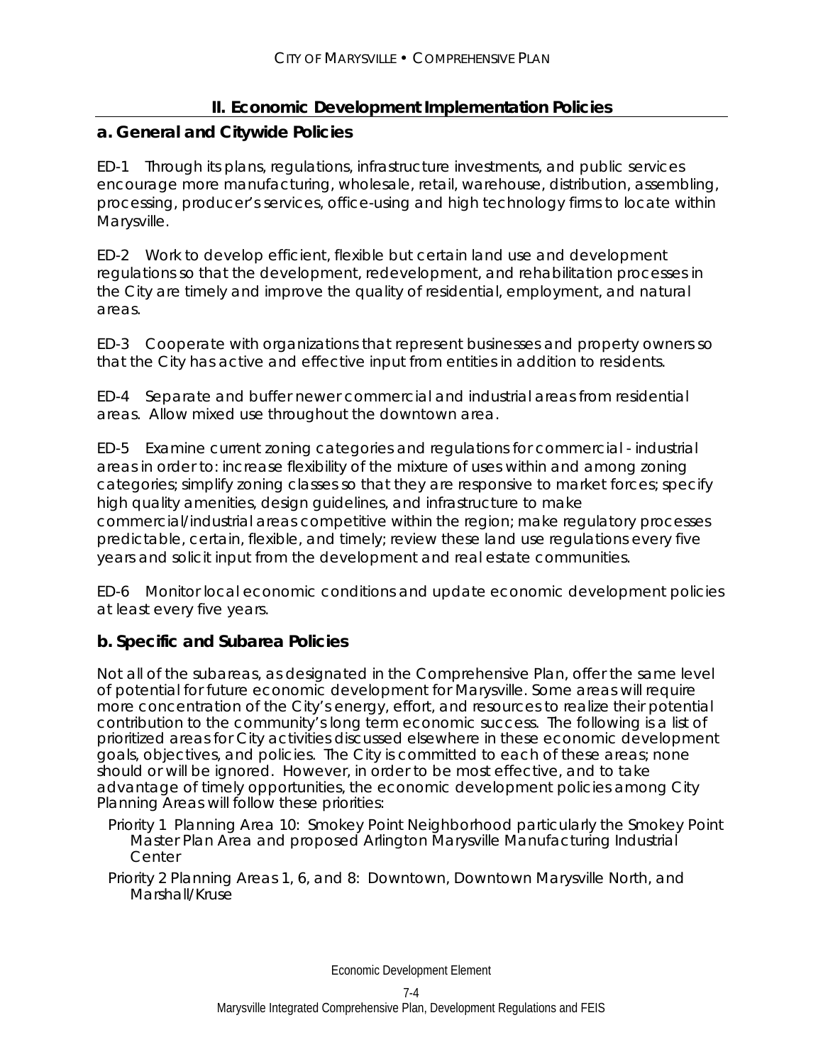## II. Economic Development Implementation Policies

### a. General and Citywide Policies

ED-1 Through its plans, regulations, infrastructure investments, and public services encourage more manufacturing, wholesale, retail, warehouse, distribution, assembling, processing, producer's services, office-using and high technology firms to locate within Marysville.

ED-2 Work to develop efficient, flexible but certain land use and development regulations so that the development, redevelopment, and rehabilitation processes in the City are timely and improve the quality of residential, employment, and natural areas.

ED-3 Cooperate with organizations that represent businesses and property owners so that the City has active and effective input from entities in addition to residents.

ED-4 Separate and buffer newer commercial and industrial areas from residential areas. Allow mixed use throughout the downtown area.

ED-5 Examine current zoning categories and regulations for commercial - industrial areas in order to: increase flexibility of the mixture of uses within and among zoning categories; simplify zoning classes so that they are responsive to market forces; specify high quality amenities, design guidelines, and infrastructure to make commercial/industrial areas competitive within the region; make regulatory processes predictable, certain, flexible, and timely; review these land use regulations every five years and solicit input from the development and real estate communities.

ED-6 Monitor local economic conditions and update economic development policies at least every five years.

### b. Specific and Subarea Policies

Not all of the subareas, as designated in the Comprehensive Plan, offer the same level of potential for future economic development for Marysville. Some areas will require more concentration of the City's energy, effort, and resources to realize their potential contribution to the community's long term economic success. The following is a list of prioritized areas for City activities discussed elsewhere in these economic development goals, objectives, and policies. The City is committed to each of these areas; none should or will be ignored. However, in order to be most effective, and to take advantage of timely opportunities, the economic development policies among City Planning Areas will follow these priorities:

- Priority 1 Planning Area 10: Smokey Point Neighborhood particularly the Smokey Point Master Plan Area and proposed Arlington Marysville Manufacturing Industrial Center
- Priority 2 Planning Areas 1, 6, and 8: Downtown, Downtown Marysville North, and Marshall/Kruse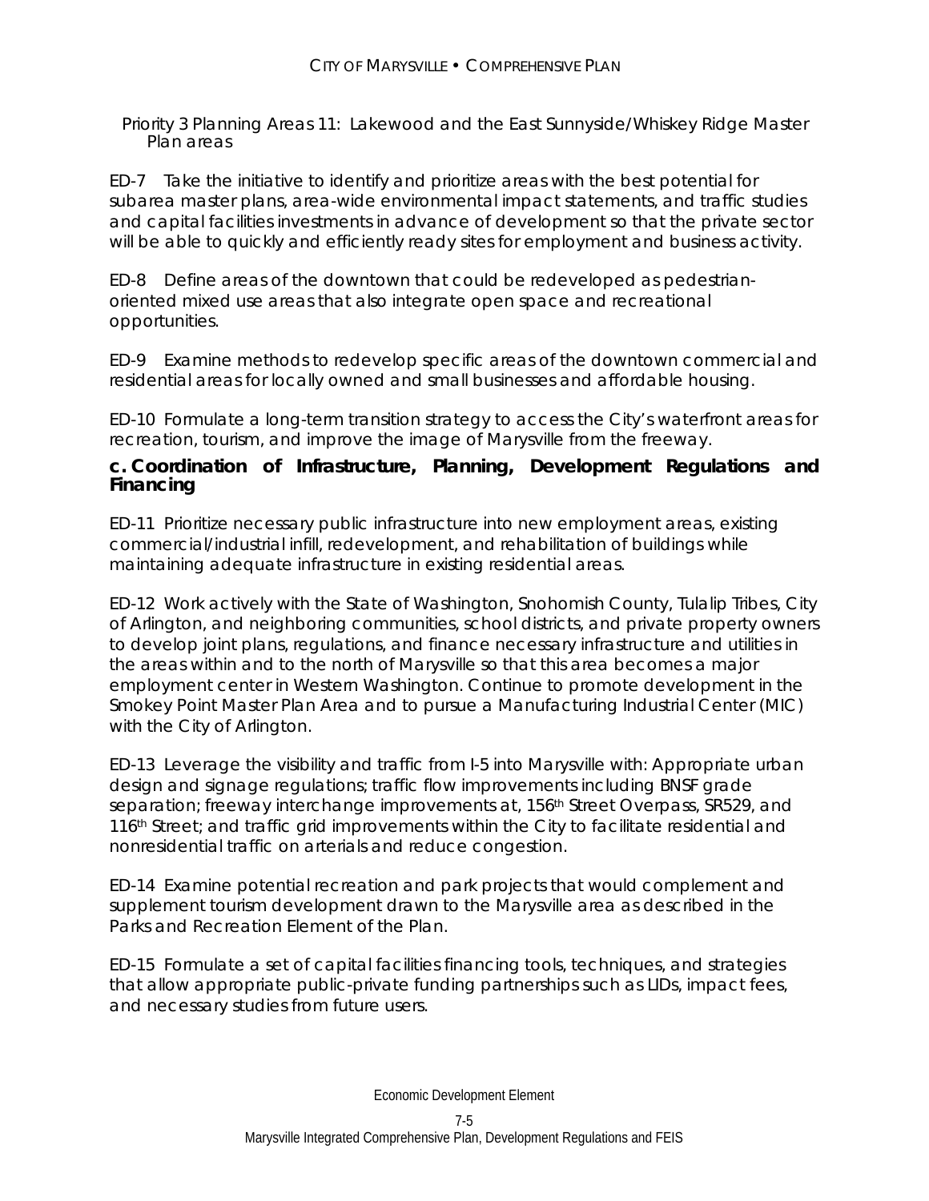Priority 3 Planning Areas 11: Lakewood and the East Sunnyside/Whiskey Ridge Master Plan areas

ED-7 Take the initiative to identify and prioritize areas with the best potential for subarea master plans, area-wide environmental impact statements, and traffic studies and capital facilities investments in advance of development so that the private sector will be able to quickly and efficiently ready sites for employment and business activity.

ED-8 Define areas of the downtown that could be redeveloped as pedestrian-oriented mixed use areas that also integrate open space and recreational opportunities.

ED-9 Examine methods to redevelop specific areas of the downtown commercial and residential areas for locally owned and small businesses and affordable housing.

ED-10 Formulate a long-term transition strategy to access the City's waterfront areas for recreation, tourism, and improve the image of Marysville from the freeway.

### c. Coordination of Infrastructure, Planning, Development Regulations and Financing

ED-11 Prioritize necessary public infrastructure into new employment areas, existing commercial/industrial infill, redevelopment, and rehabilitation of buildings while maintaining adequate infrastructure in existing residential areas.

ED-12 Work actively with the State of Washington, Snohomish County, Tulalip Tribes, City of Arlington, and neighboring communities, school districts, and private property owners to develop joint plans, regulations, and finance necessary infrastructure and utilities in the areas within and to the north of Marysville so that this area becomes a major employment center in Western Washington. Continue to promote development in the Smokey Point Master Plan Area and to pursue a Manufacturing Industrial Center (MIC) with the City of Arlington.

ED-13 Leverage the visibility and traffic from I-5 into Marysville with: Appropriate urban design and signage regulations; traffic flow improvements including BNSF grade separation; freeway interchange improvements at, 156th Street Overpass, SR529, and 116th Street; and traffic grid improvements within the City to facilitate residential and nonresidential traffic on arterials and reduce congestion.

ED-14 Examine potential recreation and park projects that would complement and supplement tourism development drawn to the Marysville area as described in the Parks and Recreation Element of the Plan.

ED-15 Formulate a set of capital facilities financing tools, techniques, and strategies that allow appropriate public-private funding partnerships such as LIDs, impact fees, and necessary studies from future users.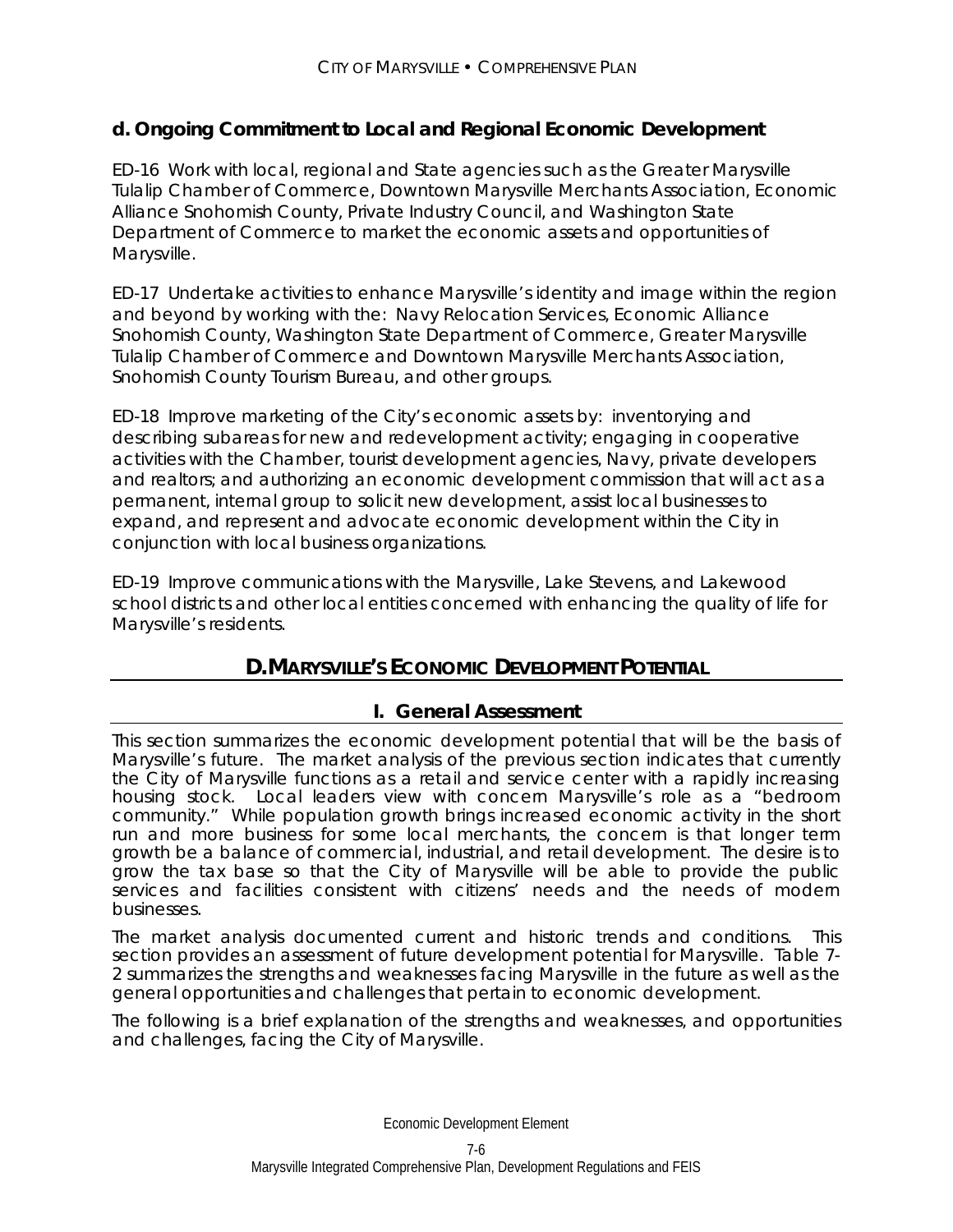### d. Ongoing Commitment to Local and Regional Economic Development

ED-16 Work with local, regional and State agencies such as the Greater Marysville Tulalip Chamber of Commerce, Downtown Marysville Merchants Association, Economic Alliance Snohomish County, Private Industry Council, and Washington State Department of Commerce to market the economic assets and opportunities of Marysville.

ED-17 Undertake activities to enhance Marysville's identity and image within the region and beyond by working with the: Navy Relocation Services, Economic Alliance Snohomish County, Washington State Department of Commerce, Greater Marysville Tulalip Chamber of Commerce and Downtown Marysville Merchants Association, Snohomish County Tourism Bureau, and other groups.

ED-18 Improve marketing of the City's economic assets by: inventorying and describing subareas for new and redevelopment activity; engaging in cooperative activities with the Chamber, tourist development agencies, Navy, private developers and realtors; and authorizing an economic development commission that will act as a permanent, internal group to solicit new development, assist local businesses to expand, and represent and advocate economic development within the City in conjunction with local business organizations.

ED-19 Improve communications with the Marysville, Lake Stevens, and Lakewood school districts and other local entities concerned with enhancing the quality of life for Marysville's residents.

## D. Marysville's Economic Development Potential

### I. General Assessment

This section summarizes the economic development potential that will be the basis of Marysville's future. The market analysis of the previous section indicates that currently the City of Marysville functions as a retail and service center with a rapidly increasing housing stock. Local leaders view with concern Marysville's role as a "bedroom community." While population growth brings increased economic activity in the short run and more business for some local merchants, the concern is that longer term growth be a balance of commercial, industrial, and retail development. The desire is to grow the tax base so that the City of Marysville will be able to provide the public services and facilities consistent with citizens' needs and the needs of modern businesses.

The market analysis documented current and historic trends and conditions. This section provides an assessment of future development potential for Marysville. Table 7-2 summarizes the strengths and weaknesses facing Marysville in the future as well as the general opportunities and challenges that pertain to economic development.

The following is a brief explanation of the strengths and weaknesses, and opportunities and challenges, facing the City of Marysville.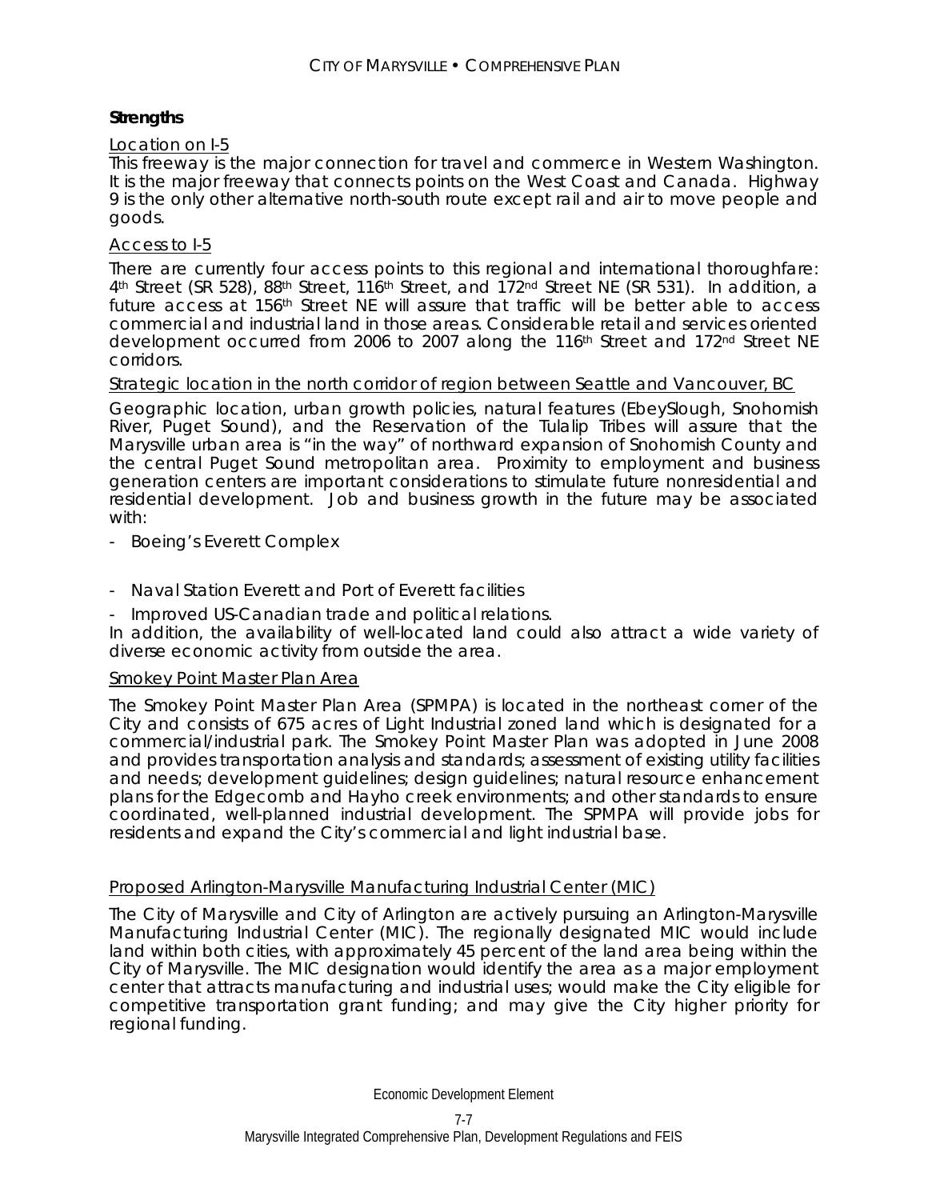**Strengths**

Location on I-5

This freeway is the major connection for travel and commerce in Western Washington. It is the major freeway that connects points on the West Coast and Canada. Highway 9 is the only other alternative north-south route except rail and air to move people and goods.

Access to I-5

There are currently four access points to this regional and international thoroughfare: 4th Street (SR 528), 88th Street, 116th Street, and 172nd Street NE (SR 531). In addition, a future access at 156th Street NE will assure that traffic will be better able to access commercial and industrial land in those areas. Considerable retail and services oriented development occurred from 2006 to 2007 along the 116th Street and 172nd Street NE corridors.

Strategic location in the north corridor of region between Seattle and Vancouver, BC

Geographic location, urban growth policies, natural features (EbeySlough, Snohomish River, Puget Sound), and the Reservation of the Tulalip Tribes will assure that the Marysville urban area is "in the way" of northward expansion of Snohomish County and the central Puget Sound metropolitan area. Proximity to employment and business generation centers are important considerations to stimulate future nonresidential and residential development. Job and business growth in the future may be associated with:

- Boeing's Everett Complex
- Naval Station Everett and Port of Everett facilities
- Improved US-Canadian trade and political relations.

In addition, the availability of well-located land could also attract a wide variety of diverse economic activity from outside the area.

Smokey Point Master Plan Area

The Smokey Point Master Plan Area (SPMPA) is located in the northeast corner of the City and consists of 675 acres of Light Industrial zoned land which is designated for a commercial/industrial park. The Smokey Point Master Plan was adopted in June 2008 and provides transportation analysis and standards; assessment of existing utility facilities and needs; development guidelines; design guidelines; natural resource enhancement plans for the Edgecomb and Hayho creek environments; and other standards to ensure coordinated, well-planned industrial development. The SPMPA will provide jobs for residents and expand the City's commercial and light industrial base.

Proposed Arlington-Marysville Manufacturing Industrial Center (MIC)

The City of Marysville and City of Arlington are actively pursuing an Arlington-Marysville Manufacturing Industrial Center (MIC). The regionally designated MIC would include land within both cities, with approximately 45 percent of the land area being within the City of Marysville. The MIC designation would identify the area as a major employment center that attracts manufacturing and industrial uses; would make the City eligible for competitive transportation grant funding; and may give the City higher priority for regional funding.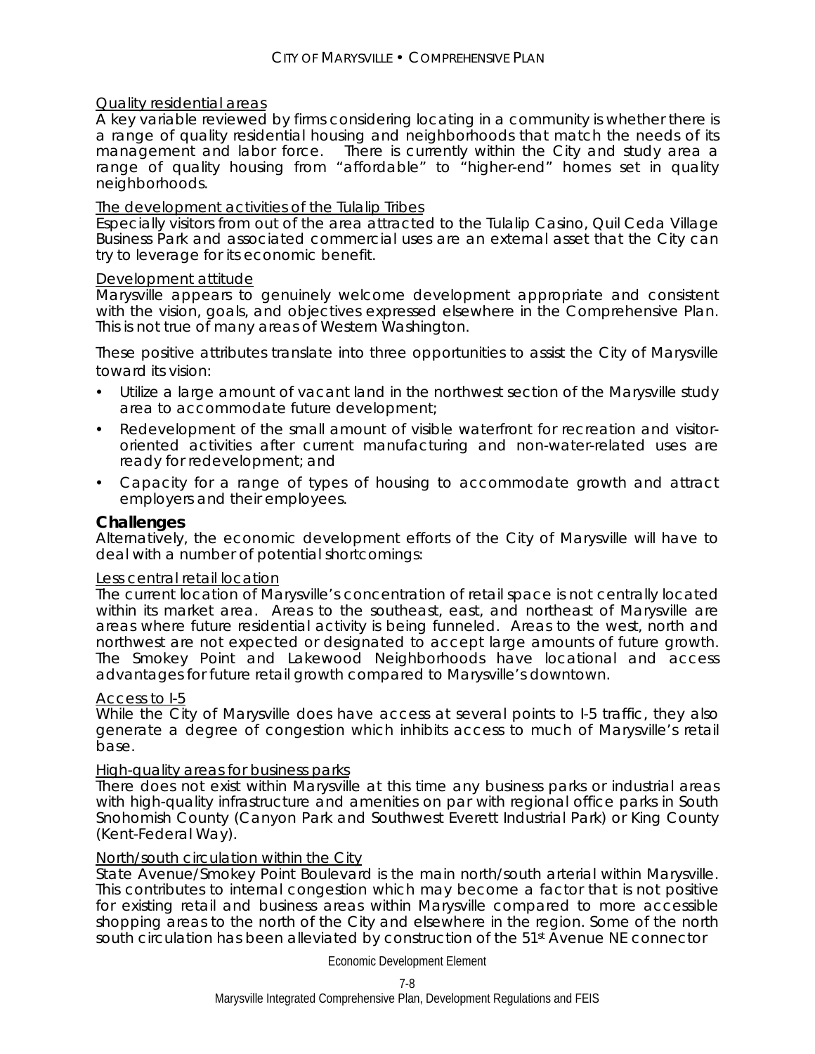Quality residential areas

A key variable reviewed by firms considering locating in a community is whether there is a range of quality residential housing and neighborhoods that match the needs of its management and labor force. There is currently within the City and study area a range of quality housing from "affordable" to "higher-end" homes set in quality neighborhoods.

The development activities of the Tulalip Tribes

Especially visitors from out of the area attracted to the Tulalip Casino, Quil Ceda Village Business Park and associated commercial uses are an external asset that the City can try to leverage for its economic benefit.

Development attitude

Marysville appears to genuinely welcome development appropriate and consistent with the vision, goals, and objectives expressed elsewhere in the Comprehensive Plan. This is not true of many areas of Western Washington.

These positive attributes translate into three opportunities to assist the City of Marysville toward its vision:

- Utilize a large amount of vacant land in the northwest section of the Marysville study area to accommodate future development;
- Redevelopment of the small amount of visible waterfront for recreation and visitor-oriented activities after current manufacturing and non-water-related uses are ready for redevelopment; and
- Capacity for a range of types of housing to accommodate growth and attract employers and their employees.

## Challenges

Alternatively, the economic development efforts of the City of Marysville will have to deal with a number of potential shortcomings:

Less central retail location

The current location of Marysville's concentration of retail space is not centrally located within its market area. Areas to the southeast, east, and northeast of Marysville are areas where future residential activity is being funneled. Areas to the west, north and northwest are not expected or designated to accept large amounts of future growth. The Smokey Point and Lakewood Neighborhoods have locational and access advantages for future retail growth compared to Marysville's downtown.

Access to I-5

While the City of Marysville does have access at several points to I-5 traffic, they also generate a degree of congestion which inhibits access to much of Marysville's retail base.

High-quality areas for business parks

There does not exist within Marysville at this time any business parks or industrial areas with high-quality infrastructure and amenities on par with regional office parks in South Snohomish County (Canyon Park and Southwest Everett Industrial Park) or King County (Kent-Federal Way).

North/south circulation within the City

State Avenue/Smokey Point Boulevard is the main north/south arterial within Marysville. This contributes to internal congestion which may become a factor that is not positive for existing retail and business areas within Marysville compared to more accessible shopping areas to the north of the City and elsewhere in the region. Some of the north south circulation has been alleviated by construction of the 51st Avenue NE connector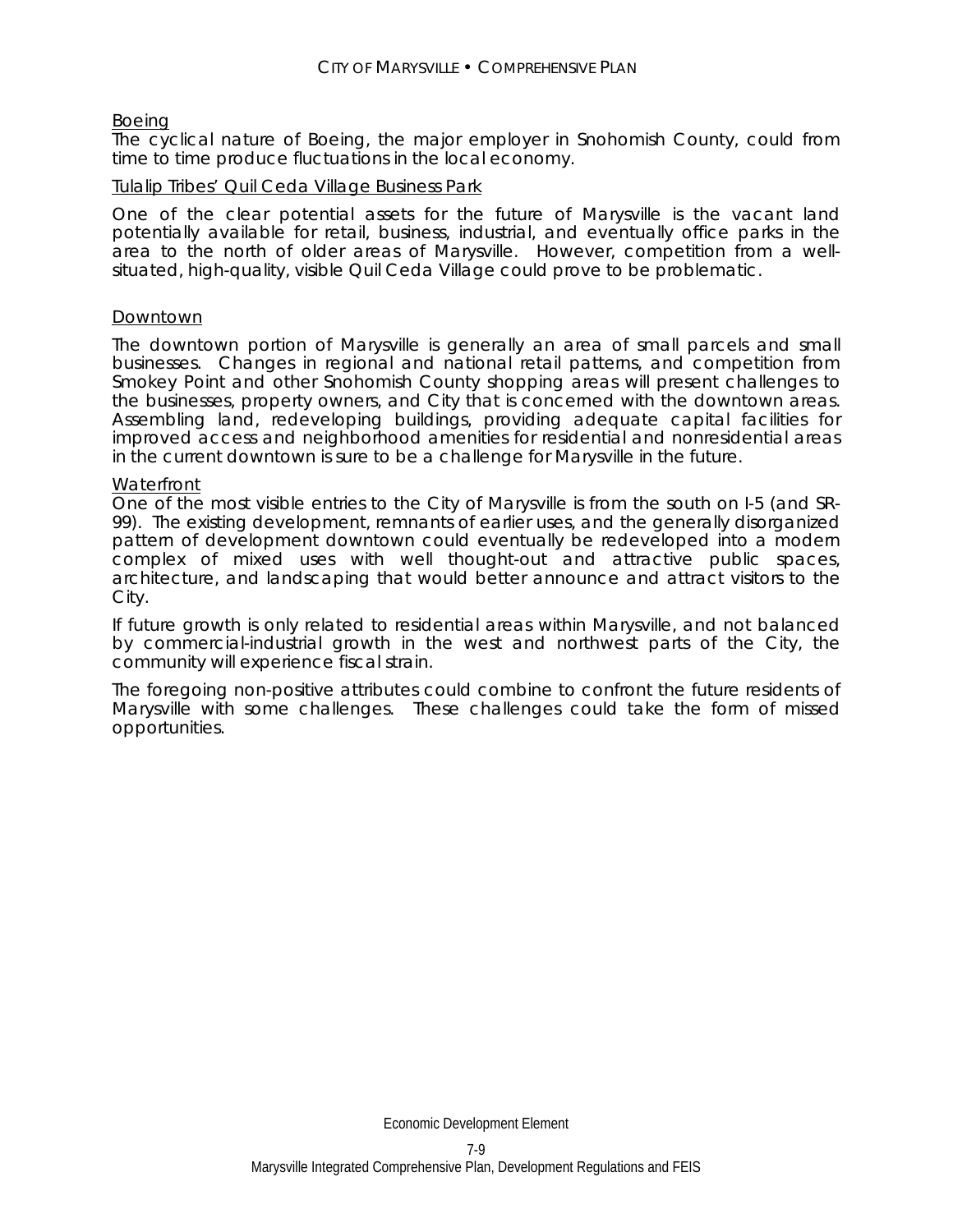Boeing

The cyclical nature of Boeing, the major employer in Snohomish County, could from time to time produce fluctuations in the local economy.

Tulalip Tribes' Quil Ceda Village Business Park

One of the clear potential assets for the future of Marysville is the vacant land potentially available for retail, business, industrial, and eventually office parks in the area to the north of older areas of Marysville. However, competition from a well-situated, high-quality, visible Quil Ceda Village could prove to be problematic.

Downtown

The downtown portion of Marysville is generally an area of small parcels and small businesses. Changes in regional and national retail patterns, and competition from Smokey Point and other Snohomish County shopping areas will present challenges to the businesses, property owners, and City that is concerned with the downtown areas. Assembling land, redeveloping buildings, providing adequate capital facilities for improved access and neighborhood amenities for residential and nonresidential areas in the current downtown is sure to be a challenge for Marysville in the future.

Waterfront

One of the most visible entries to the City of Marysville is from the south on I-5 (and SR-99). The existing development, remnants of earlier uses, and the generally disorganized pattern of development downtown could eventually be redeveloped into a modern complex of mixed uses with well thought-out and attractive public spaces, architecture, and landscaping that would better announce and attract visitors to the City.

If future growth is only related to residential areas within Marysville, and not balanced by commercial-industrial growth in the west and northwest parts of the City, the community will experience fiscal strain.

The foregoing non-positive attributes could combine to confront the future residents of Marysville with some challenges. These challenges could take the form of missed opportunities.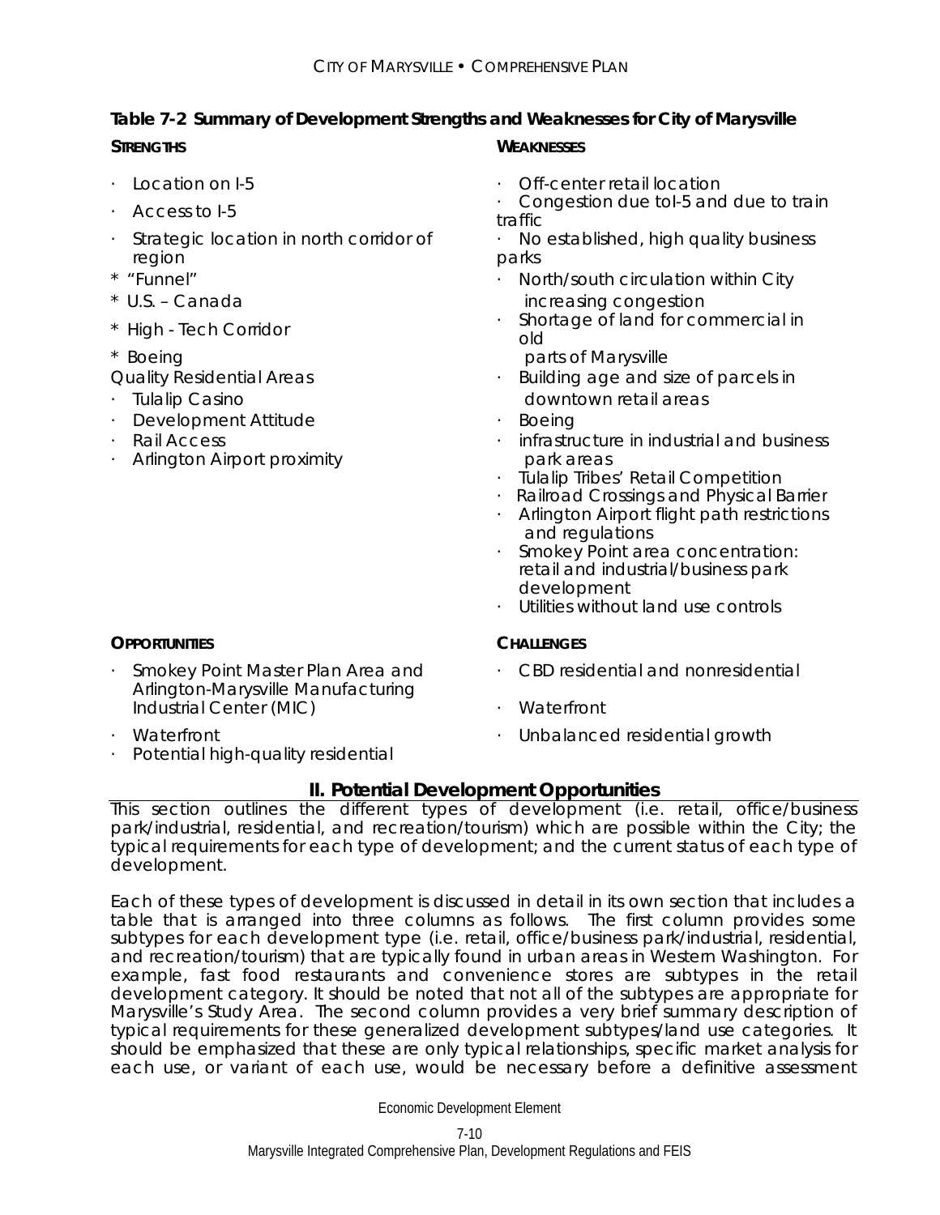**Table 7-2 Summary of Development Strengths and Weaknesses for City of Marysville**

| STRENGTHS | WEAKNESSES |
|---|---|
| · Location on I-5<br>· Access to I-5<br>· Strategic location in north corridor of region<br>* "Funnel"<br>* U.S. – Canada<br>* High - Tech Corridor<br>* Boeing<br>Quality Residential Areas<br>· Tulalip Casino<br>· Development Attitude<br>· Rail Access<br>· Arlington Airport proximity | · Off-center retail location<br>· Congestion due toI-5 and due to train traffic<br>· No established, high quality business parks<br>· North/south circulation within City increasing congestion<br>· Shortage of land for commercial in old parts of Marysville<br>· Building age and size of parcels in downtown retail areas<br>· Boeing<br>· infrastructure in industrial and business park areas<br>· Tulalip Tribes' Retail Competition<br>· Railroad Crossings and Physical Barrier<br>· Arlington Airport flight path restrictions and regulations<br>· Smokey Point area concentration: retail and industrial/business park development<br>· Utilities without land use controls |
| **OPPORTUNITIES** | **CHALLENGES** |
| · Smokey Point Master Plan Area and Arlington-Marysville Manufacturing Industrial Center (MIC)<br>· Waterfront<br>· Potential high-quality residential | · CBD residential and nonresidential<br>· Waterfront<br>· Unbalanced residential growth |

## II. Potential Development Opportunities

This section outlines the different types of development (i.e. retail, office/business park/industrial, residential, and recreation/tourism) which are possible within the City; the typical requirements for each type of development; and the current status of each type of development.

Each of these types of development is discussed in detail in its own section that includes a table that is arranged into three columns as follows. The first column provides some subtypes for each development type (i.e. retail, office/business park/industrial, residential, and recreation/tourism) that are typically found in urban areas in Western Washington. For example, fast food restaurants and convenience stores are subtypes in the retail development category. It should be noted that not all of the subtypes are appropriate for Marysville's Study Area. The second column provides a very brief summary description of typical requirements for these generalized development subtypes/land use categories. It should be emphasized that these are only typical relationships, specific market analysis for each use, or variant of each use, would be necessary before a definitive assessment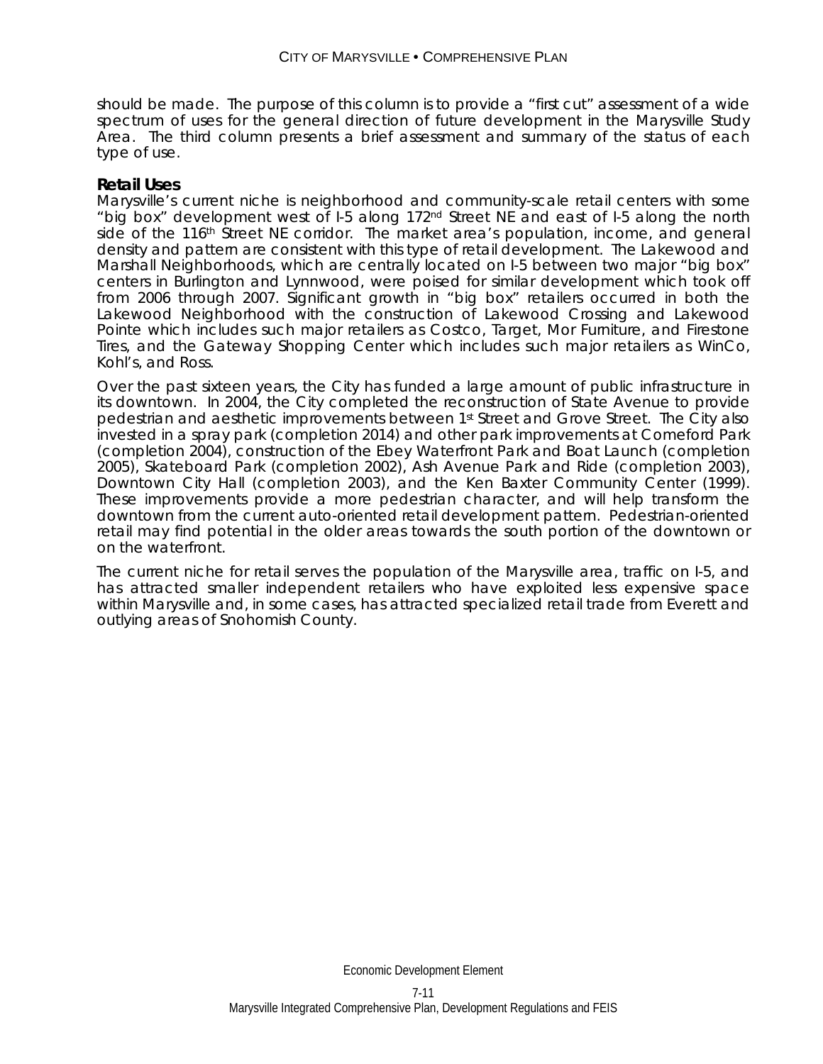should be made. The purpose of this column is to provide a "first cut" assessment of a wide spectrum of uses for the general direction of future development in the Marysville Study Area. The third column presents a brief assessment and summary of the status of each type of use.

### Retail Uses

Marysville's current niche is neighborhood and community-scale retail centers with some "big box" development west of I-5 along 172nd Street NE and east of I-5 along the north side of the 116th Street NE corridor. The market area's population, income, and general density and pattern are consistent with this type of retail development. The Lakewood and Marshall Neighborhoods, which are centrally located on I-5 between two major "big box" centers in Burlington and Lynnwood, were poised for similar development which took off from 2006 through 2007. Significant growth in "big box" retailers occurred in both the Lakewood Neighborhood with the construction of Lakewood Crossing and Lakewood Pointe which includes such major retailers as Costco, Target, Mor Furniture, and Firestone Tires, and the Gateway Shopping Center which includes such major retailers as WinCo, Kohl's, and Ross.

Over the past sixteen years, the City has funded a large amount of public infrastructure in its downtown. In 2004, the City completed the reconstruction of State Avenue to provide pedestrian and aesthetic improvements between 1st Street and Grove Street. The City also invested in a spray park (completion 2014) and other park improvements at Comeford Park (completion 2004), construction of the Ebey Waterfront Park and Boat Launch (completion 2005), Skateboard Park (completion 2002), Ash Avenue Park and Ride (completion 2003), Downtown City Hall (completion 2003), and the Ken Baxter Community Center (1999). These improvements provide a more pedestrian character, and will help transform the downtown from the current auto-oriented retail development pattern. Pedestrian-oriented retail may find potential in the older areas towards the south portion of the downtown or on the waterfront.

The current niche for retail serves the population of the Marysville area, traffic on I-5, and has attracted smaller independent retailers who have exploited less expensive space within Marysville and, in some cases, has attracted specialized retail trade from Everett and outlying areas of Snohomish County.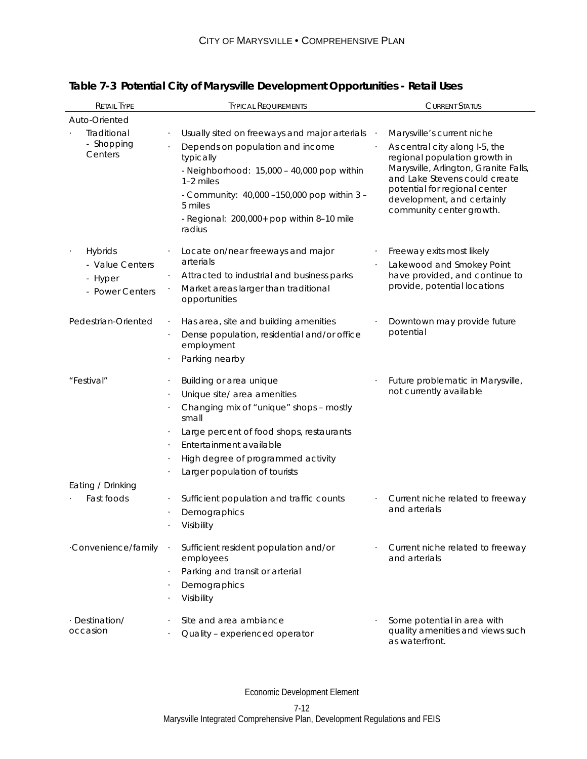## Table 7-3 Potential City of Marysville Development Opportunities - Retail Uses

| Retail Type | Typical Requirements | Current Status |
|---|---|---|
| Auto-Oriented | | |
| · Traditional - Shopping Centers | · Usually sited on freeways and major arterials<br>· Depends on population and income typically<br>- Neighborhood: 15,000 – 40,000 pop within 1–2 miles<br>- Community: 40,000 –150,000 pop within 3 – 5 miles<br>- Regional: 200,000+ pop within 8–10 mile radius | · Marysville's current niche<br>· As central city along I-5, the regional population growth in Marysville, Arlington, Granite Falls, and Lake Stevens could create potential for regional center development, and certainly community center growth. |
| · Hybrids<br>- Value Centers<br>- Hyper<br>- Power Centers | · Locate on/near freeways and major arterials<br>· Attracted to industrial and business parks<br>· Market areas larger than traditional opportunities | · Freeway exits most likely<br>· Lakewood and Smokey Point have provided, and continue to provide, potential locations |
| Pedestrian-Oriented | · Has area, site and building amenities<br>· Dense population, residential and/or office employment<br>· Parking nearby | · Downtown may provide future potential |
| "Festival" | · Building or area unique<br>· Unique site/ area amenities<br>· Changing mix of "unique" shops – mostly small<br>· Large percent of food shops, restaurants<br>· Entertainment available<br>· High degree of programmed activity<br>· Larger population of tourists | · Future problematic in Marysville, not currently available |
| Eating / Drinking | | |
| · Fast foods | · Sufficient population and traffic counts<br>· Demographics<br>· Visibility | · Current niche related to freeway and arterials |
| ·Convenience/family | · Sufficient resident population and/or employees<br>· Parking and transit or arterial<br>· Demographics<br>· Visibility | · Current niche related to freeway and arterials |
| · Destination/ occasion | · Site and area ambiance<br>· Quality – experienced operator | · Some potential in area with quality amenities and views such as waterfront. |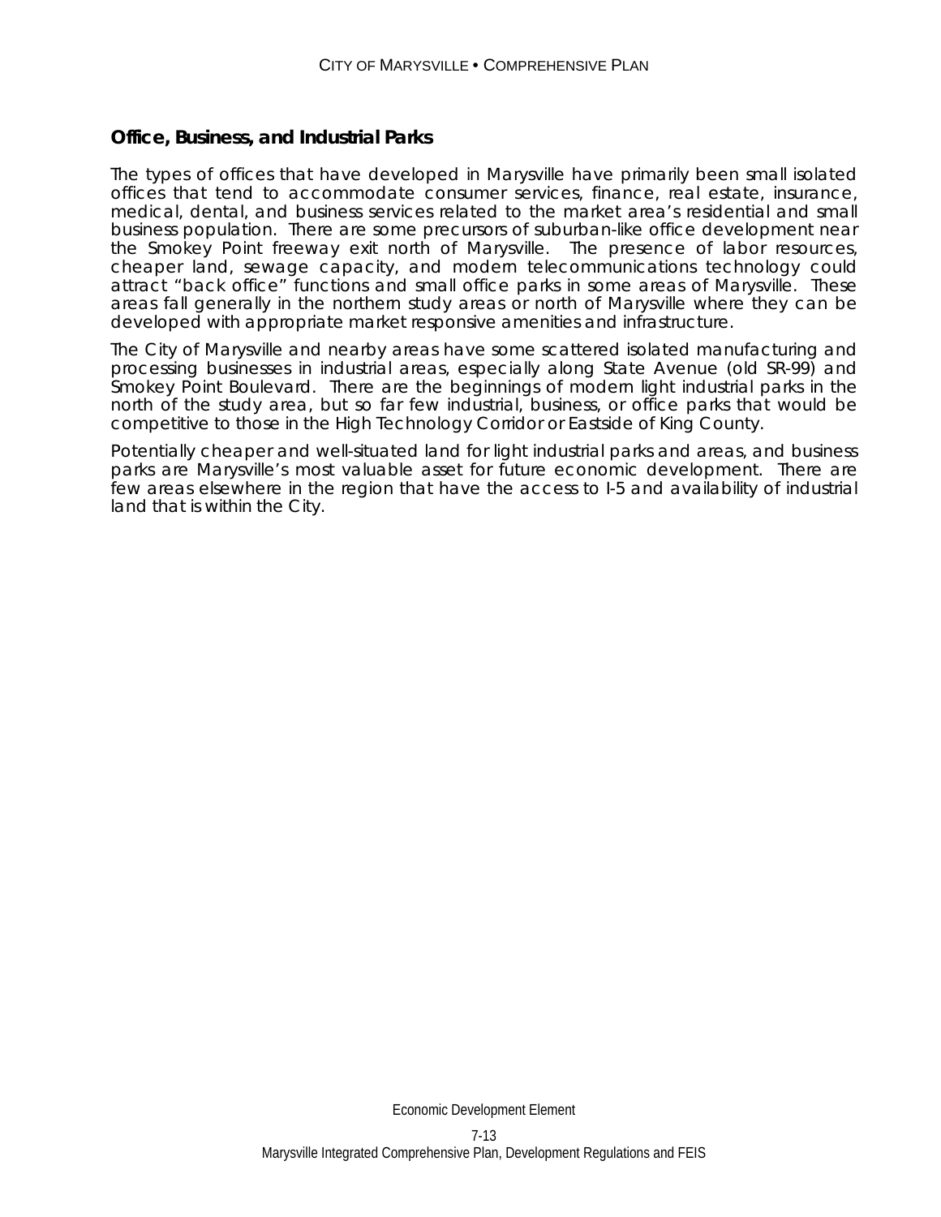### Office, Business, and Industrial Parks

The types of offices that have developed in Marysville have primarily been small isolated offices that tend to accommodate consumer services, finance, real estate, insurance, medical, dental, and business services related to the market area's residential and small business population. There are some precursors of suburban-like office development near the Smokey Point freeway exit north of Marysville. The presence of labor resources, cheaper land, sewage capacity, and modern telecommunications technology could attract "back office" functions and small office parks in some areas of Marysville. These areas fall generally in the northern study areas or north of Marysville where they can be developed with appropriate market responsive amenities and infrastructure.

The City of Marysville and nearby areas have some scattered isolated manufacturing and processing businesses in industrial areas, especially along State Avenue (old SR-99) and Smokey Point Boulevard. There are the beginnings of modern light industrial parks in the north of the study area, but so far few industrial, business, or office parks that would be competitive to those in the High Technology Corridor or Eastside of King County.

Potentially cheaper and well-situated land for light industrial parks and areas, and business parks are Marysville's most valuable asset for future economic development. There are few areas elsewhere in the region that have the access to I-5 and availability of industrial land that is within the City.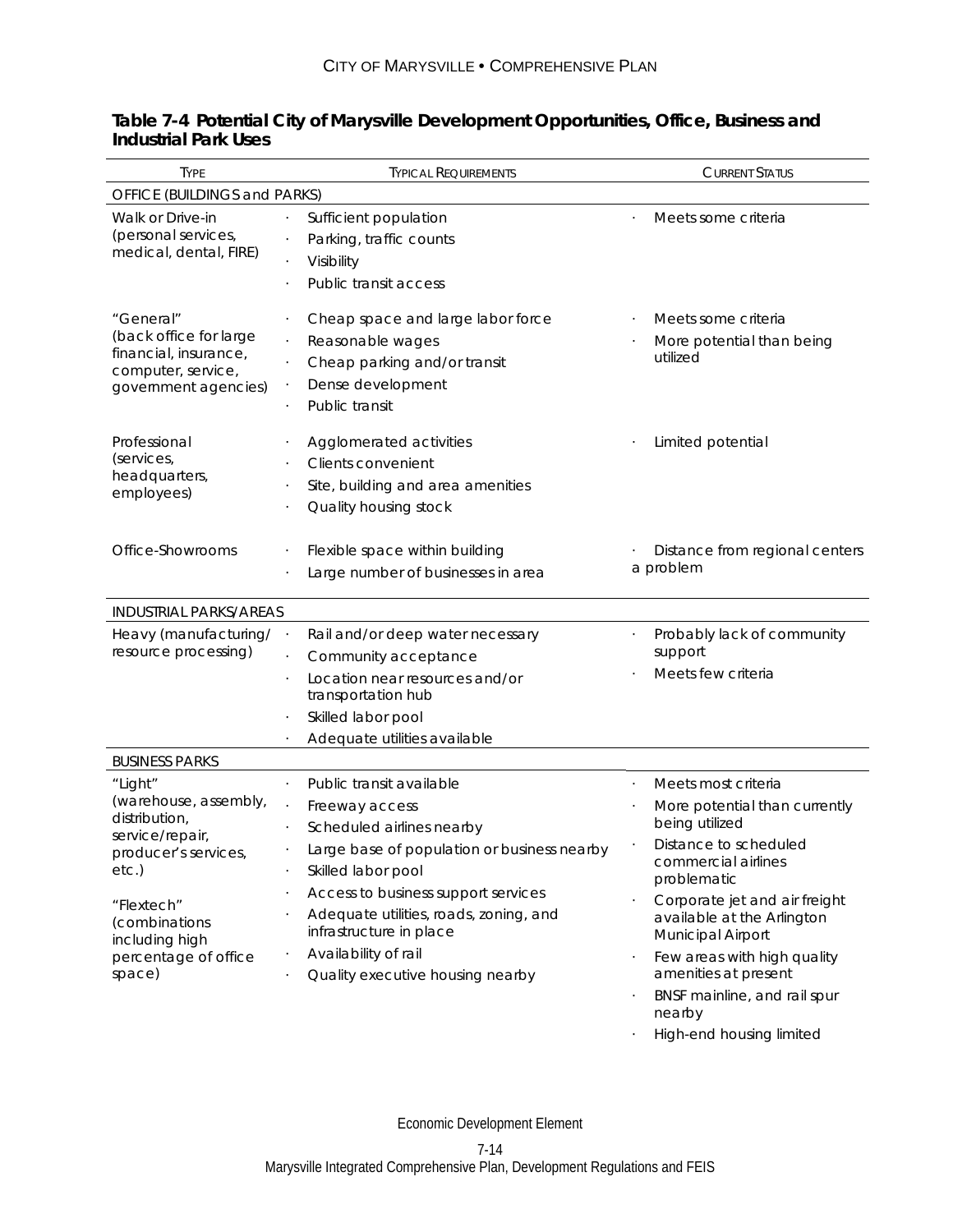### Table 7-4 Potential City of Marysville Development Opportunities, Office, Business and Industrial Park Uses

| Type | Typical Requirements | Current Status |
|---|---|---|
| **OFFICE (BUILDINGS and PARKS)** | | |
| Walk or Drive-in (personal services, medical, dental, FIRE) | · Sufficient population<br>· Parking, traffic counts<br>· Visibility<br>· Public transit access | · Meets some criteria |
| "General" (back office for large financial, insurance, computer, service, government agencies) | · Cheap space and large labor force<br>· Reasonable wages<br>· Cheap parking and/or transit<br>· Dense development<br>· Public transit | · Meets some criteria<br>· More potential than being utilized |
| Professional (services, headquarters, employees) | · Agglomerated activities<br>· Clients convenient<br>· Site, building and area amenities<br>· Quality housing stock | · Limited potential |
| Office-Showrooms | · Flexible space within building<br>· Large number of businesses in area | · Distance from regional centers a problem |
| **INDUSTRIAL PARKS/AREAS** | | |
| Heavy (manufacturing/ resource processing) | · Rail and/or deep water necessary<br>· Community acceptance<br>· Location near resources and/or transportation hub<br>· Skilled labor pool<br>· Adequate utilities available | · Probably lack of community support<br>· Meets few criteria |
| **BUSINESS PARKS** | | |
| "Light" (warehouse, assembly, distribution, service/repair, producer's services, etc.)<br><br>"Flextech" (combinations including high percentage of office space) | · Public transit available<br>· Freeway access<br>· Scheduled airlines nearby<br>· Large base of population or business nearby<br>· Skilled labor pool<br>· Access to business support services<br>· Adequate utilities, roads, zoning, and infrastructure in place<br>· Availability of rail<br>· Quality executive housing nearby | · Meets most criteria<br>· More potential than currently being utilized<br>· Distance to scheduled commercial airlines problematic<br>· Corporate jet and air freight available at the Arlington Municipal Airport<br>· Few areas with high quality amenities at present<br>· BNSF mainline, and rail spur nearby<br>· High-end housing limited |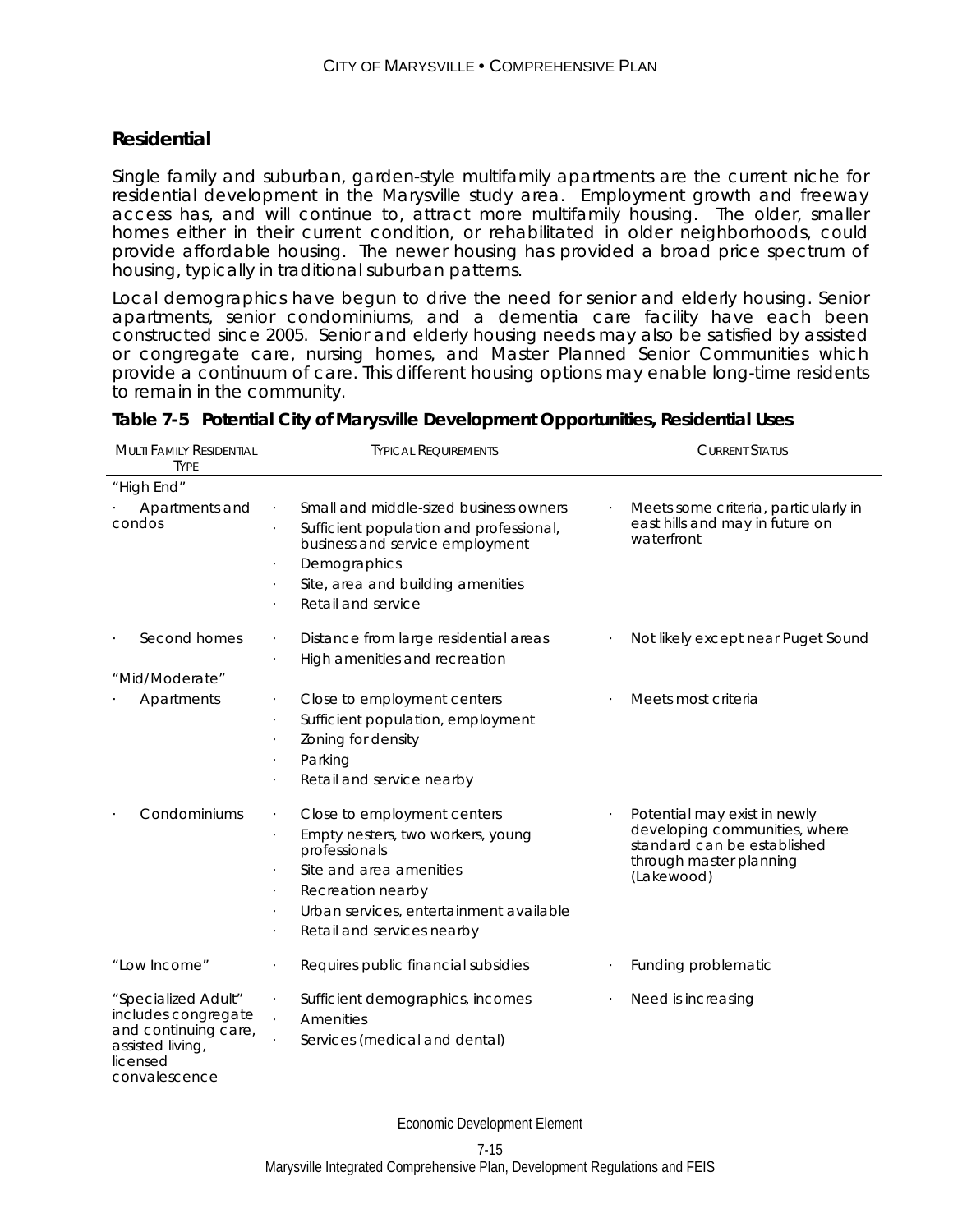## Residential

Single family and suburban, garden-style multifamily apartments are the current niche for residential development in the Marysville study area. Employment growth and freeway access has, and will continue to, attract more multifamily housing. The older, smaller homes either in their current condition, or rehabilitated in older neighborhoods, could provide affordable housing. The newer housing has provided a broad price spectrum of housing, typically in traditional suburban patterns.

Local demographics have begun to drive the need for senior and elderly housing. Senior apartments, senior condominiums, and a dementia care facility have each been constructed since 2005. Senior and elderly housing needs may also be satisfied by assisted or congregate care, nursing homes, and Master Planned Senior Communities which provide a continuum of care. This different housing options may enable long-time residents to remain in the community.

**Table 7-5 Potential City of Marysville Development Opportunities, Residential Uses**

| Multi Family Residential Type | Typical Requirements | Current Status |
|---|---|---|
| "High End" | | |
| · Apartments and condos | · Small and middle-sized business owners<br>· Sufficient population and professional, business and service employment<br>· Demographics<br>· Site, area and building amenities<br>· Retail and service | · Meets some criteria, particularly in east hills and may in future on waterfront |
| · Second homes | · Distance from large residential areas<br>· High amenities and recreation | · Not likely except near Puget Sound |
| "Mid/Moderate" | | |
| · Apartments | · Close to employment centers<br>· Sufficient population, employment<br>· Zoning for density<br>· Parking<br>· Retail and service nearby | · Meets most criteria |
| · Condominiums | · Close to employment centers<br>· Empty nesters, two workers, young professionals<br>· Site and area amenities<br>· Recreation nearby<br>· Urban services, entertainment available<br>· Retail and services nearby | · Potential may exist in newly developing communities, where standard can be established through master planning (Lakewood) |
| "Low Income" | · Requires public financial subsidies | · Funding problematic |
| "Specialized Adult" includes congregate and continuing care, assisted living, licensed convalescence | · Sufficient demographics, incomes<br>· Amenities<br>· Services (medical and dental) | · Need is increasing |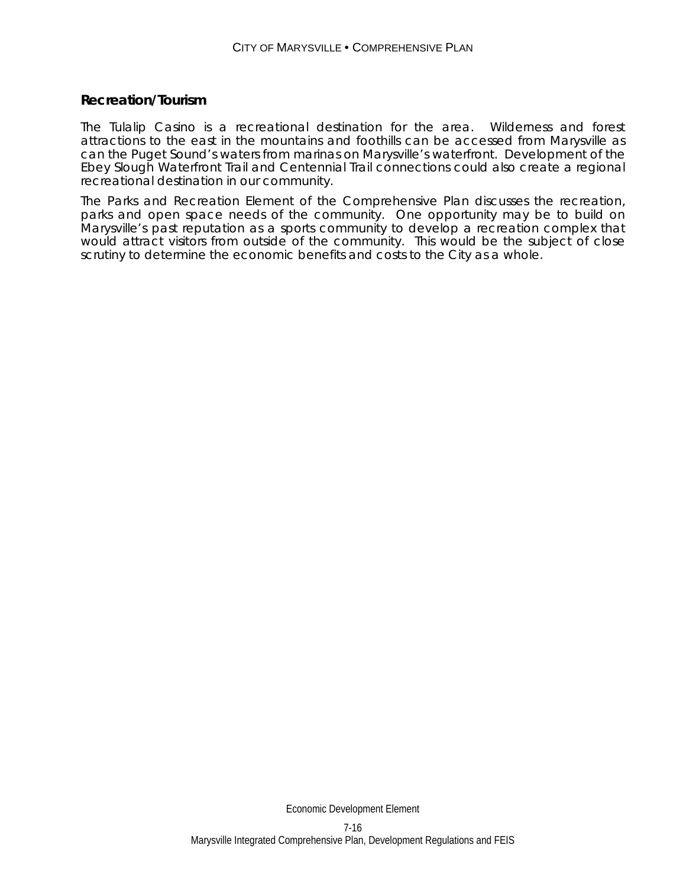## Recreation/Tourism

The Tulalip Casino is a recreational destination for the area. Wilderness and forest attractions to the east in the mountains and foothills can be accessed from Marysville as can the Puget Sound's waters from marinas on Marysville's waterfront. Development of the Ebey Slough Waterfront Trail and Centennial Trail connections could also create a regional recreational destination in our community.

The Parks and Recreation Element of the Comprehensive Plan discusses the recreation, parks and open space needs of the community. One opportunity may be to build on Marysville's past reputation as a sports community to develop a recreation complex that would attract visitors from outside of the community. This would be the subject of close scrutiny to determine the economic benefits and costs to the City as a whole.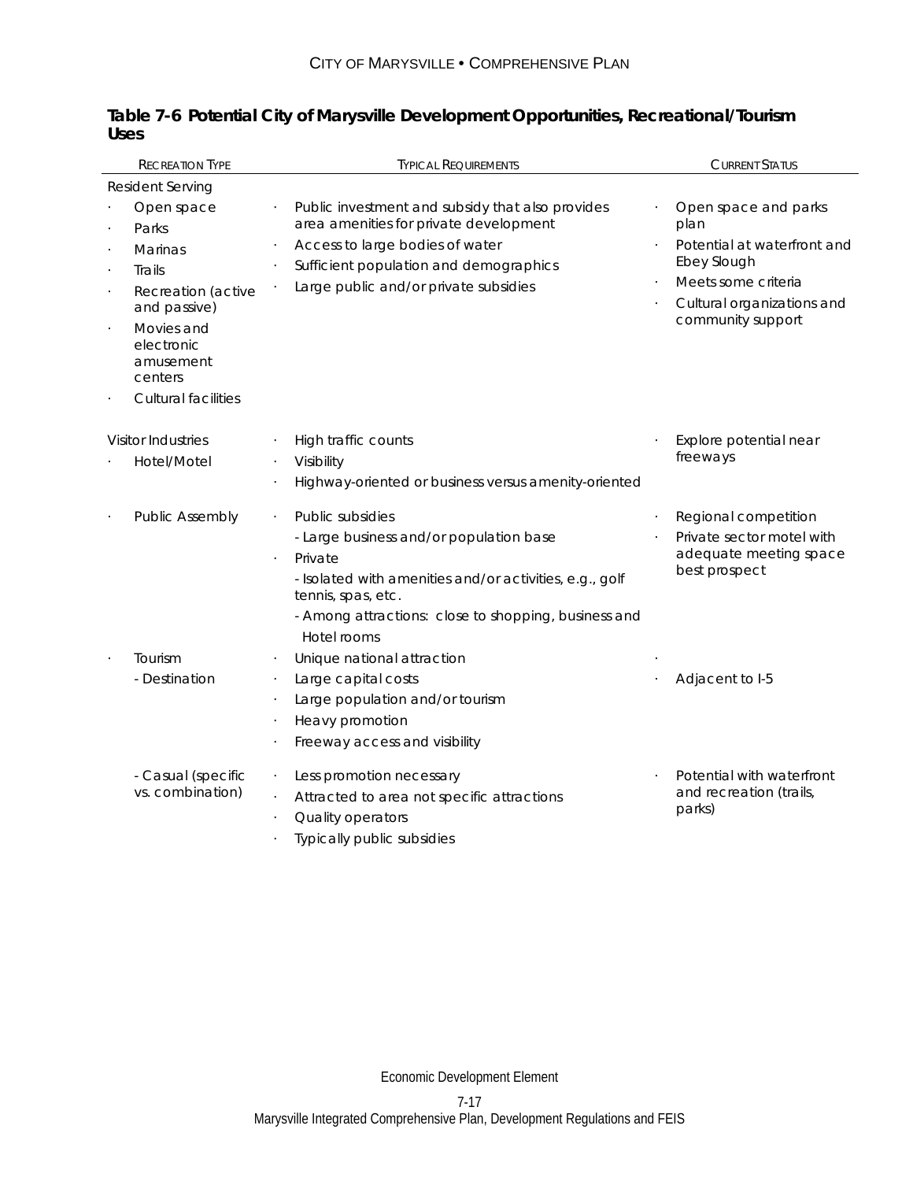**Table 7-6 Potential City of Marysville Development Opportunities, Recreational/Tourism Uses**

| Recreation Type | Typical Requirements | Current Status |
|---|---|---|
| Resident Serving<br>· Open space<br>· Parks<br>· Marinas<br>· Trails<br>· Recreation (active and passive)<br>· Movies and electronic amusement centers<br>· Cultural facilities | · Public investment and subsidy that also provides area amenities for private development<br>· Access to large bodies of water<br>· Sufficient population and demographics<br>· Large public and/or private subsidies | · Open space and parks plan<br>· Potential at waterfront and Ebey Slough<br>· Meets some criteria<br>· Cultural organizations and community support |
| Visitor Industries<br>· Hotel/Motel | · High traffic counts<br>· Visibility<br>· Highway-oriented or business versus amenity-oriented | · Explore potential near freeways |
| · Public Assembly | · Public subsidies<br>- Large business and/or population base<br>· Private<br>- Isolated with amenities and/or activities, e.g., golf tennis, spas, etc.<br>- Among attractions: close to shopping, business and Hotel rooms | · Regional competition<br>· Private sector motel with adequate meeting space best prospect |
| · Tourism<br>- Destination | · Unique national attraction<br>· Large capital costs<br>· Large population and/or tourism<br>· Heavy promotion<br>· Freeway access and visibility | ·<br>· Adjacent to I-5 |
| - Casual (specific vs. combination) | · Less promotion necessary<br>· Attracted to area not specific attractions<br>· Quality operators<br>· Typically public subsidies | · Potential with waterfront and recreation (trails, parks) |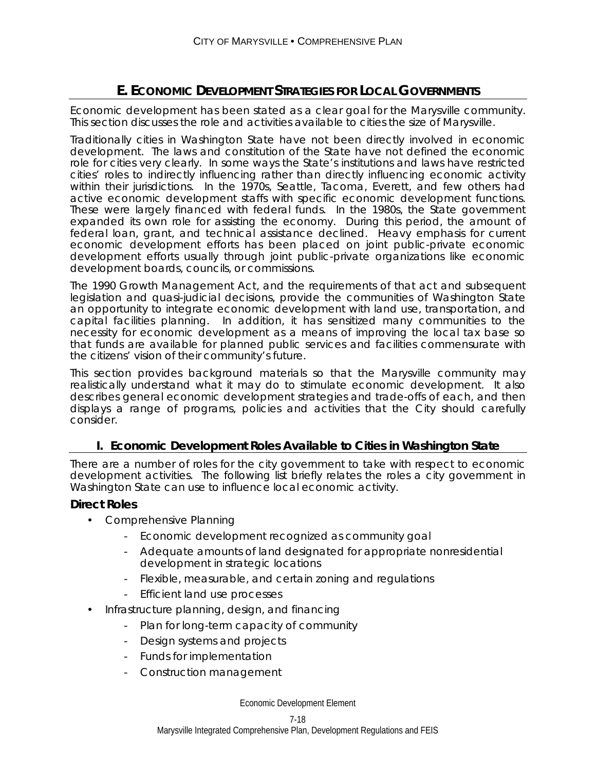## E. ECONOMIC DEVELOPMENT STRATEGIES FOR LOCAL GOVERNMENTS

Economic development has been stated as a clear goal for the Marysville community. This section discusses the role and activities available to cities the size of Marysville.

Traditionally cities in Washington State have not been directly involved in economic development. The laws and constitution of the State have not defined the economic role for cities very clearly. In some ways the State's institutions and laws have restricted cities' roles to indirectly influencing rather than directly influencing economic activity within their jurisdictions. In the 1970s, Seattle, Tacoma, Everett, and few others had active economic development staffs with specific economic development functions. These were largely financed with federal funds. In the 1980s, the State government expanded its own role for assisting the economy. During this period, the amount of federal loan, grant, and technical assistance declined. Heavy emphasis for current economic development efforts has been placed on joint public-private economic development efforts usually through joint public-private organizations like economic development boards, councils, or commissions.

The 1990 Growth Management Act, and the requirements of that act and subsequent legislation and quasi-judicial decisions, provide the communities of Washington State an opportunity to integrate economic development with land use, transportation, and capital facilities planning. In addition, it has sensitized many communities to the necessity for economic development as a means of improving the local tax base so that funds are available for planned public services and facilities commensurate with the citizens' vision of their community's future.

This section provides background materials so that the Marysville community may realistically understand what it may do to stimulate economic development. It also describes general economic development strategies and trade-offs of each, and then displays a range of programs, policies and activities that the City should carefully consider.

### I. Economic Development Roles Available to Cities in Washington State

There are a number of roles for the city government to take with respect to economic development activities. The following list briefly relates the roles a city government in Washington State can use to influence local economic activity.

**Direct Roles**

- Comprehensive Planning
  - Economic development recognized as community goal
  - Adequate amounts of land designated for appropriate nonresidential development in strategic locations
  - Flexible, measurable, and certain zoning and regulations
  - Efficient land use processes
- Infrastructure planning, design, and financing
  - Plan for long-term capacity of community
  - Design systems and projects
  - Funds for implementation
  - Construction management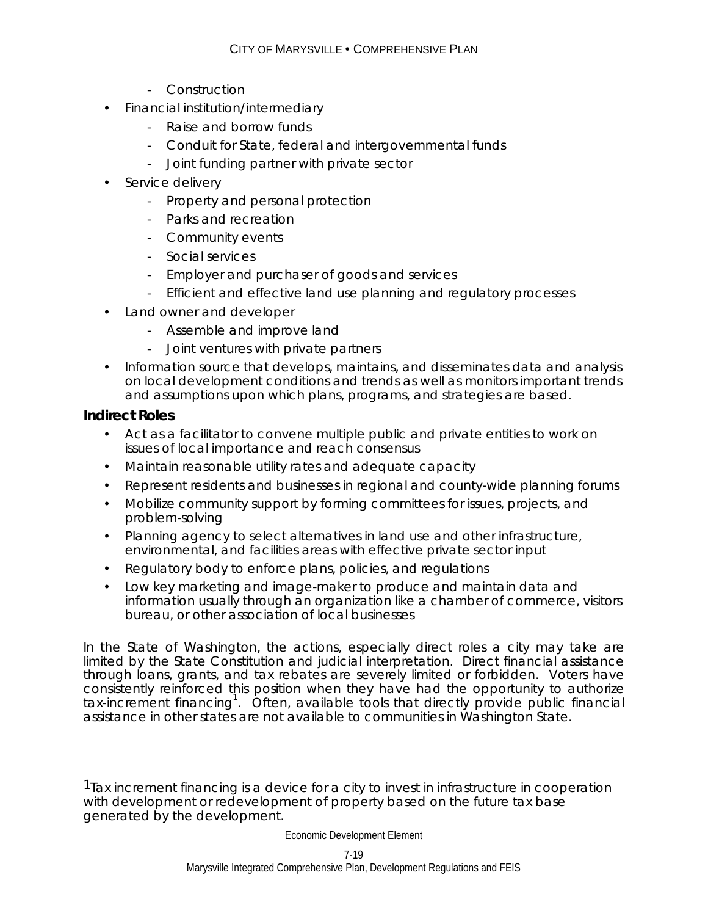- Construction
- Financial institution/intermediary
  - Raise and borrow funds
  - Conduit for State, federal and intergovernmental funds
  - Joint funding partner with private sector
- Service delivery
  - Property and personal protection
  - Parks and recreation
  - Community events
  - Social services
  - Employer and purchaser of goods and services
  - Efficient and effective land use planning and regulatory processes
- Land owner and developer
  - Assemble and improve land
  - Joint ventures with private partners
- Information source that develops, maintains, and disseminates data and analysis on local development conditions and trends as well as monitors important trends and assumptions upon which plans, programs, and strategies are based.

### Indirect Roles

- Act as a facilitator to convene multiple public and private entities to work on issues of local importance and reach consensus
- Maintain reasonable utility rates and adequate capacity
- Represent residents and businesses in regional and county-wide planning forums
- Mobilize community support by forming committees for issues, projects, and problem-solving
- Planning agency to select alternatives in land use and other infrastructure, environmental, and facilities areas with effective private sector input
- Regulatory body to enforce plans, policies, and regulations
- Low key marketing and image-maker to produce and maintain data and information usually through an organization like a chamber of commerce, visitors bureau, or other association of local businesses

In the State of Washington, the actions, especially direct roles a city may take are limited by the State Constitution and judicial interpretation. Direct financial assistance through loans, grants, and tax rebates are severely limited or forbidden. Voters have consistently reinforced this position when they have had the opportunity to authorize tax-increment financing[1]. Often, available tools that directly provide public financial assistance in other states are not available to communities in Washington State.

---

[1] Tax increment financing is a device for a city to invest in infrastructure in cooperation with development or redevelopment of property based on the future tax base generated by the development.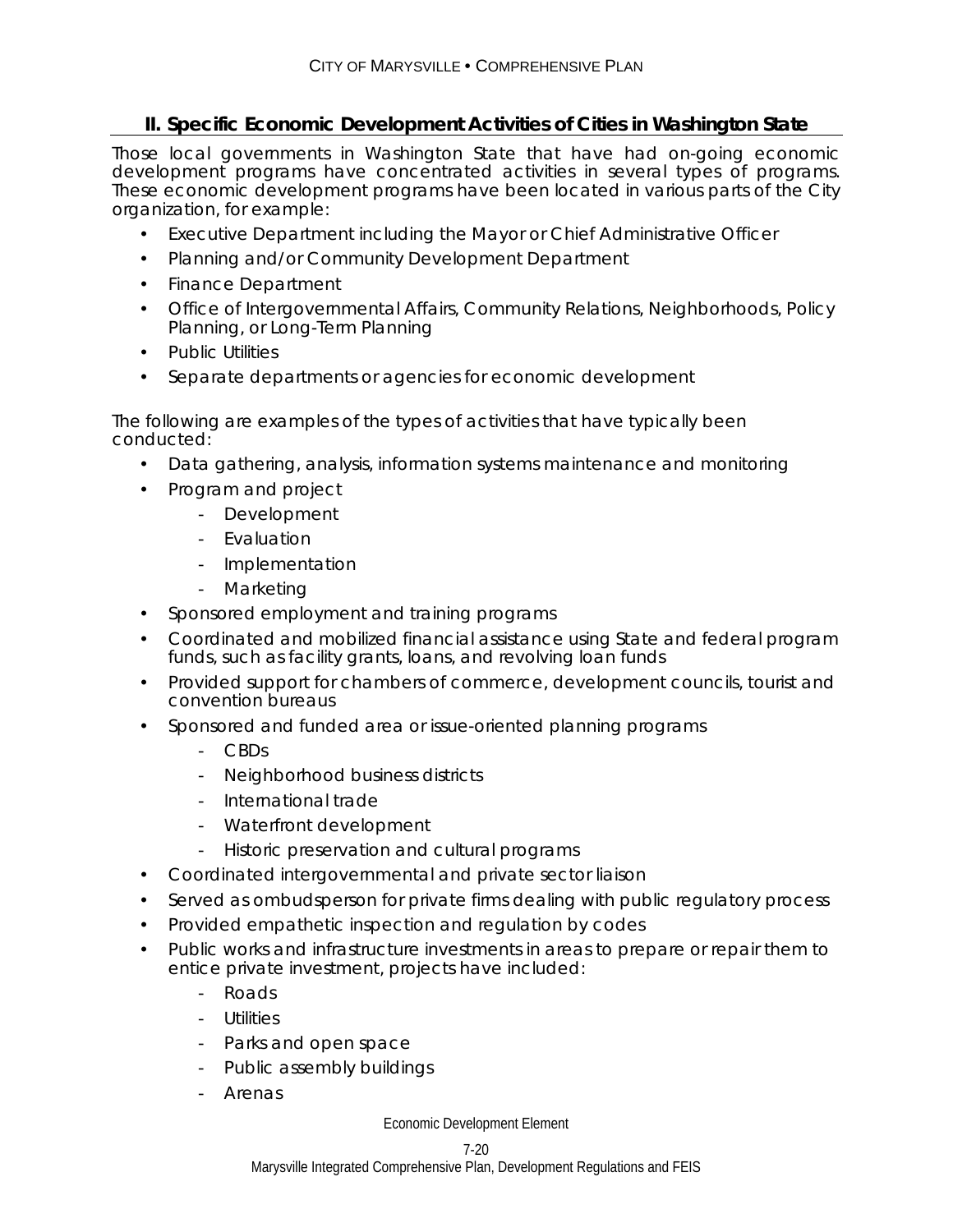## II. Specific Economic Development Activities of Cities in Washington State

Those local governments in Washington State that have had on-going economic development programs have concentrated activities in several types of programs. These economic development programs have been located in various parts of the City organization, for example:

- Executive Department including the Mayor or Chief Administrative Officer
- Planning and/or Community Development Department
- Finance Department
- Office of Intergovernmental Affairs, Community Relations, Neighborhoods, Policy Planning, or Long-Term Planning
- Public Utilities
- Separate departments or agencies for economic development

The following are examples of the types of activities that have typically been conducted:

- Data gathering, analysis, information systems maintenance and monitoring
- Program and project
  - Development
  - Evaluation
  - Implementation
  - Marketing
- Sponsored employment and training programs
- Coordinated and mobilized financial assistance using State and federal program funds, such as facility grants, loans, and revolving loan funds
- Provided support for chambers of commerce, development councils, tourist and convention bureaus
- Sponsored and funded area or issue-oriented planning programs
  - CBDs
  - Neighborhood business districts
  - International trade
  - Waterfront development
  - Historic preservation and cultural programs
- Coordinated intergovernmental and private sector liaison
- Served as ombudsperson for private firms dealing with public regulatory process
- Provided empathetic inspection and regulation by codes
- Public works and infrastructure investments in areas to prepare or repair them to entice private investment, projects have included:
  - Roads
  - Utilities
  - Parks and open space
  - Public assembly buildings
  - Arenas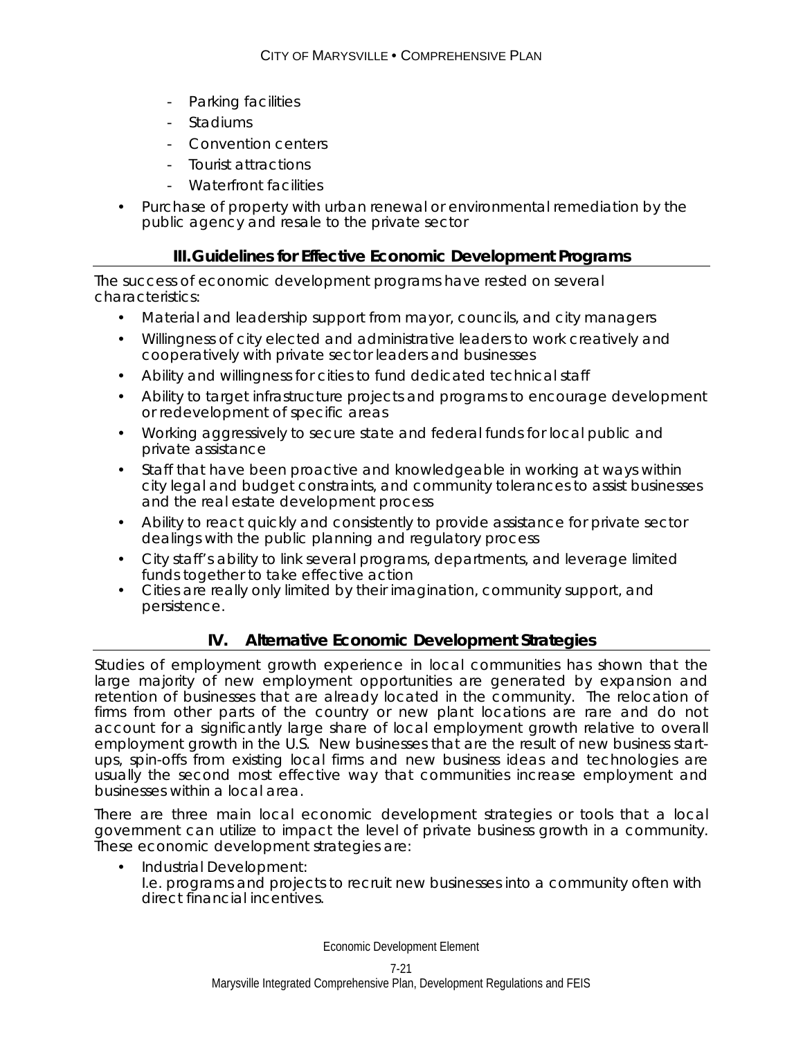- Parking facilities
- Stadiums
- Convention centers
- Tourist attractions
- Waterfront facilities

- Purchase of property with urban renewal or environmental remediation by the public agency and resale to the private sector

## III. Guidelines for Effective Economic Development Programs

The success of economic development programs have rested on several characteristics:

- Material and leadership support from mayor, councils, and city managers
- Willingness of city elected and administrative leaders to work creatively and cooperatively with private sector leaders and businesses
- Ability and willingness for cities to fund dedicated technical staff
- Ability to target infrastructure projects and programs to encourage development or redevelopment of specific areas
- Working aggressively to secure state and federal funds for local public and private assistance
- Staff that have been proactive and knowledgeable in working at ways within city legal and budget constraints, and community tolerances to assist businesses and the real estate development process
- Ability to react quickly and consistently to provide assistance for private sector dealings with the public planning and regulatory process
- City staff's ability to link several programs, departments, and leverage limited funds together to take effective action
- Cities are really only limited by their imagination, community support, and persistence.

## IV. Alternative Economic Development Strategies

Studies of employment growth experience in local communities has shown that the large majority of new employment opportunities are generated by expansion and retention of businesses that are already located in the community. The relocation of firms from other parts of the country or new plant locations are rare and do not account for a significantly large share of local employment growth relative to overall employment growth in the U.S. New businesses that are the result of new business start-ups, spin-offs from existing local firms and new business ideas and technologies are usually the second most effective way that communities increase employment and businesses within a local area.

There are three main local economic development strategies or tools that a local government can utilize to impact the level of private business growth in a community. These economic development strategies are:

- Industrial Development:
  I.e. programs and projects to recruit new businesses into a community often with direct financial incentives.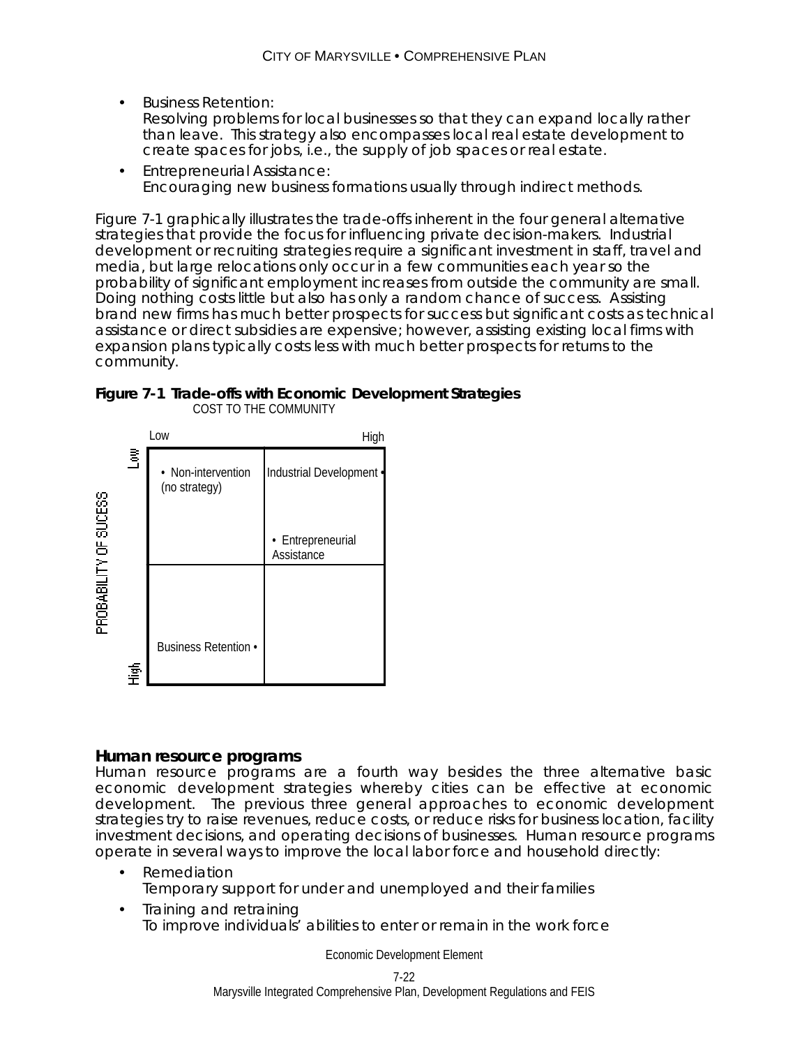- Business Retention:
  Resolving problems for local businesses so that they can expand locally rather than leave. This strategy also encompasses local real estate development to create spaces for jobs, i.e., the supply of job spaces or real estate.
- Entrepreneurial Assistance:
  Encouraging new business formations usually through indirect methods.

Figure 7-1 graphically illustrates the trade-offs inherent in the four general alternative strategies that provide the focus for influencing private decision-makers. Industrial development or recruiting strategies require a significant investment in staff, travel and media, but large relocations only occur in a few communities each year so the probability of significant employment increases from outside the community are small. Doing nothing costs little but also has only a random chance of success. Assisting brand new firms has much better prospects for success but significant costs as technical assistance or direct subsidies are expensive; however, assisting existing local firms with expansion plans typically costs less with much better prospects for returns to the community.

**Figure 7-1 Trade-offs with Economic Development Strategies**

| PROBABILITY OF SUCESS \ COST TO THE COMMUNITY | Low | High |
|---|---|---|
| Low | • Non-intervention (no strategy) | Industrial Development • <br> • Entrepreneurial Assistance |
| High | Business Retention • | |

### Human resource programs

Human resource programs are a fourth way besides the three alternative basic economic development strategies whereby cities can be effective at economic development. The previous three general approaches to economic development strategies try to raise revenues, reduce costs, or reduce risks for business location, facility investment decisions, and operating decisions of businesses. Human resource programs operate in several ways to improve the local labor force and household directly:

- Remediation
  Temporary support for under and unemployed and their families
- Training and retraining
  To improve individuals' abilities to enter or remain in the work force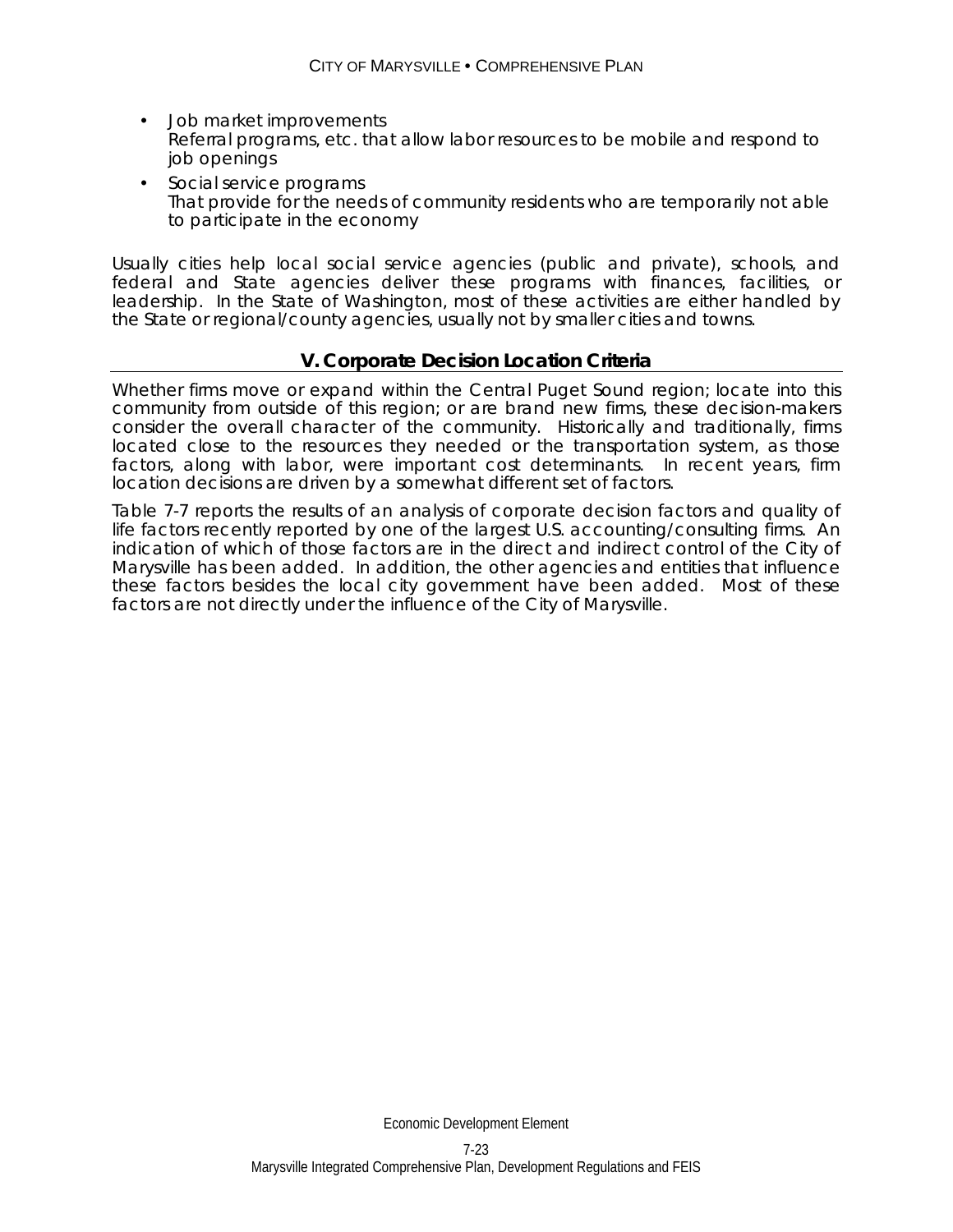- Job market improvements
  Referral programs, etc. that allow labor resources to be mobile and respond to job openings
- Social service programs
  That provide for the needs of community residents who are temporarily not able to participate in the economy

Usually cities help local social service agencies (public and private), schools, and federal and State agencies deliver these programs with finances, facilities, or leadership. In the State of Washington, most of these activities are either handled by the State or regional/county agencies, usually not by smaller cities and towns.

## V. Corporate Decision Location Criteria

Whether firms move or expand within the Central Puget Sound region; locate into this community from outside of this region; or are brand new firms, these decision-makers consider the overall character of the community. Historically and traditionally, firms located close to the resources they needed or the transportation system, as those factors, along with labor, were important cost determinants. In recent years, firm location decisions are driven by a somewhat different set of factors.

Table 7-7 reports the results of an analysis of corporate decision factors and quality of life factors recently reported by one of the largest U.S. accounting/consulting firms. An indication of which of those factors are in the direct and indirect control of the City of Marysville has been added. In addition, the other agencies and entities that influence these factors besides the local city government have been added. Most of these factors are not directly under the influence of the City of Marysville.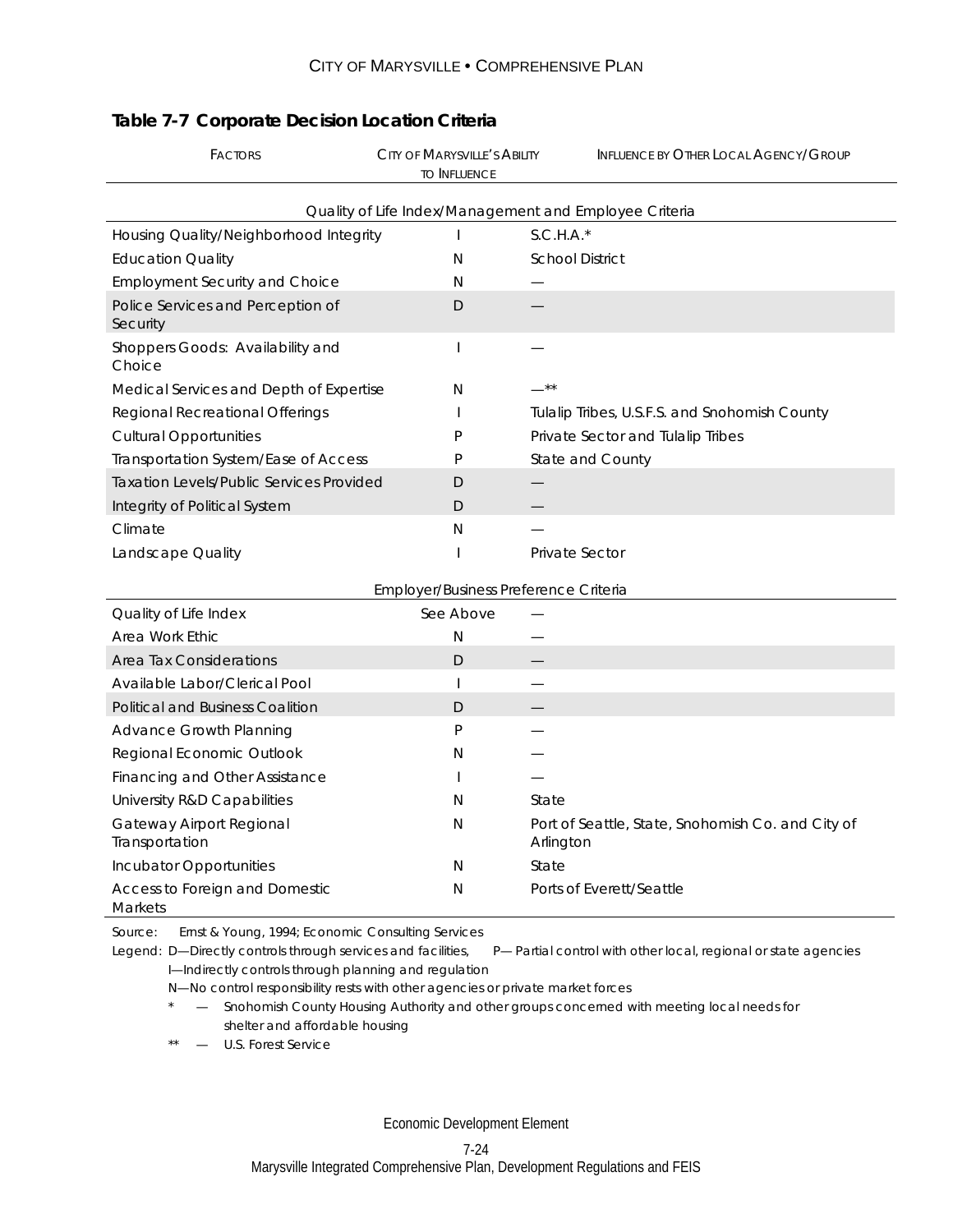### Table 7-7 Corporate Decision Location Criteria

| Factors | City of Marysville's Ability to Influence | Influence by Other Local Agency/Group |
|---|---|---|
| *Quality of Life Index/Management and Employee Criteria* | | |
| Housing Quality/Neighborhood Integrity | I | S.C.H.A.* |
| Education Quality | N | School District |
| Employment Security and Choice | N | — |
| Police Services and Perception of Security | D | — |
| Shoppers Goods: Availability and Choice | I | — |
| Medical Services and Depth of Expertise | N | —** |
| Regional Recreational Offerings | I | Tulalip Tribes, U.S.F.S. and Snohomish County |
| Cultural Opportunities | P | Private Sector and Tulalip Tribes |
| Transportation System/Ease of Access | P | State and County |
| Taxation Levels/Public Services Provided | D | — |
| Integrity of Political System | D | — |
| Climate | N | — |
| Landscape Quality | I | Private Sector |
| *Employer/Business Preference Criteria* | | |
| Quality of Life Index | See Above | — |
| Area Work Ethic | N | — |
| Area Tax Considerations | D | — |
| Available Labor/Clerical Pool | I | — |
| Political and Business Coalition | D | — |
| Advance Growth Planning | P | — |
| Regional Economic Outlook | N | — |
| Financing and Other Assistance | I | — |
| University R&D Capabilities | N | State |
| Gateway Airport Regional Transportation | N | Port of Seattle, State, Snohomish Co. and City of Arlington |
| Incubator Opportunities | N | State |
| Access to Foreign and Domestic Markets | N | Ports of Everett/Seattle |

Source: Ernst & Young, 1994; Economic Consulting Services

Legend: D—Directly controls through services and facilities, P— Partial control with other local, regional or state agencies
I—Indirectly controls through planning and regulation
N—No control responsibility rests with other agencies or private market forces
\* — Snohomish County Housing Authority and other groups concerned with meeting local needs for shelter and affordable housing
\*\* — U.S. Forest Service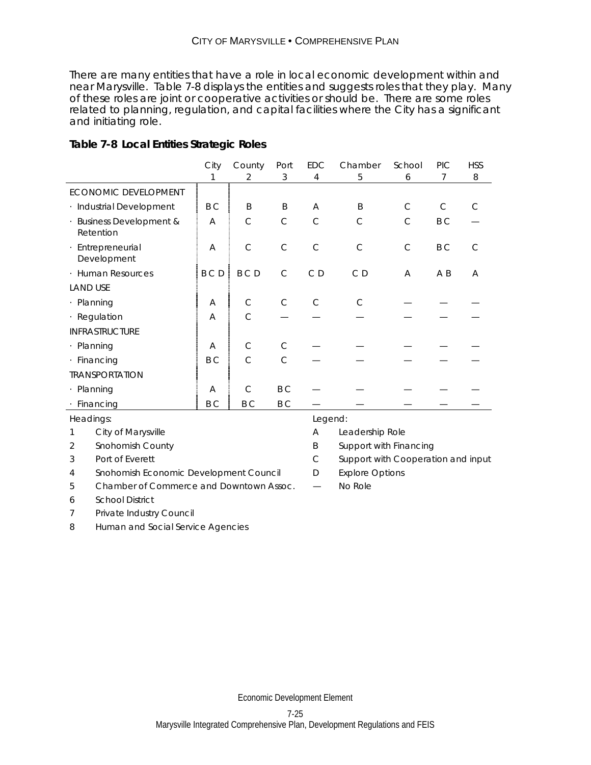There are many entities that have a role in local economic development within and near Marysville. Table 7-8 displays the entities and suggests roles that they play. Many of these roles are joint or cooperative activities or should be. There are some roles related to planning, regulation, and capital facilities where the City has a significant and initiating role.

**Table 7-8 Local Entities Strategic Roles**

| | City 1 | County 2 | Port 3 | EDC 4 | Chamber 5 | School 6 | PIC 7 | HSS 8 |
|---|---|---|---|---|---|---|---|---|
| ECONOMIC DEVELOPMENT | | | | | | | | |
| · Industrial Development | B C | B | B | A | B | C | C | C |
| · Business Development & Retention | A | C | C | C | C | C | B C | — |
| · Entrepreneurial Development | A | C | C | C | C | C | B C | C |
| · Human Resources | B C D | B C D | C | C D | C D | A | A B | A |
| LAND USE | | | | | | | | |
| · Planning | A | C | C | C | C | — | — | — |
| · Regulation | A | C | — | — | — | — | — | — |
| INFRASTRUCTURE | | | | | | | | |
| · Planning | A | C | C | — | — | — | — | — |
| · Financing | B C | C | C | — | — | — | — | — |
| TRANSPORTATION | | | | | | | | |
| · Planning | A | C | B C | — | — | — | — | — |
| · Financing | B C | B C | B C | — | — | — | — | — |

Headings:

1 City of Marysville
2 Snohomish County
3 Port of Everett
4 Snohomish Economic Development Council
5 Chamber of Commerce and Downtown Assoc.
6 School District
7 Private Industry Council
8 Human and Social Service Agencies

Legend:

A Leadership Role
B Support with Financing
C Support with Cooperation and input
D Explore Options
— No Role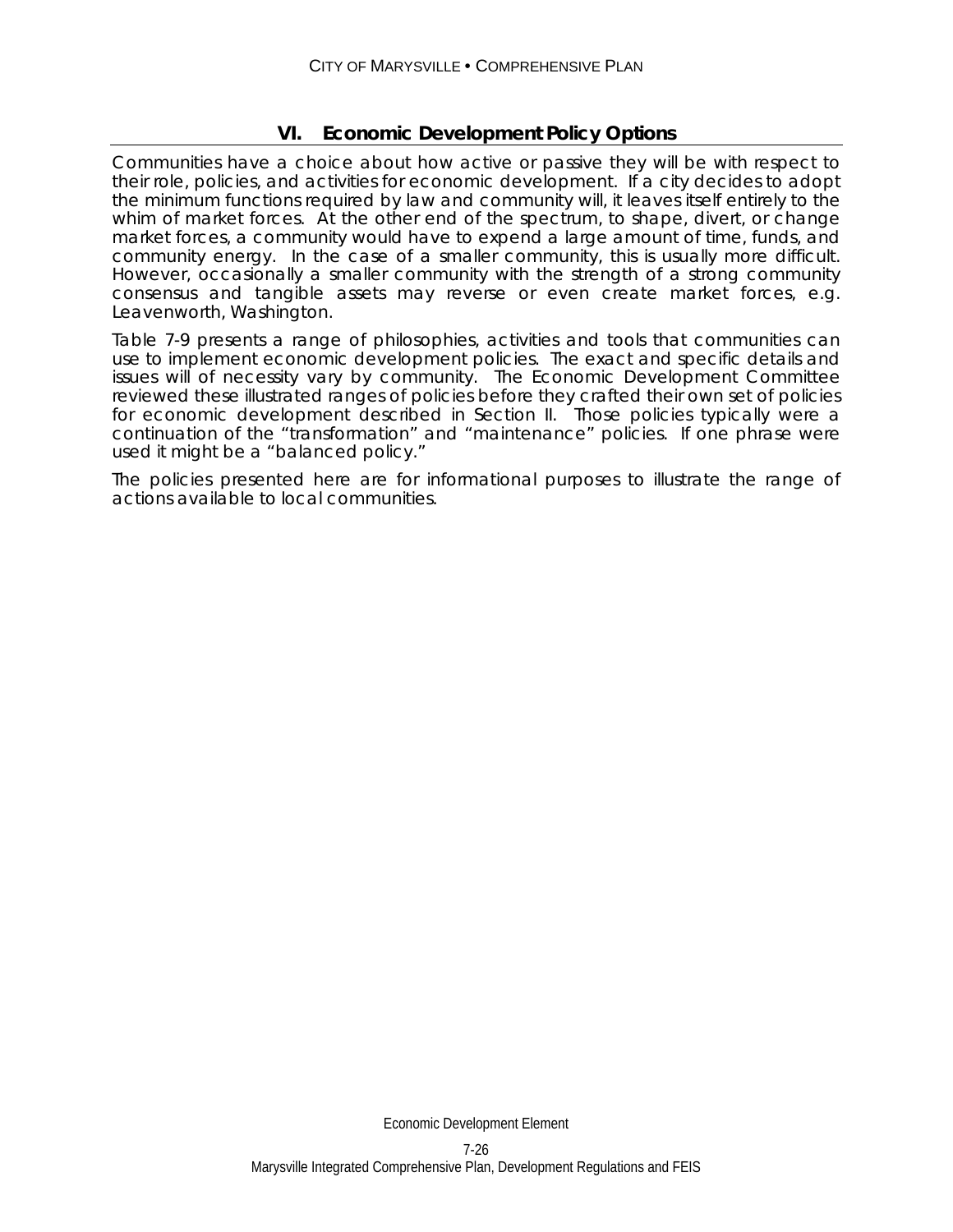## VI. Economic Development Policy Options

Communities have a choice about how active or passive they will be with respect to their role, policies, and activities for economic development. If a city decides to adopt the minimum functions required by law and community will, it leaves itself entirely to the whim of market forces. At the other end of the spectrum, to shape, divert, or change market forces, a community would have to expend a large amount of time, funds, and community energy. In the case of a smaller community, this is usually more difficult. However, occasionally a smaller community with the strength of a strong community consensus and tangible assets may reverse or even create market forces, e.g. Leavenworth, Washington.

Table 7-9 presents a range of philosophies, activities and tools that communities can use to implement economic development policies. The exact and specific details and issues will of necessity vary by community. The Economic Development Committee reviewed these illustrated ranges of policies before they crafted their own set of policies for economic development described in Section II. Those policies typically were a continuation of the "transformation" and "maintenance" policies. If one phrase were used it might be a "balanced policy."

The policies presented here are for informational purposes to illustrate the range of actions available to local communities.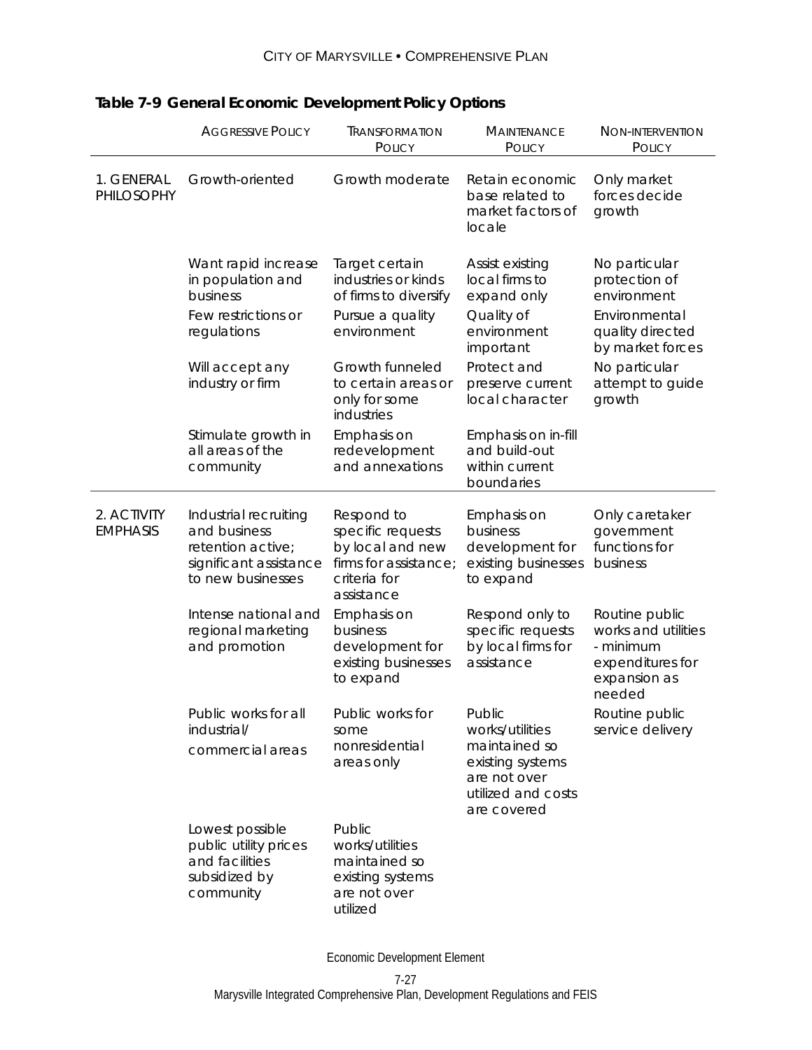**Table 7-9 General Economic Development Policy Options**

| | Aggressive Policy | Transformation Policy | Maintenance Policy | Non-Intervention Policy |
|---|---|---|---|---|
| 1. GENERAL PHILOSOPHY | Growth-oriented | Growth moderate | Retain economic base related to market factors of locale | Only market forces decide growth |
| | Want rapid increase in population and business | Target certain industries or kinds of firms to diversify | Assist existing local firms to expand only | No particular protection of environment |
| | Few restrictions or regulations | Pursue a quality environment | Quality of environment important | Environmental quality directed by market forces |
| | Will accept any industry or firm | Growth funneled to certain areas or only for some industries | Protect and preserve current local character | No particular attempt to guide growth |
| | Stimulate growth in all areas of the community | Emphasis on redevelopment and annexations | Emphasis on in-fill and build-out within current boundaries | |
| 2. ACTIVITY EMPHASIS | Industrial recruiting and business retention active; significant assistance to new businesses | Respond to specific requests by local and new firms for assistance; criteria for assistance | Emphasis on business development for existing businesses to expand | Only caretaker government functions for business |
| | Intense national and regional marketing and promotion | Emphasis on business development for existing businesses to expand | Respond only to specific requests by local firms for assistance | Routine public works and utilities - minimum expenditures for expansion as needed |
| | Public works for all industrial/ commercial areas | Public works for some nonresidential areas only | Public works/utilities maintained so existing systems are not over utilized and costs are covered | Routine public service delivery |
| | Lowest possible public utility prices and facilities subsidized by community | Public works/utilities maintained so existing systems are not over utilized | | |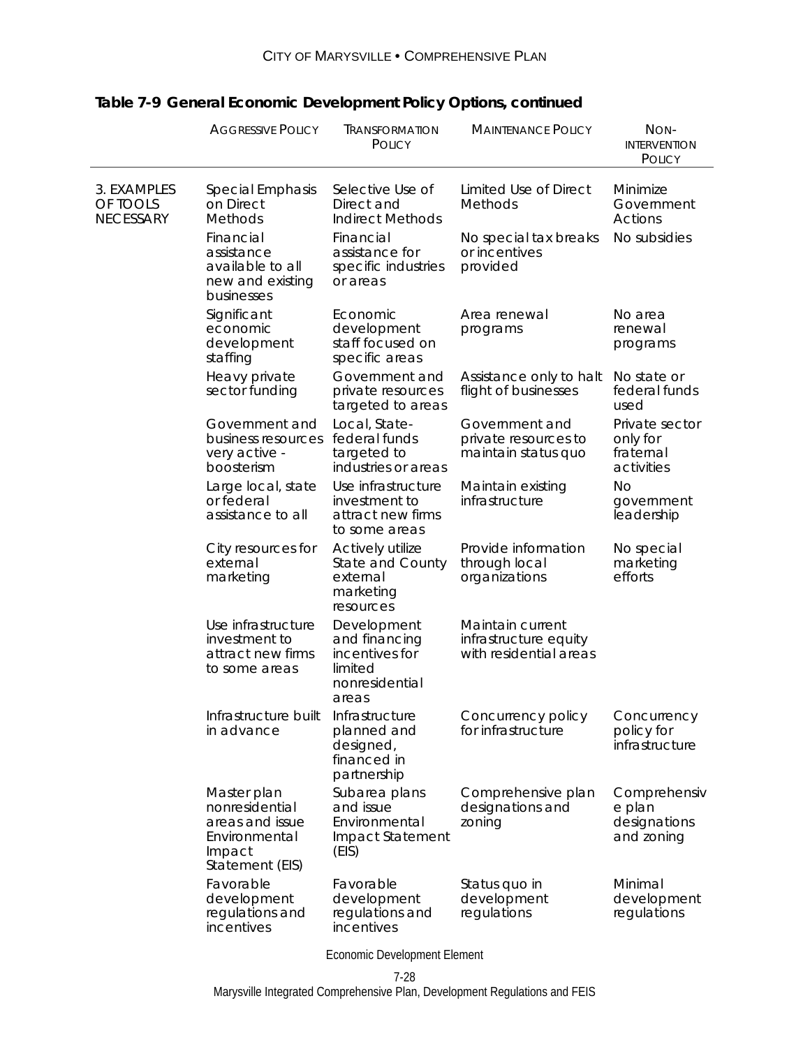## Table 7-9 General Economic Development Policy Options, continued

| | AGGRESSIVE POLICY | TRANSFORMATION POLICY | MAINTENANCE POLICY | NON-INTERVENTION POLICY |
|---|---|---|---|---|
| 3. EXAMPLES OF TOOLS NECESSARY | Special Emphasis on Direct Methods | Selective Use of Direct and Indirect Methods | Limited Use of Direct Methods | Minimize Government Actions |
| | Financial assistance available to all new and existing businesses | Financial assistance for specific industries or areas | No special tax breaks or incentives provided | No subsidies |
| | Significant economic development staffing | Economic development staff focused on specific areas | Area renewal programs | No area renewal programs |
| | Heavy private sector funding | Government and private resources targeted to areas | Assistance only to halt flight of businesses | No state or federal funds used |
| | Government and business resources very active - boosterism | Local, State-federal funds targeted to industries or areas | Government and private resources to maintain status quo | Private sector only for fraternal activities |
| | Large local, state or federal assistance to all | Use infrastructure investment to attract new firms to some areas | Maintain existing infrastructure | No government leadership |
| | City resources for external marketing | Actively utilize State and County external marketing resources | Provide information through local organizations | No special marketing efforts |
| | Use infrastructure investment to attract new firms to some areas | Development and financing incentives for limited nonresidential areas | Maintain current infrastructure equity with residential areas | |
| | Infrastructure built in advance | Infrastructure planned and designed, financed in partnership | Concurrency policy for infrastructure | Concurrency policy for infrastructure |
| | Master plan nonresidential areas and issue Environmental Impact Statement (EIS) | Subarea plans and issue Environmental Impact Statement (EIS) | Comprehensive plan designations and zoning | Comprehensive plan designations and zoning |
| | Favorable development regulations and incentives | Favorable development regulations and incentives | Status quo in development regulations | Minimal development regulations |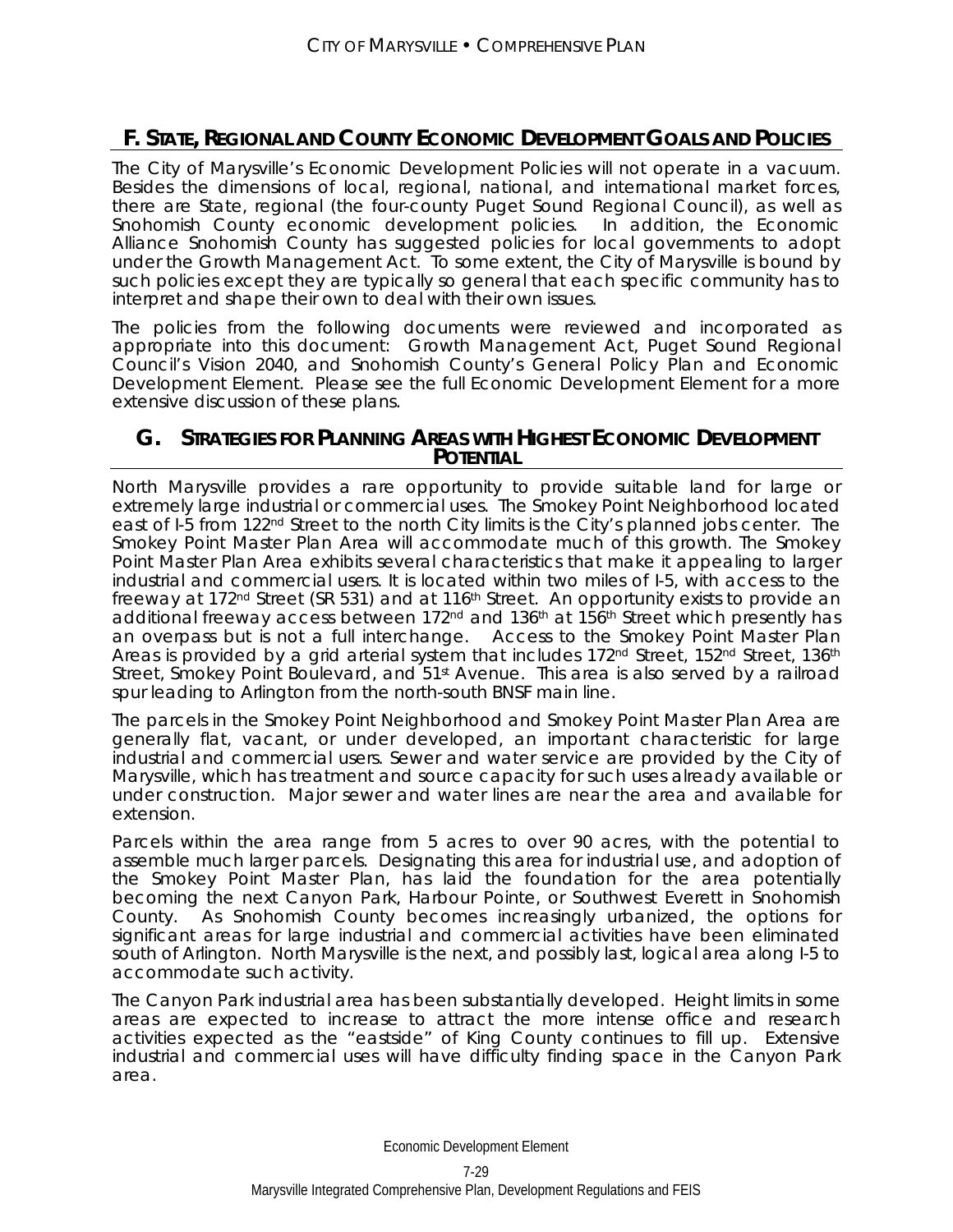## F. STATE, REGIONAL AND COUNTY ECONOMIC DEVELOPMENT GOALS AND POLICIES

The City of Marysville's Economic Development Policies will not operate in a vacuum. Besides the dimensions of local, regional, national, and international market forces, there are State, regional (the four-county Puget Sound Regional Council), as well as Snohomish County economic development policies. In addition, the Economic Alliance Snohomish County has suggested policies for local governments to adopt under the Growth Management Act. To some extent, the City of Marysville is bound by such policies except they are typically so general that each specific community has to interpret and shape their own to deal with their own issues.

The policies from the following documents were reviewed and incorporated as appropriate into this document: Growth Management Act, Puget Sound Regional Council's Vision 2040, and Snohomish County's General Policy Plan and Economic Development Element. Please see the full Economic Development Element for a more extensive discussion of these plans.

## G. STRATEGIES FOR PLANNING AREAS WITH HIGHEST ECONOMIC DEVELOPMENT POTENTIAL

North Marysville provides a rare opportunity to provide suitable land for large or extremely large industrial or commercial uses. The Smokey Point Neighborhood located east of I-5 from 122nd Street to the north City limits is the City's planned jobs center. The Smokey Point Master Plan Area will accommodate much of this growth. The Smokey Point Master Plan Area exhibits several characteristics that make it appealing to larger industrial and commercial users. It is located within two miles of I-5, with access to the freeway at 172nd Street (SR 531) and at 116th Street. An opportunity exists to provide an additional freeway access between 172nd and 136th at 156th Street which presently has an overpass but is not a full interchange. Access to the Smokey Point Master Plan Areas is provided by a grid arterial system that includes 172nd Street, 152nd Street, 136th Street, Smokey Point Boulevard, and 51st Avenue. This area is also served by a railroad spur leading to Arlington from the north-south BNSF main line.

The parcels in the Smokey Point Neighborhood and Smokey Point Master Plan Area are generally flat, vacant, or under developed, an important characteristic for large industrial and commercial users. Sewer and water service are provided by the City of Marysville, which has treatment and source capacity for such uses already available or under construction. Major sewer and water lines are near the area and available for extension.

Parcels within the area range from 5 acres to over 90 acres, with the potential to assemble much larger parcels. Designating this area for industrial use, and adoption of the Smokey Point Master Plan, has laid the foundation for the area potentially becoming the next Canyon Park, Harbour Pointe, or Southwest Everett in Snohomish County. As Snohomish County becomes increasingly urbanized, the options for significant areas for large industrial and commercial activities have been eliminated south of Arlington. North Marysville is the next, and possibly last, logical area along I-5 to accommodate such activity.

The Canyon Park industrial area has been substantially developed. Height limits in some areas are expected to increase to attract the more intense office and research activities expected as the "eastside" of King County continues to fill up. Extensive industrial and commercial uses will have difficulty finding space in the Canyon Park area.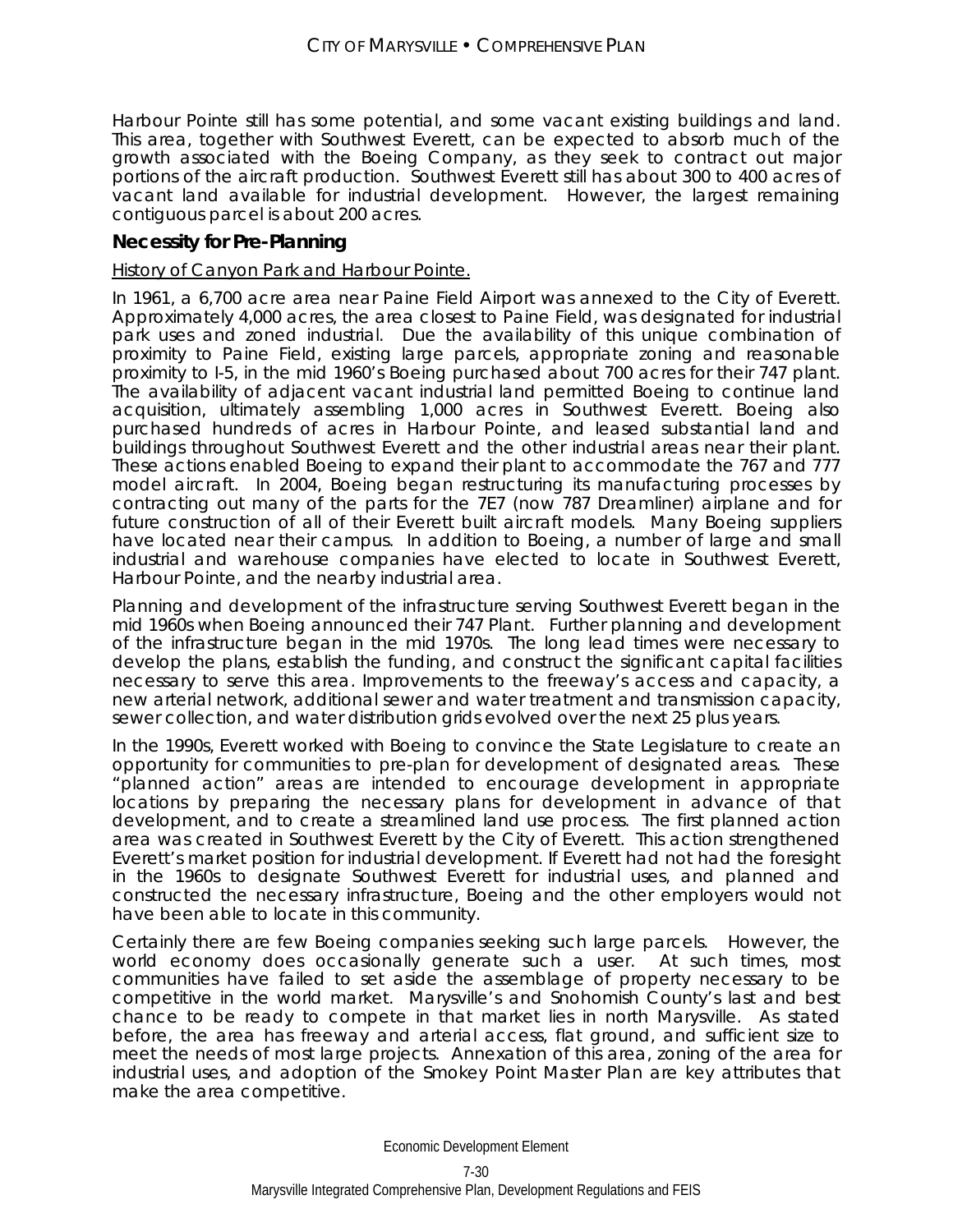Harbour Pointe still has some potential, and some vacant existing buildings and land. This area, together with Southwest Everett, can be expected to absorb much of the growth associated with the Boeing Company, as they seek to contract out major portions of the aircraft production. Southwest Everett still has about 300 to 400 acres of vacant land available for industrial development. However, the largest remaining contiguous parcel is about 200 acres.

### Necessity for Pre-Planning

History of Canyon Park and Harbour Pointe.

In 1961, a 6,700 acre area near Paine Field Airport was annexed to the City of Everett. Approximately 4,000 acres, the area closest to Paine Field, was designated for industrial park uses and zoned industrial. Due the availability of this unique combination of proximity to Paine Field, existing large parcels, appropriate zoning and reasonable proximity to I-5, in the mid 1960's Boeing purchased about 700 acres for their 747 plant. The availability of adjacent vacant industrial land permitted Boeing to continue land acquisition, ultimately assembling 1,000 acres in Southwest Everett. Boeing also purchased hundreds of acres in Harbour Pointe, and leased substantial land and buildings throughout Southwest Everett and the other industrial areas near their plant. These actions enabled Boeing to expand their plant to accommodate the 767 and 777 model aircraft. In 2004, Boeing began restructuring its manufacturing processes by contracting out many of the parts for the 7E7 (now 787 Dreamliner) airplane and for future construction of all of their Everett built aircraft models. Many Boeing suppliers have located near their campus. In addition to Boeing, a number of large and small industrial and warehouse companies have elected to locate in Southwest Everett, Harbour Pointe, and the nearby industrial area.

Planning and development of the infrastructure serving Southwest Everett began in the mid 1960s when Boeing announced their 747 Plant. Further planning and development of the infrastructure began in the mid 1970s. The long lead times were necessary to develop the plans, establish the funding, and construct the significant capital facilities necessary to serve this area. Improvements to the freeway's access and capacity, a new arterial network, additional sewer and water treatment and transmission capacity, sewer collection, and water distribution grids evolved over the next 25 plus years.

In the 1990s, Everett worked with Boeing to convince the State Legislature to create an opportunity for communities to pre-plan for development of designated areas. These "planned action" areas are intended to encourage development in appropriate locations by preparing the necessary plans for development in advance of that development, and to create a streamlined land use process. The first planned action area was created in Southwest Everett by the City of Everett. This action strengthened Everett's market position for industrial development. If Everett had not had the foresight in the 1960s to designate Southwest Everett for industrial uses, and planned and constructed the necessary infrastructure, Boeing and the other employers would not have been able to locate in this community.

Certainly there are few Boeing companies seeking such large parcels. However, the world economy does occasionally generate such a user. At such times, most communities have failed to set aside the assemblage of property necessary to be competitive in the world market. Marysville's and Snohomish County's last and best chance to be ready to compete in that market lies in north Marysville. As stated before, the area has freeway and arterial access, flat ground, and sufficient size to meet the needs of most large projects. Annexation of this area, zoning of the area for industrial uses, and adoption of the Smokey Point Master Plan are key attributes that make the area competitive.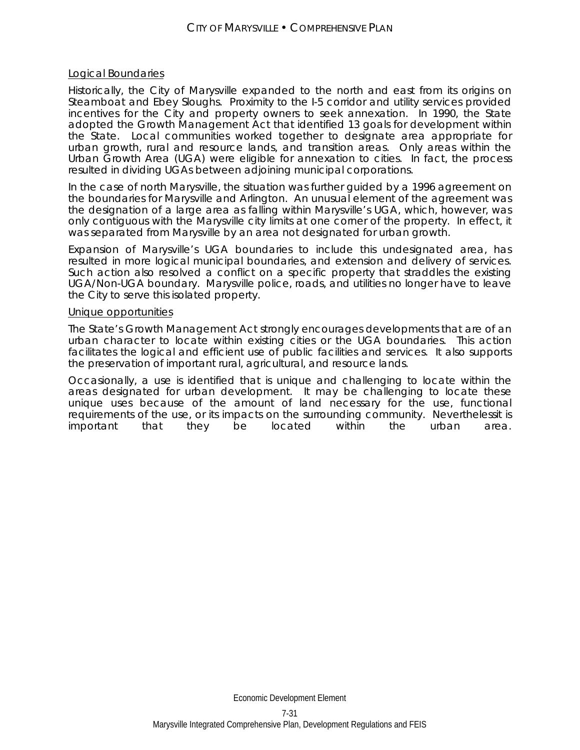Logical Boundaries

Historically, the City of Marysville expanded to the north and east from its origins on Steamboat and Ebey Sloughs. Proximity to the I-5 corridor and utility services provided incentives for the City and property owners to seek annexation. In 1990, the State adopted the Growth Management Act that identified 13 goals for development within the State. Local communities worked together to designate area appropriate for urban growth, rural and resource lands, and transition areas. Only areas within the Urban Growth Area (UGA) were eligible for annexation to cities. In fact, the process resulted in dividing UGAs between adjoining municipal corporations.

In the case of north Marysville, the situation was further guided by a 1996 agreement on the boundaries for Marysville and Arlington. An unusual element of the agreement was the designation of a large area as falling within Marysville's UGA, which, however, was only contiguous with the Marysville city limits at one corner of the property. In effect, it was separated from Marysville by an area not designated for urban growth.

Expansion of Marysville's UGA boundaries to include this undesignated area, has resulted in more logical municipal boundaries, and extension and delivery of services. Such action also resolved a conflict on a specific property that straddles the existing UGA/Non-UGA boundary. Marysville police, roads, and utilities no longer have to leave the City to serve this isolated property.

Unique opportunities

The State's Growth Management Act strongly encourages developments that are of an urban character to locate within existing cities or the UGA boundaries. This action facilitates the logical and efficient use of public facilities and services. It also supports the preservation of important rural, agricultural, and resource lands.

Occasionally, a use is identified that is unique and challenging to locate within the areas designated for urban development. It may be challenging to locate these unique uses because of the amount of land necessary for the use, functional requirements of the use, or its impacts on the surrounding community. Neverthelessit is important that they be located within the urban area.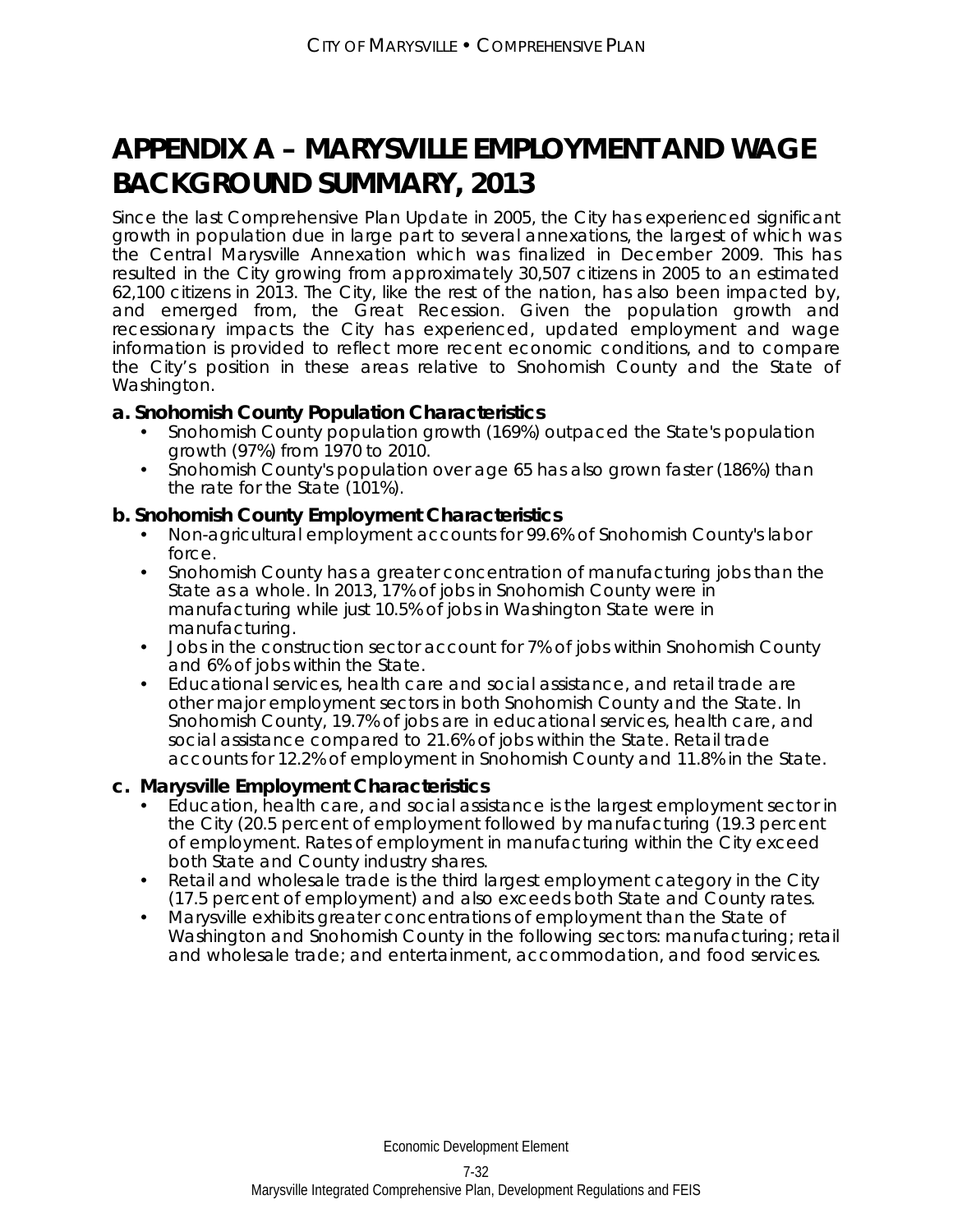# APPENDIX A – MARYSVILLE EMPLOYMENT AND WAGE BACKGROUND SUMMARY, 2013

Since the last Comprehensive Plan Update in 2005, the City has experienced significant growth in population due in large part to several annexations, the largest of which was the Central Marysville Annexation which was finalized in December 2009. This has resulted in the City growing from approximately 30,507 citizens in 2005 to an estimated 62,100 citizens in 2013. The City, like the rest of the nation, has also been impacted by, and emerged from, the Great Recession. Given the population growth and recessionary impacts the City has experienced, updated employment and wage information is provided to reflect more recent economic conditions, and to compare the City's position in these areas relative to Snohomish County and the State of Washington.

### a. Snohomish County Population Characteristics

- Snohomish County population growth (169%) outpaced the State's population growth (97%) from 1970 to 2010.
- Snohomish County's population over age 65 has also grown faster (186%) than the rate for the State (101%).

### b. Snohomish County Employment Characteristics

- Non-agricultural employment accounts for 99.6% of Snohomish County's labor force.
- Snohomish County has a greater concentration of manufacturing jobs than the State as a whole. In 2013, 17% of jobs in Snohomish County were in manufacturing while just 10.5% of jobs in Washington State were in manufacturing.
- Jobs in the construction sector account for 7% of jobs within Snohomish County and 6% of jobs within the State.
- Educational services, health care and social assistance, and retail trade are other major employment sectors in both Snohomish County and the State. In Snohomish County, 19.7% of jobs are in educational services, health care, and social assistance compared to 21.6% of jobs within the State. Retail trade accounts for 12.2% of employment in Snohomish County and 11.8% in the State.

### c. Marysville Employment Characteristics

- Education, health care, and social assistance is the largest employment sector in the City (20.5 percent of employment followed by manufacturing (19.3 percent of employment. Rates of employment in manufacturing within the City exceed both State and County industry shares.
- Retail and wholesale trade is the third largest employment category in the City (17.5 percent of employment) and also exceeds both State and County rates.
- Marysville exhibits greater concentrations of employment than the State of Washington and Snohomish County in the following sectors: manufacturing; retail and wholesale trade; and entertainment, accommodation, and food services.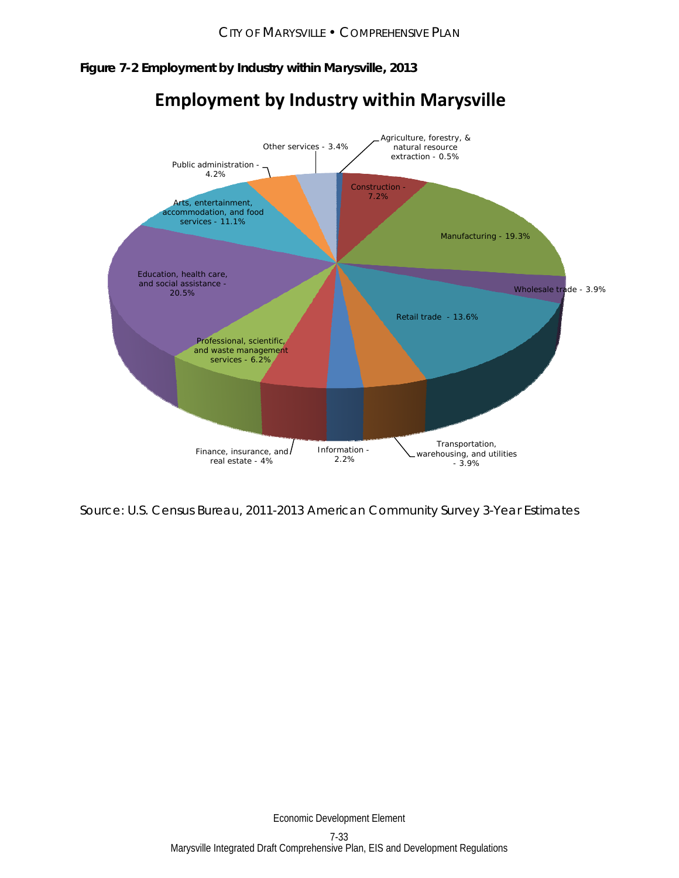**Figure 7-2 Employment by Industry within Marysville, 2013**

## Employment by Industry within Marysville

- Agriculture, forestry, & natural resource extraction - 0.5%
- Construction - 7.2%
- Manufacturing - 19.3%
- Wholesale trade - 3.9%
- Retail trade - 13.6%
- Transportation, warehousing, and utilities - 3.9%
- Information - 2.2%
- Finance, insurance, and real estate - 4%
- Professional, scientific, and waste management services - 6.2%
- Education, health care, and social assistance - 20.5%
- Arts, entertainment, accommodation, and food services - 11.1%
- Public administration - 4.2%
- Other services - 3.4%

Source: U.S. Census Bureau, 2011-2013 American Community Survey 3-Year Estimates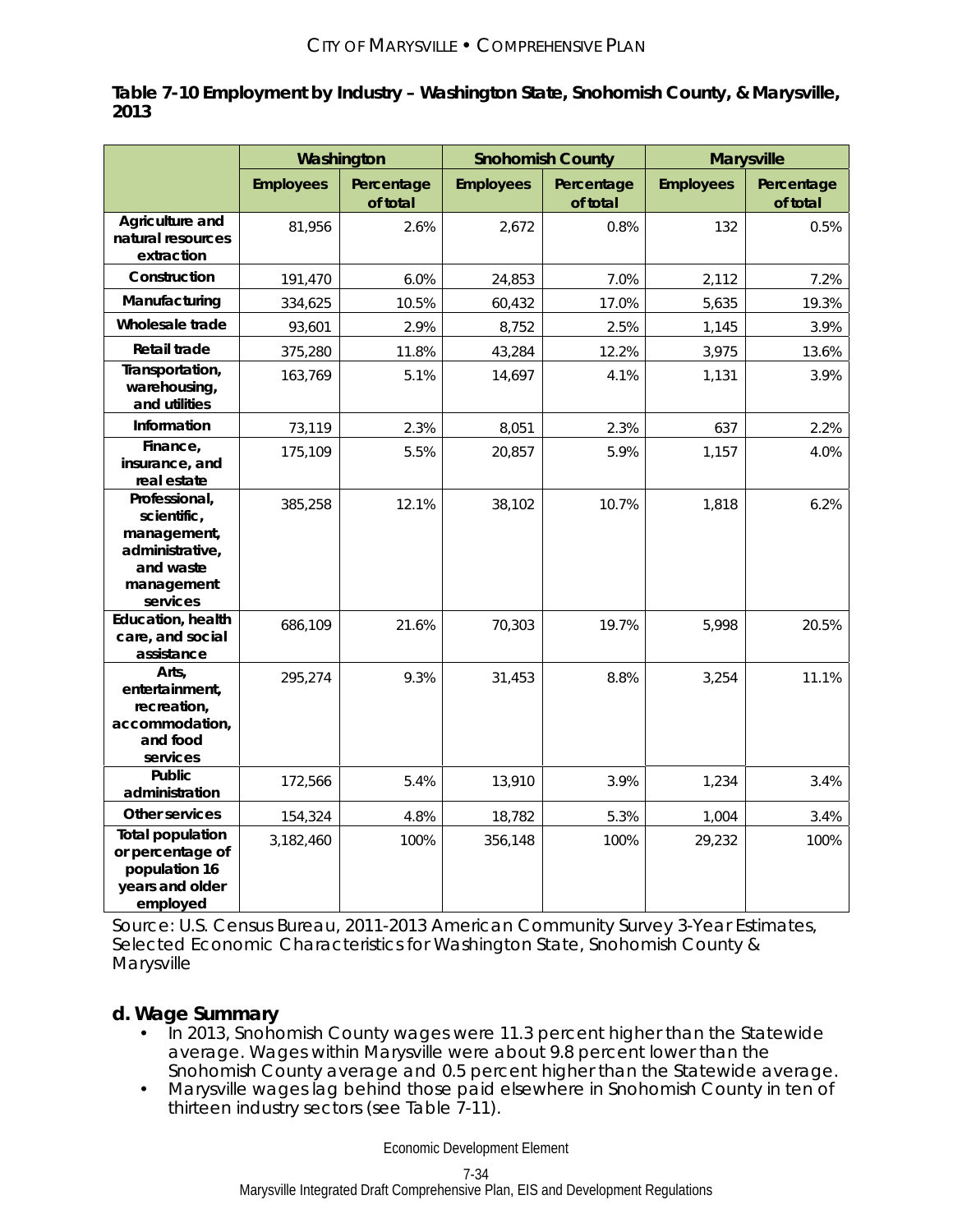**Table 7-10 Employment by Industry – Washington State, Snohomish County, & Marysville, 2013**

| | Washington | | Snohomish County | | Marysville | |
|---|---|---|---|---|---|---|
| | Employees | Percentage of total | Employees | Percentage of total | Employees | Percentage of total |
| Agriculture and natural resources extraction | 81,956 | 2.6% | 2,672 | 0.8% | 132 | 0.5% |
| Construction | 191,470 | 6.0% | 24,853 | 7.0% | 2,112 | 7.2% |
| Manufacturing | 334,625 | 10.5% | 60,432 | 17.0% | 5,635 | 19.3% |
| Wholesale trade | 93,601 | 2.9% | 8,752 | 2.5% | 1,145 | 3.9% |
| Retail trade | 375,280 | 11.8% | 43,284 | 12.2% | 3,975 | 13.6% |
| Transportation, warehousing, and utilities | 163,769 | 5.1% | 14,697 | 4.1% | 1,131 | 3.9% |
| Information | 73,119 | 2.3% | 8,051 | 2.3% | 637 | 2.2% |
| Finance, insurance, and real estate | 175,109 | 5.5% | 20,857 | 5.9% | 1,157 | 4.0% |
| Professional, scientific, management, administrative, and waste management services | 385,258 | 12.1% | 38,102 | 10.7% | 1,818 | 6.2% |
| Education, health care, and social assistance | 686,109 | 21.6% | 70,303 | 19.7% | 5,998 | 20.5% |
| Arts, entertainment, recreation, accommodation, and food services | 295,274 | 9.3% | 31,453 | 8.8% | 3,254 | 11.1% |
| Public administration | 172,566 | 5.4% | 13,910 | 3.9% | 1,234 | 3.4% |
| Other services | 154,324 | 4.8% | 18,782 | 5.3% | 1,004 | 3.4% |
| Total population or percentage of population 16 years and older employed | 3,182,460 | 100% | 356,148 | 100% | 29,232 | 100% |

Source: U.S. Census Bureau, 2011-2013 American Community Survey 3-Year Estimates, Selected Economic Characteristics for Washington State, Snohomish County & Marysville

## d. Wage Summary

- In 2013, Snohomish County wages were 11.3 percent higher than the Statewide average. Wages within Marysville were about 9.8 percent lower than the Snohomish County average and 0.5 percent higher than the Statewide average.
- Marysville wages lag behind those paid elsewhere in Snohomish County in ten of thirteen industry sectors (see Table 7-11).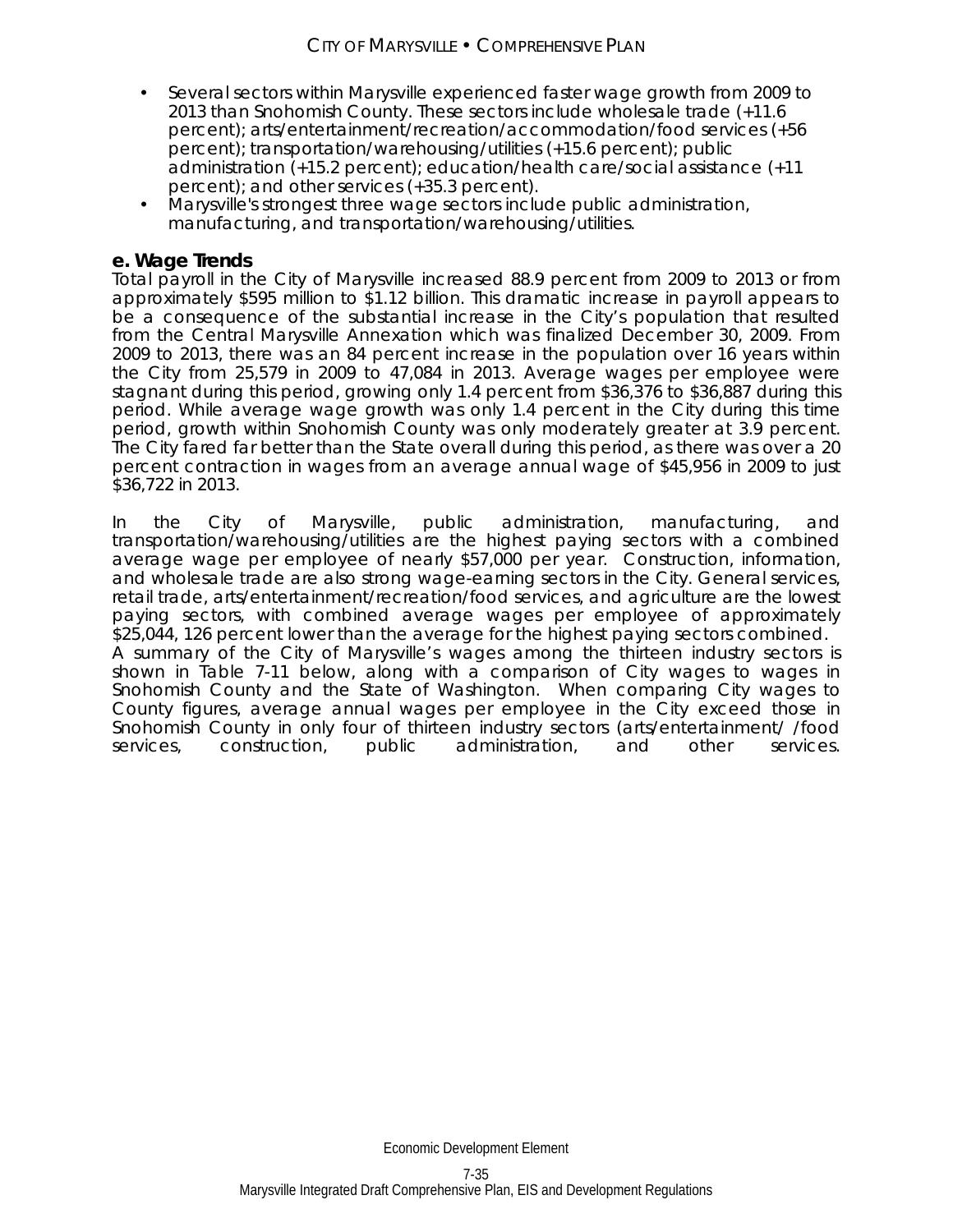- Several sectors within Marysville experienced faster wage growth from 2009 to 2013 than Snohomish County. These sectors include wholesale trade (+11.6 percent); arts/entertainment/recreation/accommodation/food services (+56 percent); transportation/warehousing/utilities (+15.6 percent); public administration (+15.2 percent); education/health care/social assistance (+11 percent); and other services (+35.3 percent).
- Marysville's strongest three wage sectors include public administration, manufacturing, and transportation/warehousing/utilities.

### e. Wage Trends

Total payroll in the City of Marysville increased 88.9 percent from 2009 to 2013 or from approximately $595 million to $1.12 billion. This dramatic increase in payroll appears to be a consequence of the substantial increase in the City's population that resulted from the Central Marysville Annexation which was finalized December 30, 2009. From 2009 to 2013, there was an 84 percent increase in the population over 16 years within the City from 25,579 in 2009 to 47,084 in 2013. Average wages per employee were stagnant during this period, growing only 1.4 percent from $36,376 to $36,887 during this period. While average wage growth was only 1.4 percent in the City during this time period, growth within Snohomish County was only moderately greater at 3.9 percent. The City fared far better than the State overall during this period, as there was over a 20 percent contraction in wages from an average annual wage of $45,956 in 2009 to just $36,722 in 2013.

In the City of Marysville, public administration, manufacturing, and transportation/warehousing/utilities are the highest paying sectors with a combined average wage per employee of nearly $57,000 per year. Construction, information, and wholesale trade are also strong wage-earning sectors in the City. General services, retail trade, arts/entertainment/recreation/food services, and agriculture are the lowest paying sectors, with combined average wages per employee of approximately $25,044, 126 percent lower than the average for the highest paying sectors combined.
A summary of the City of Marysville's wages among the thirteen industry sectors is shown in Table 7-11 below, along with a comparison of City wages to wages in Snohomish County and the State of Washington. When comparing City wages to County figures, average annual wages per employee in the City exceed those in Snohomish County in only four of thirteen industry sectors (arts/entertainment/ /food services, construction, public administration, and other services.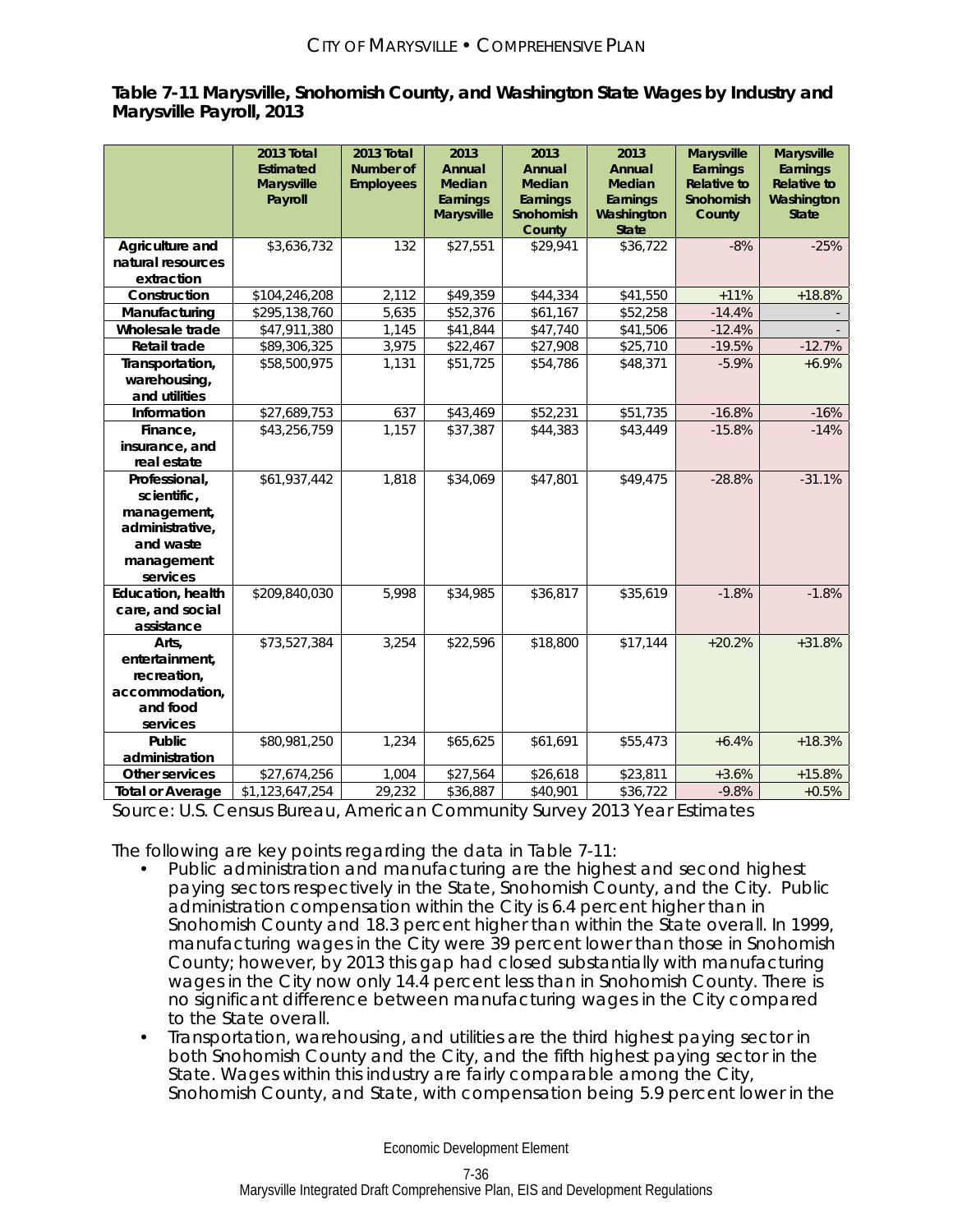**Table 7-11 Marysville, Snohomish County, and Washington State Wages by Industry and Marysville Payroll, 2013**

| | 2013 Total Estimated Marysville Payroll | 2013 Total Number of Employees | 2013 Annual Median Earnings Marysville | 2013 Annual Median Earnings Snohomish County | 2013 Annual Median Earnings Washington State | Marysville Earnings Relative to Snohomish County | Marysville Earnings Relative to Washington State |
|---|---|---|---|---|---|---|---|
| Agriculture and natural resources extraction | $3,636,732 | 132 | $27,551 | $29,941 | $36,722 | -8% | -25% |
| Construction | $104,246,208 | 2,112 | $49,359 | $44,334 | $41,550 | +11% | +18.8% |
| Manufacturing | $295,138,760 | 5,635 | $52,376 | $61,167 | $52,258 | -14.4% | - |
| Wholesale trade | $47,911,380 | 1,145 | $41,844 | $47,740 | $41,506 | -12.4% | - |
| Retail trade | $89,306,325 | 3,975 | $22,467 | $27,908 | $25,710 | -19.5% | -12.7% |
| Transportation, warehousing, and utilities | $58,500,975 | 1,131 | $51,725 | $54,786 | $48,371 | -5.9% | +6.9% |
| Information | $27,689,753 | 637 | $43,469 | $52,231 | $51,735 | -16.8% | -16% |
| Finance, insurance, and real estate | $43,256,759 | 1,157 | $37,387 | $44,383 | $43,449 | -15.8% | -14% |
| Professional, scientific, management, administrative, and waste management services | $61,937,442 | 1,818 | $34,069 | $47,801 | $49,475 | -28.8% | -31.1% |
| Education, health care, and social assistance | $209,840,030 | 5,998 | $34,985 | $36,817 | $35,619 | -1.8% | -1.8% |
| Arts, entertainment, recreation, accommodation, and food services | $73,527,384 | 3,254 | $22,596 | $18,800 | $17,144 | +20.2% | +31.8% |
| Public administration | $80,981,250 | 1,234 | $65,625 | $61,691 | $55,473 | +6.4% | +18.3% |
| Other services | $27,674,256 | 1,004 | $27,564 | $26,618 | $23,811 | +3.6% | +15.8% |
| Total or Average | $1,123,647,254 | 29,232 | $36,887 | $40,901 | $36,722 | -9.8% | +0.5% |

Source: U.S. Census Bureau, American Community Survey 2013 Year Estimates

The following are key points regarding the data in Table 7-11:

- Public administration and manufacturing are the highest and second highest paying sectors respectively in the State, Snohomish County, and the City. Public administration compensation within the City is 6.4 percent higher than in Snohomish County and 18.3 percent higher than within the State overall. In 1999, manufacturing wages in the City were 39 percent lower than those in Snohomish County; however, by 2013 this gap had closed substantially with manufacturing wages in the City now only 14.4 percent less than in Snohomish County. There is no significant difference between manufacturing wages in the City compared to the State overall.
- Transportation, warehousing, and utilities are the third highest paying sector in both Snohomish County and the City, and the fifth highest paying sector in the State. Wages within this industry are fairly comparable among the City, Snohomish County, and State, with compensation being 5.9 percent lower in the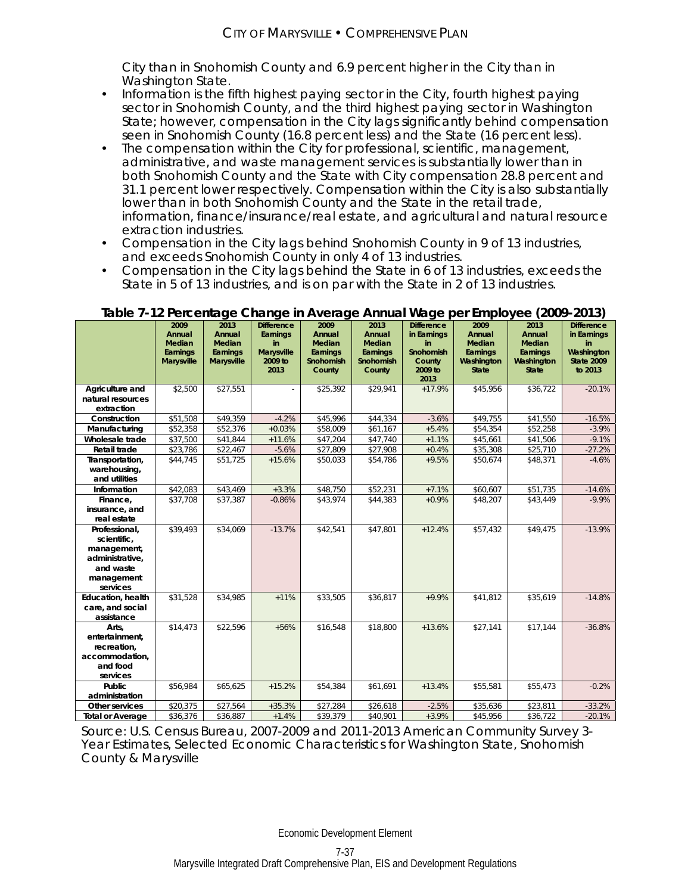City than in Snohomish County and 6.9 percent higher in the City than in Washington State.

- Information is the fifth highest paying sector in the City, fourth highest paying sector in Snohomish County, and the third highest paying sector in Washington State; however, compensation in the City lags significantly behind compensation seen in Snohomish County (16.8 percent less) and the State (16 percent less).
- The compensation within the City for professional, scientific, management, administrative, and waste management services is substantially lower than in both Snohomish County and the State with City compensation 28.8 percent and 31.1 percent lower respectively. Compensation within the City is also substantially lower than in both Snohomish County and the State in the retail trade, information, finance/insurance/real estate, and agricultural and natural resource extraction industries.
- Compensation in the City lags behind Snohomish County in 9 of 13 industries, and exceeds Snohomish County in only 4 of 13 industries.
- Compensation in the City lags behind the State in 6 of 13 industries, exceeds the State in 5 of 13 industries, and is on par with the State in 2 of 13 industries.

**Table 7-12 Percentage Change in Average Annual Wage per Employee (2009-2013)**

| | 2009 Annual Median Earnings Marysville | 2013 Annual Median Earnings Marysville | Difference Earnings in Marysville 2009 to 2013 | 2009 Annual Median Earnings Snohomish County | 2013 Annual Median Earnings Snohomish County | Difference in Earnings in Snohomish County 2009 to 2013 | 2009 Annual Median Earnings Washington State | 2013 Annual Median Earnings Washington State | Difference in Earnings in Washington State 2009 to 2013 |
|---|---|---|---|---|---|---|---|---|---|
| Agriculture and natural resources extraction | $2,500 | $27,551 | - | $25,392 | $29,941 | +17.9% | $45,956 | $36,722 | -20.1% |
| Construction | $51,508 | $49,359 | -4.2% | $45,996 | $44,334 | -3.6% | $49,755 | $41,550 | -16.5% |
| Manufacturing | $52,358 | $52,376 | +0.03% | $58,009 | $61,167 | +5.4% | $54,354 | $52,258 | -3.9% |
| Wholesale trade | $37,500 | $41,844 | +11.6% | $47,204 | $47,740 | +1.1% | $45,661 | $41,506 | -9.1% |
| Retail trade | $23,786 | $22,467 | -5.6% | $27,809 | $27,908 | +0.4% | $35,308 | $25,710 | -27.2% |
| Transportation, warehousing, and utilities | $44,745 | $51,725 | +15.6% | $50,033 | $54,786 | +9.5% | $50,674 | $48,371 | -4.6% |
| Information | $42,083 | $43,469 | +3.3% | $48,750 | $52,231 | +7.1% | $60,607 | $51,735 | -14.6% |
| Finance, insurance, and real estate | $37,708 | $37,387 | -0.86% | $43,974 | $44,383 | +0.9% | $48,207 | $43,449 | -9.9% |
| Professional, scientific, management, administrative, and waste management services | $39,493 | $34,069 | -13.7% | $42,541 | $47,801 | +12.4% | $57,432 | $49,475 | -13.9% |
| Education, health care, and social assistance | $31,528 | $34,985 | +11% | $33,505 | $36,817 | +9.9% | $41,812 | $35,619 | -14.8% |
| Arts, entertainment, recreation, accommodation, and food services | $14,473 | $22,596 | +56% | $16,548 | $18,800 | +13.6% | $27,141 | $17,144 | -36.8% |
| Public administration | $56,984 | $65,625 | +15.2% | $54,384 | $61,691 | +13.4% | $55,581 | $55,473 | -0.2% |
| Other services | $20,375 | $27,564 | +35.3% | $27,284 | $26,618 | -2.5% | $35,636 | $23,811 | -33.2% |
| Total or Average | $36,376 | $36,887 | +1.4% | $39,379 | $40,901 | +3.9% | $45,956 | $36,722 | -20.1% |

Source: U.S. Census Bureau, 2007-2009 and 2011-2013 American Community Survey 3-Year Estimates, Selected Economic Characteristics for Washington State, Snohomish County & Marysville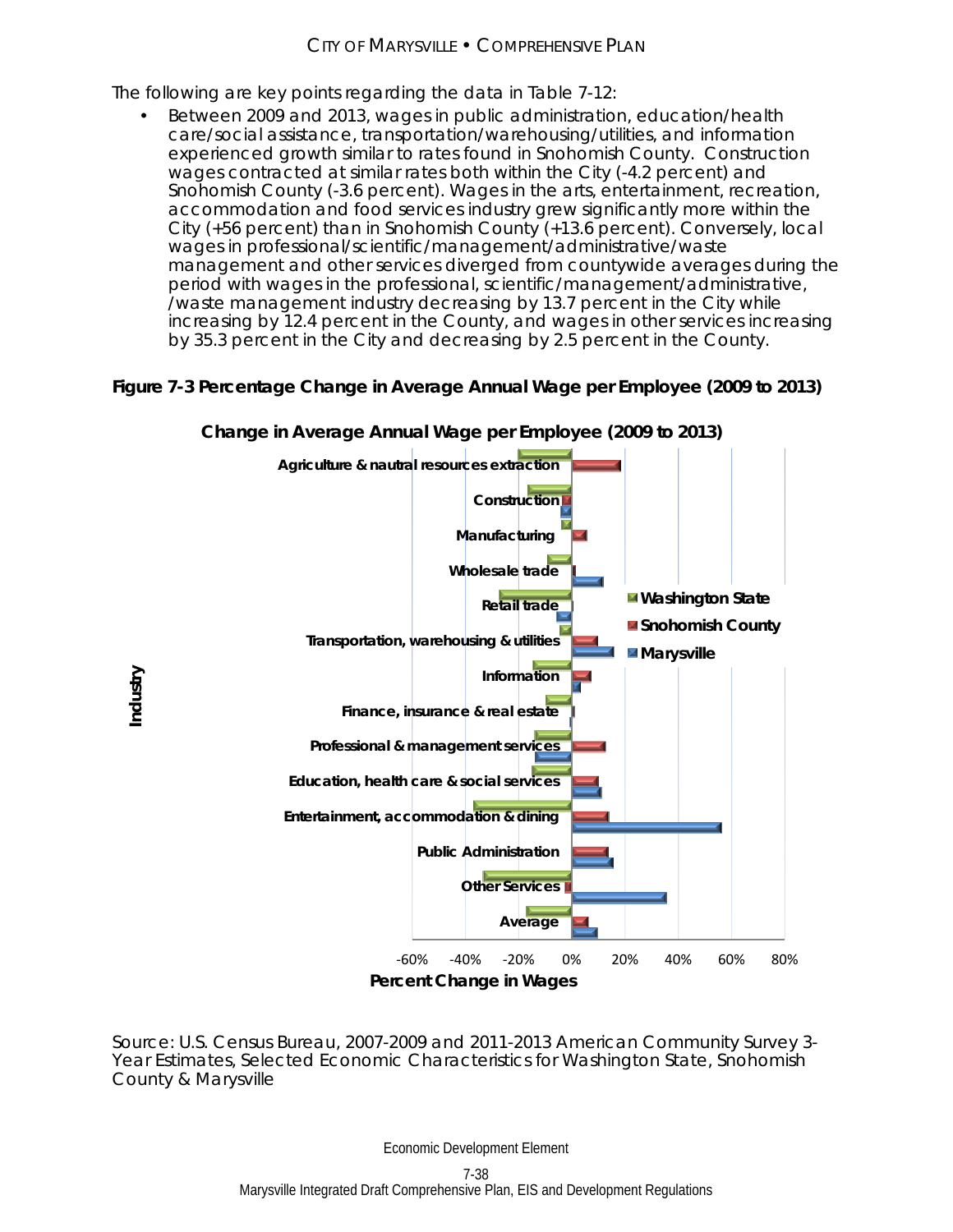The following are key points regarding the data in Table 7-12:

- Between 2009 and 2013, wages in public administration, education/health care/social assistance, transportation/warehousing/utilities, and information experienced growth similar to rates found in Snohomish County. Construction wages contracted at similar rates both within the City (-4.2 percent) and Snohomish County (-3.6 percent). Wages in the arts, entertainment, recreation, accommodation and food services industry grew significantly more within the City (+56 percent) than in Snohomish County (+13.6 percent). Conversely, local wages in professional/scientific/management/administrative/waste management and other services diverged from countywide averages during the period with wages in the professional, scientific/management/administrative, /waste management industry decreasing by 13.7 percent in the City while increasing by 12.4 percent in the County, and wages in other services increasing by 35.3 percent in the City and decreasing by 2.5 percent in the County.

**Figure 7-3 Percentage Change in Average Annual Wage per Employee (2009 to 2013)**

**Change in Average Annual Wage per Employee (2009 to 2013)**

Industry: Agriculture & nautral resources extraction; Construction; Manufacturing; Wholesale trade; Retail trade; Transportation, warehousing & utilities; Information; Finance, insurance & real estate; Professional & management services; Education, health care & social services; Entertainment, accommodation & dining; Public Administration; Other Services; Average

Legend: Washington State; Snohomish County; Marysville

Percent Change in Wages: -60% -40% -20% 0% 20% 40% 60% 80%

Source: U.S. Census Bureau, 2007-2009 and 2011-2013 American Community Survey 3-Year Estimates, Selected Economic Characteristics for Washington State, Snohomish County & Marysville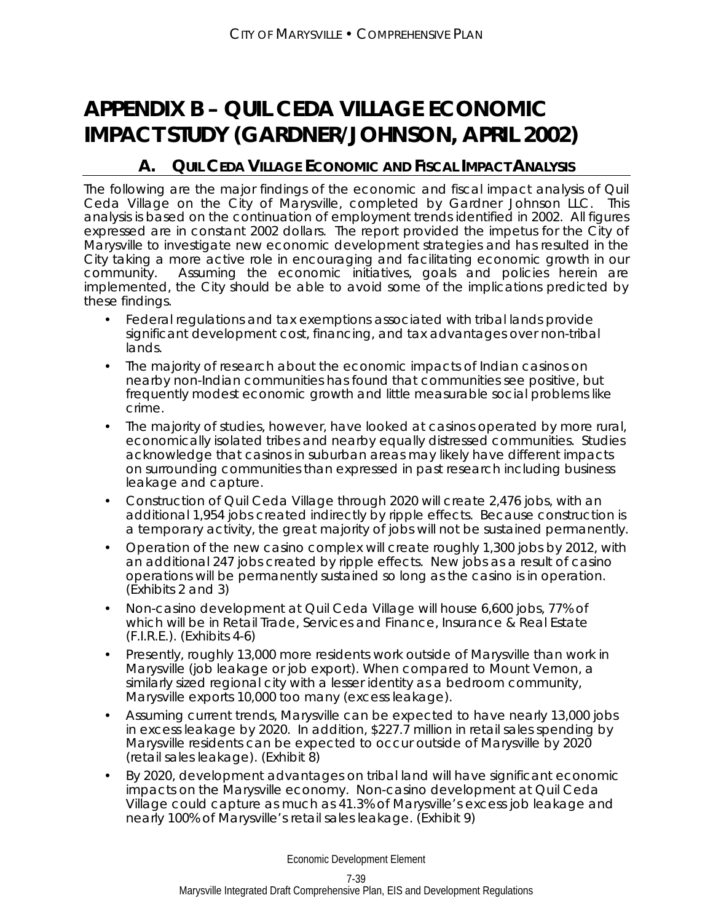# APPENDIX B – QUIL CEDA VILLAGE ECONOMIC IMPACT STUDY (GARDNER/JOHNSON, APRIL 2002)

## A. QUIL CEDA VILLAGE ECONOMIC AND FISCAL IMPACT ANALYSIS

The following are the major findings of the economic and fiscal impact analysis of Quil Ceda Village on the City of Marysville, completed by Gardner Johnson LLC. This analysis is based on the continuation of employment trends identified in 2002. All figures expressed are in constant 2002 dollars. The report provided the impetus for the City of Marysville to investigate new economic development strategies and has resulted in the City taking a more active role in encouraging and facilitating economic growth in our community. Assuming the economic initiatives, goals and policies herein are implemented, the City should be able to avoid some of the implications predicted by these findings.

- Federal regulations and tax exemptions associated with tribal lands provide significant development cost, financing, and tax advantages over non-tribal lands.
- The majority of research about the economic impacts of Indian casinos on nearby non-Indian communities has found that communities see positive, but frequently modest economic growth and little measurable social problems like crime.
- The majority of studies, however, have looked at casinos operated by more rural, economically isolated tribes and nearby equally distressed communities. Studies acknowledge that casinos in suburban areas may likely have different impacts on surrounding communities than expressed in past research including business leakage and capture.
- Construction of Quil Ceda Village through 2020 will create 2,476 jobs, with an additional 1,954 jobs created indirectly by ripple effects. Because construction is a temporary activity, the great majority of jobs will not be sustained permanently.
- Operation of the new casino complex will create roughly 1,300 jobs by 2012, with an additional 247 jobs created by ripple effects. New jobs as a result of casino operations will be permanently sustained so long as the casino is in operation. (Exhibits 2 and 3)
- Non-casino development at Quil Ceda Village will house 6,600 jobs, 77% of which will be in Retail Trade, Services and Finance, Insurance & Real Estate (F.I.R.E.). (Exhibits 4-6)
- Presently, roughly 13,000 more residents work outside of Marysville than work in Marysville (job leakage or job export). When compared to Mount Vernon, a similarly sized regional city with a lesser identity as a bedroom community, Marysville exports 10,000 too many (excess leakage).
- Assuming current trends, Marysville can be expected to have nearly 13,000 jobs in excess leakage by 2020. In addition, $227.7 million in retail sales spending by Marysville residents can be expected to occur outside of Marysville by 2020 (retail sales leakage). (Exhibit 8)
- By 2020, development advantages on tribal land will have significant economic impacts on the Marysville economy. Non-casino development at Quil Ceda Village could capture as much as 41.3% of Marysville's excess job leakage and nearly 100% of Marysville's retail sales leakage. (Exhibit 9)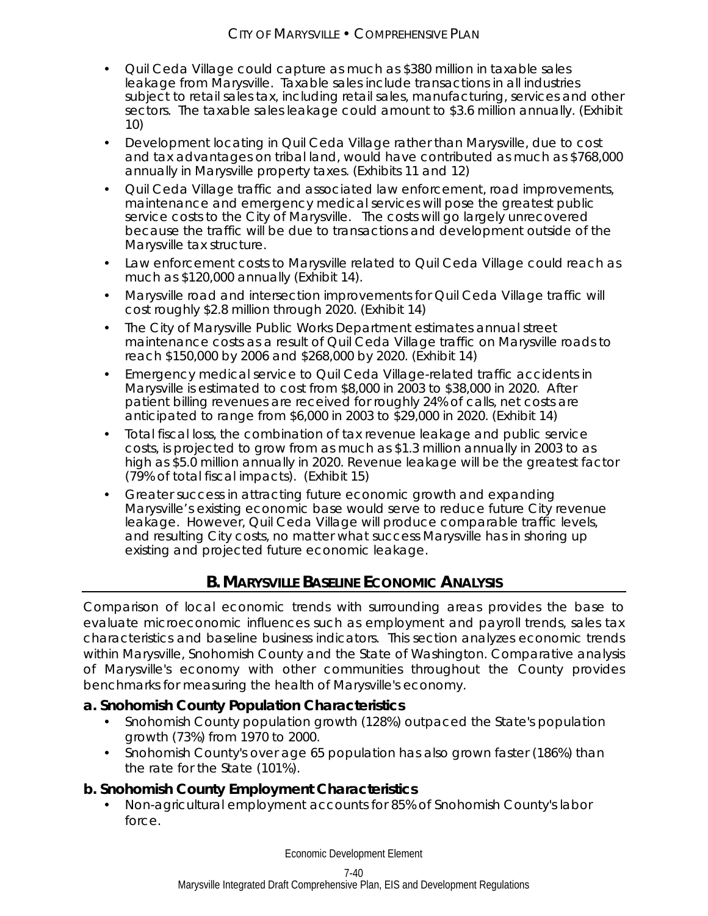- Quil Ceda Village could capture as much as $380 million in taxable sales leakage from Marysville. Taxable sales include transactions in all industries subject to retail sales tax, including retail sales, manufacturing, services and other sectors. The taxable sales leakage could amount to $3.6 million annually. (Exhibit 10)
- Development locating in Quil Ceda Village rather than Marysville, due to cost and tax advantages on tribal land, would have contributed as much as $768,000 annually in Marysville property taxes. (Exhibits 11 and 12)
- Quil Ceda Village traffic and associated law enforcement, road improvements, maintenance and emergency medical services will pose the greatest public service costs to the City of Marysville. The costs will go largely unrecovered because the traffic will be due to transactions and development outside of the Marysville tax structure.
- Law enforcement costs to Marysville related to Quil Ceda Village could reach as much as $120,000 annually (Exhibit 14).
- Marysville road and intersection improvements for Quil Ceda Village traffic will cost roughly $2.8 million through 2020. (Exhibit 14)
- The City of Marysville Public Works Department estimates annual street maintenance costs as a result of Quil Ceda Village traffic on Marysville roads to reach $150,000 by 2006 and $268,000 by 2020. (Exhibit 14)
- Emergency medical service to Quil Ceda Village-related traffic accidents in Marysville is estimated to cost from $8,000 in 2003 to $38,000 in 2020. After patient billing revenues are received for roughly 24% of calls, net costs are anticipated to range from $6,000 in 2003 to $29,000 in 2020. (Exhibit 14)
- Total fiscal loss, the combination of tax revenue leakage and public service costs, is projected to grow from as much as $1.3 million annually in 2003 to as high as $5.0 million annually in 2020. Revenue leakage will be the greatest factor (79% of total fiscal impacts). (Exhibit 15)
- Greater success in attracting future economic growth and expanding Marysville's existing economic base would serve to reduce future City revenue leakage. However, Quil Ceda Village will produce comparable traffic levels, and resulting City costs, no matter what success Marysville has in shoring up existing and projected future economic leakage.

## B. Marysville Baseline Economic Analysis

Comparison of local economic trends with surrounding areas provides the base to evaluate microeconomic influences such as employment and payroll trends, sales tax characteristics and baseline business indicators. This section analyzes economic trends within Marysville, Snohomish County and the State of Washington. Comparative analysis of Marysville's economy with other communities throughout the County provides benchmarks for measuring the health of Marysville's economy.

### a. Snohomish County Population Characteristics

- Snohomish County population growth (128%) outpaced the State's population growth (73%) from 1970 to 2000.
- Snohomish County's over age 65 population has also grown faster (186%) than the rate for the State (101%).

### b. Snohomish County Employment Characteristics

- Non-agricultural employment accounts for 85% of Snohomish County's labor force.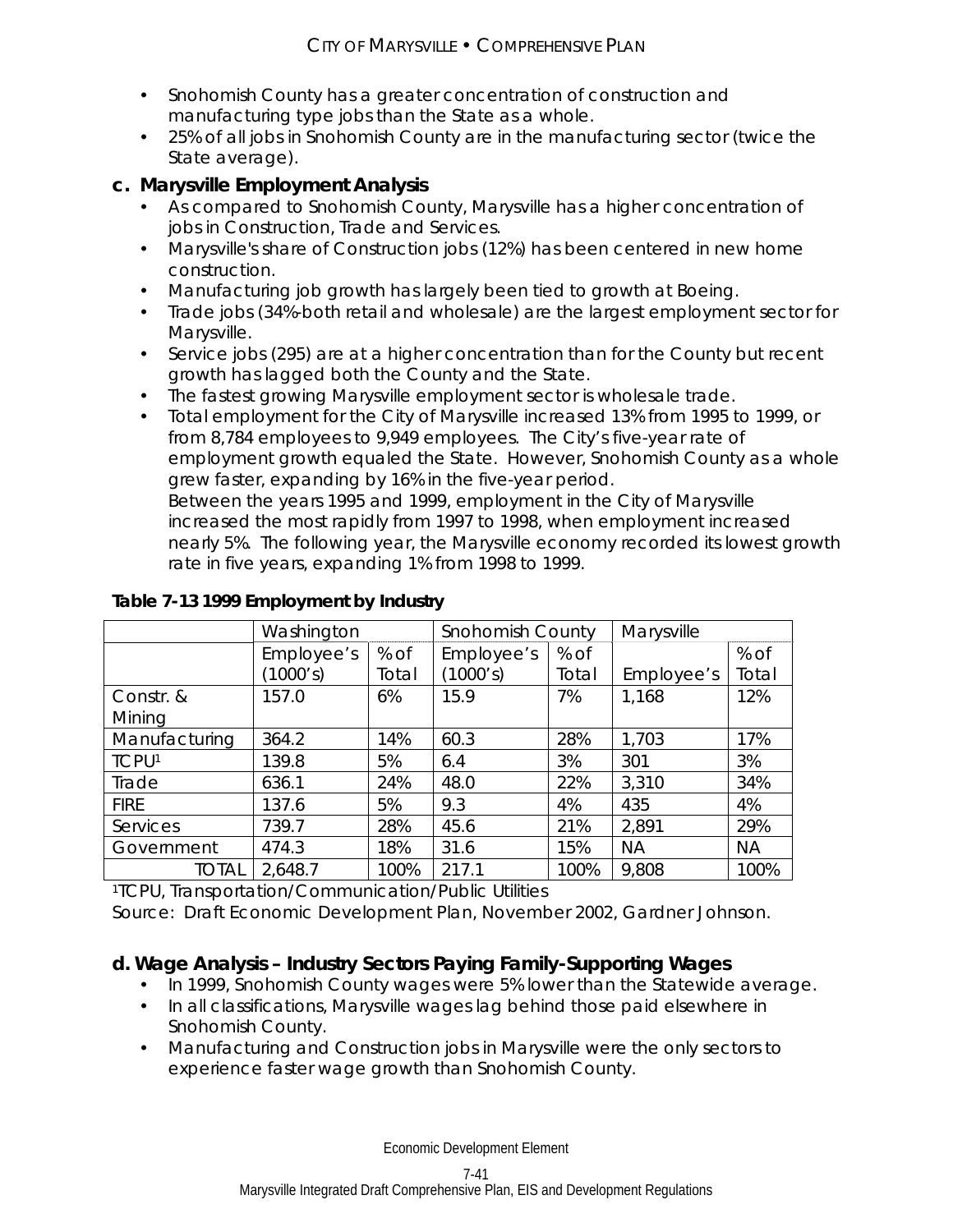- Snohomish County has a greater concentration of construction and manufacturing type jobs than the State as a whole.
- 25% of all jobs in Snohomish County are in the manufacturing sector (twice the State average).

## c. Marysville Employment Analysis

- As compared to Snohomish County, Marysville has a higher concentration of jobs in Construction, Trade and Services.
- Marysville's share of Construction jobs (12%) has been centered in new home construction.
- Manufacturing job growth has largely been tied to growth at Boeing.
- Trade jobs (34%-both retail and wholesale) are the largest employment sector for Marysville.
- Service jobs (295) are at a higher concentration than for the County but recent growth has lagged both the County and the State.
- The fastest growing Marysville employment sector is wholesale trade.
- Total employment for the City of Marysville increased 13% from 1995 to 1999, or from 8,784 employees to 9,949 employees. The City's five-year rate of employment growth equaled the State. However, Snohomish County as a whole grew faster, expanding by 16% in the five-year period.
  Between the years 1995 and 1999, employment in the City of Marysville increased the most rapidly from 1997 to 1998, when employment increased nearly 5%. The following year, the Marysville economy recorded its lowest growth rate in five years, expanding 1% from 1998 to 1999.

**Table 7-13 1999 Employment by Industry**

| | Washington | | Snohomish County | | Marysville | |
|---|---|---|---|---|---|---|
| | Employee's (1000's) | % of Total | Employee's (1000's) | % of Total | Employee's | % of Total |
| Constr. & Mining | 157.0 | 6% | 15.9 | 7% | 1,168 | 12% |
| Manufacturing | 364.2 | 14% | 60.3 | 28% | 1,703 | 17% |
| TCPU[1] | 139.8 | 5% | 6.4 | 3% | 301 | 3% |
| Trade | 636.1 | 24% | 48.0 | 22% | 3,310 | 34% |
| FIRE | 137.6 | 5% | 9.3 | 4% | 435 | 4% |
| Services | 739.7 | 28% | 45.6 | 21% | 2,891 | 29% |
| Government | 474.3 | 18% | 31.6 | 15% | NA | NA |
| TOTAL | 2,648.7 | 100% | 217.1 | 100% | 9,808 | 100% |

[1]TCPU, Transportation/Communication/Public Utilities

Source: Draft Economic Development Plan, November 2002, Gardner Johnson.

## d. Wage Analysis – Industry Sectors Paying Family-Supporting Wages

- In 1999, Snohomish County wages were 5% lower than the Statewide average.
- In all classifications, Marysville wages lag behind those paid elsewhere in Snohomish County.
- Manufacturing and Construction jobs in Marysville were the only sectors to experience faster wage growth than Snohomish County.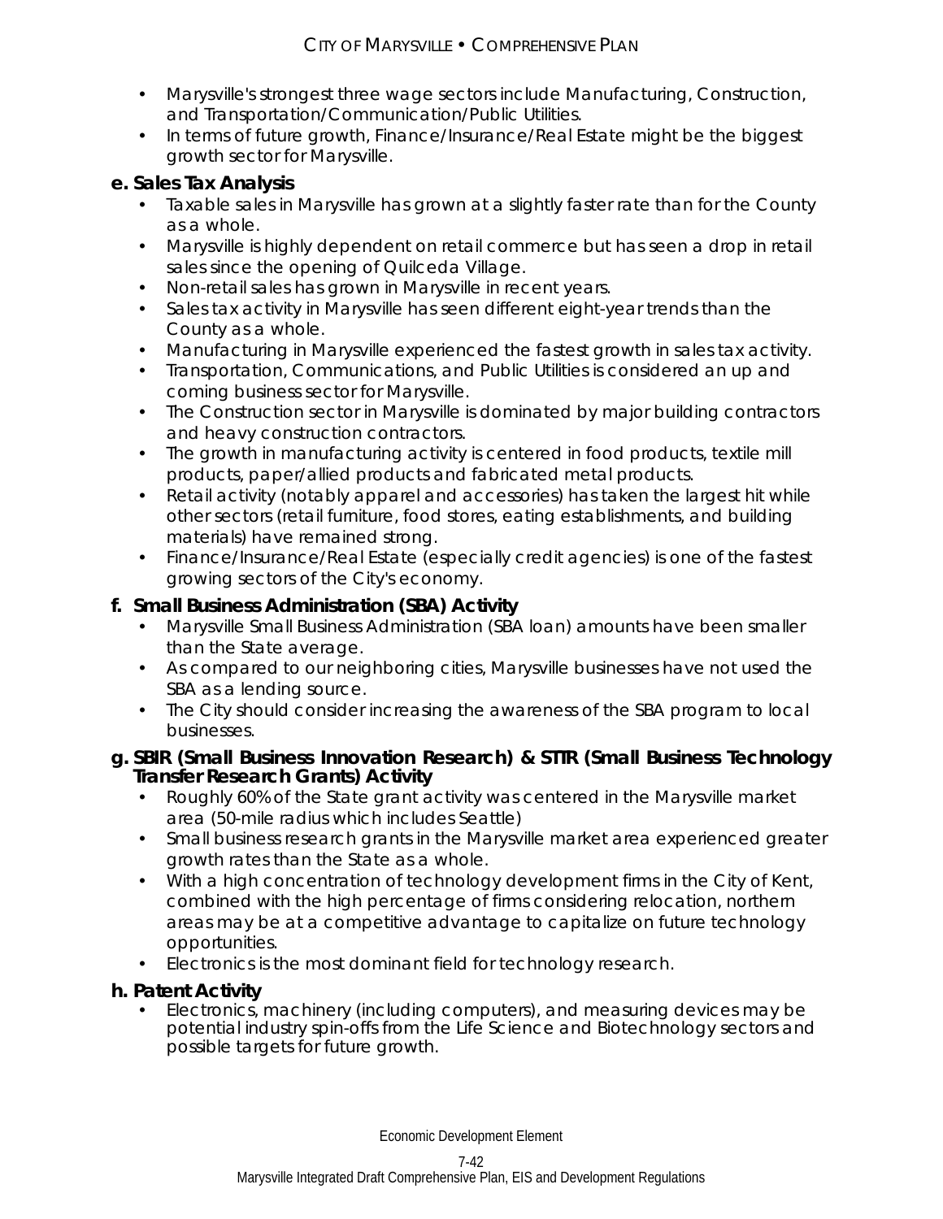- Marysville's strongest three wage sectors include Manufacturing, Construction, and Transportation/Communication/Public Utilities.
- In terms of future growth, Finance/Insurance/Real Estate might be the biggest growth sector for Marysville.

### e. Sales Tax Analysis

- Taxable sales in Marysville has grown at a slightly faster rate than for the County as a whole.
- Marysville is highly dependent on retail commerce but has seen a drop in retail sales since the opening of Quilceda Village.
- Non-retail sales has grown in Marysville in recent years.
- Sales tax activity in Marysville has seen different eight-year trends than the County as a whole.
- Manufacturing in Marysville experienced the fastest growth in sales tax activity.
- Transportation, Communications, and Public Utilities is considered an up and coming business sector for Marysville.
- The Construction sector in Marysville is dominated by major building contractors and heavy construction contractors.
- The growth in manufacturing activity is centered in food products, textile mill products, paper/allied products and fabricated metal products.
- Retail activity (notably apparel and accessories) has taken the largest hit while other sectors (retail furniture, food stores, eating establishments, and building materials) have remained strong.
- Finance/Insurance/Real Estate (especially credit agencies) is one of the fastest growing sectors of the City's economy.

### f. Small Business Administration (SBA) Activity

- Marysville Small Business Administration (SBA loan) amounts have been smaller than the State average.
- As compared to our neighboring cities, Marysville businesses have not used the SBA as a lending source.
- The City should consider increasing the awareness of the SBA program to local businesses.

### g. SBIR (Small Business Innovation Research) & STTR (Small Business Technology Transfer Research Grants) Activity

- Roughly 60% of the State grant activity was centered in the Marysville market area (50-mile radius which includes Seattle)
- Small business research grants in the Marysville market area experienced greater growth rates than the State as a whole.
- With a high concentration of technology development firms in the City of Kent, combined with the high percentage of firms considering relocation, northern areas may be at a competitive advantage to capitalize on future technology opportunities.
- Electronics is the most dominant field for technology research.

### h. Patent Activity

- Electronics, machinery (including computers), and measuring devices may be potential industry spin-offs from the Life Science and Biotechnology sectors and possible targets for future growth.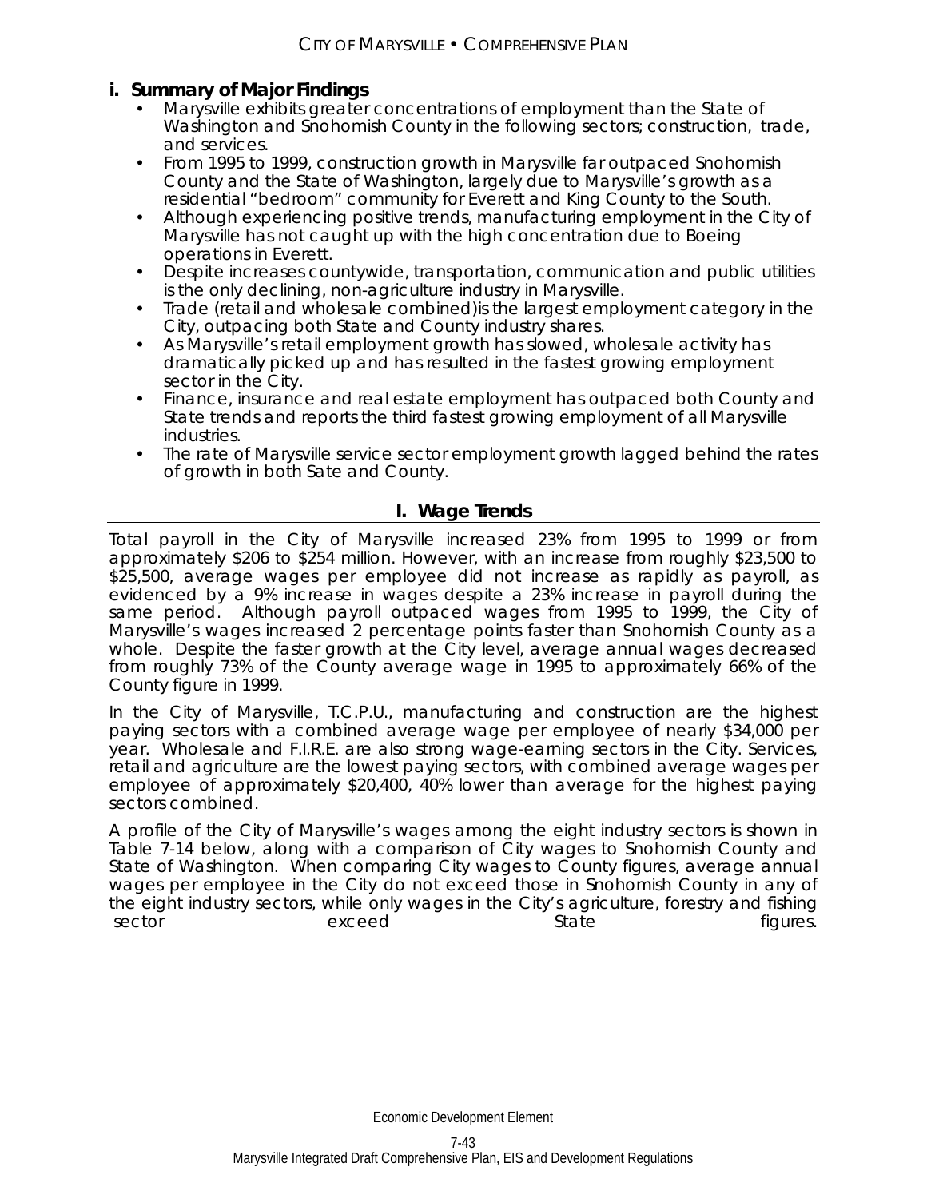### i. Summary of Major Findings

- Marysville exhibits greater concentrations of employment than the State of Washington and Snohomish County in the following sectors; construction, trade, and services.
- From 1995 to 1999, construction growth in Marysville far outpaced Snohomish County and the State of Washington, largely due to Marysville's growth as a residential "bedroom" community for Everett and King County to the South.
- Although experiencing positive trends, manufacturing employment in the City of Marysville has not caught up with the high concentration due to Boeing operations in Everett.
- Despite increases countywide, transportation, communication and public utilities is the only declining, non-agriculture industry in Marysville.
- Trade (retail and wholesale combined)is the largest employment category in the City, outpacing both State and County industry shares.
- As Marysville's retail employment growth has slowed, wholesale activity has dramatically picked up and has resulted in the fastest growing employment sector in the City.
- Finance, insurance and real estate employment has outpaced both County and State trends and reports the third fastest growing employment of all Marysville industries.
- The rate of Marysville service sector employment growth lagged behind the rates of growth in both Sate and County.

## I. Wage Trends

Total payroll in the City of Marysville increased 23% from 1995 to 1999 or from approximately $206 to $254 million. However, with an increase from roughly $23,500 to $25,500, average wages per employee did not increase as rapidly as payroll, as evidenced by a 9% increase in wages despite a 23% increase in payroll during the same period. Although payroll outpaced wages from 1995 to 1999, the City of Marysville's wages increased 2 percentage points faster than Snohomish County as a whole. Despite the faster growth at the City level, average annual wages decreased from roughly 73% of the County average wage in 1995 to approximately 66% of the County figure in 1999.

In the City of Marysville, T.C.P.U., manufacturing and construction are the highest paying sectors with a combined average wage per employee of nearly $34,000 per year. Wholesale and F.I.R.E. are also strong wage-earning sectors in the City. Services, retail and agriculture are the lowest paying sectors, with combined average wages per employee of approximately $20,400, 40% lower than average for the highest paying sectors combined.

A profile of the City of Marysville's wages among the eight industry sectors is shown in Table 7-14 below, along with a comparison of City wages to Snohomish County and State of Washington. When comparing City wages to County figures, average annual wages per employee in the City do not exceed those in Snohomish County in any of the eight industry sectors, while only wages in the City's agriculture, forestry and fishing sector exceed State figures.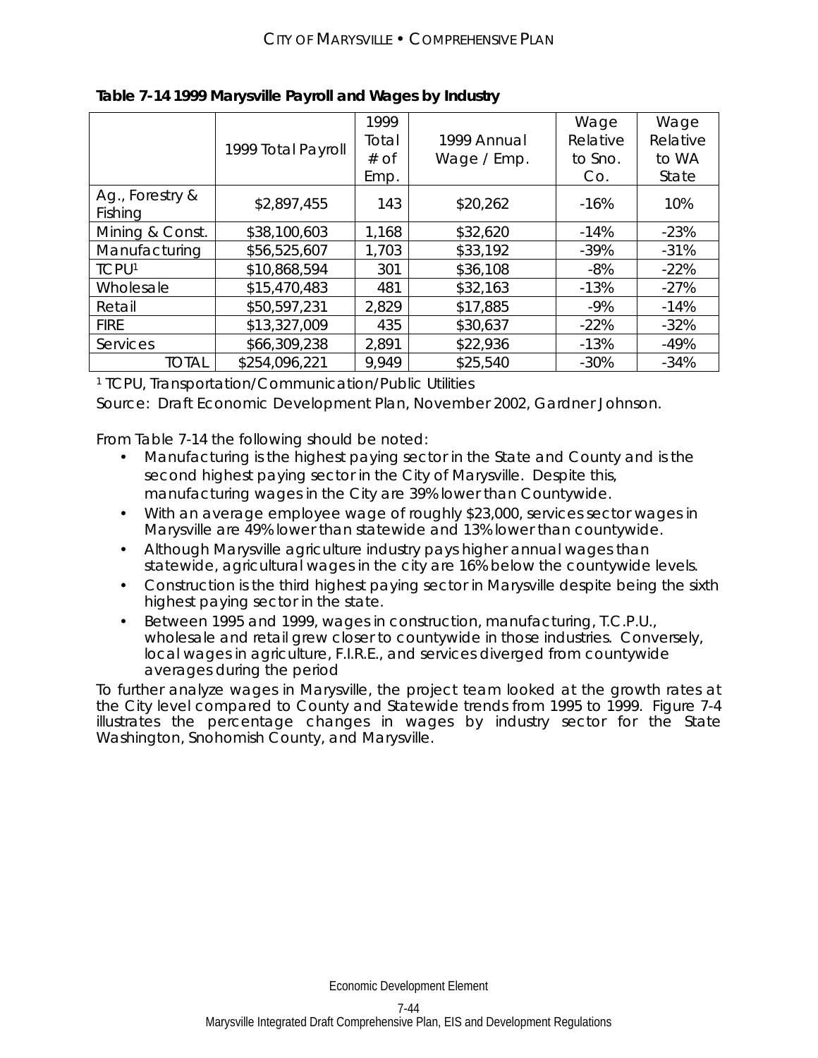**Table 7-14 1999 Marysville Payroll and Wages by Industry**

| | 1999 Total Payroll | 1999 Total # of Emp. | 1999 Annual Wage / Emp. | Wage Relative to Sno. Co. | Wage Relative to WA State |
|---|---|---|---|---|---|
| Ag., Forestry & Fishing | $2,897,455 | 143 | $20,262 | -16% | 10% |
| Mining & Const. | $38,100,603 | 1,168 | $32,620 | -14% | -23% |
| Manufacturing | $56,525,607 | 1,703 | $33,192 | -39% | -31% |
| TCPU[1] | $10,868,594 | 301 | $36,108 | -8% | -22% |
| Wholesale | $15,470,483 | 481 | $32,163 | -13% | -27% |
| Retail | $50,597,231 | 2,829 | $17,885 | -9% | -14% |
| FIRE | $13,327,009 | 435 | $30,637 | -22% | -32% |
| Services | $66,309,238 | 2,891 | $22,936 | -13% | -49% |
| TOTAL | $254,096,221 | 9,949 | $25,540 | -30% | -34% |

[1] TCPU, Transportation/Communication/Public Utilities

Source: Draft Economic Development Plan, November 2002, Gardner Johnson.

From Table 7-14 the following should be noted:

- Manufacturing is the highest paying sector in the State and County and is the second highest paying sector in the City of Marysville. Despite this, manufacturing wages in the City are 39% lower than Countywide.
- With an average employee wage of roughly $23,000, services sector wages in Marysville are 49% lower than statewide and 13% lower than countywide.
- Although Marysville agriculture industry pays higher annual wages than statewide, agricultural wages in the city are 16% below the countywide levels.
- Construction is the third highest paying sector in Marysville despite being the sixth highest paying sector in the state.
- Between 1995 and 1999, wages in construction, manufacturing, T.C.P.U., wholesale and retail grew closer to countywide in those industries. Conversely, local wages in agriculture, F.I.R.E., and services diverged from countywide averages during the period

To further analyze wages in Marysville, the project team looked at the growth rates at the City level compared to County and Statewide trends from 1995 to 1999. Figure 7-4 illustrates the percentage changes in wages by industry sector for the State Washington, Snohomish County, and Marysville.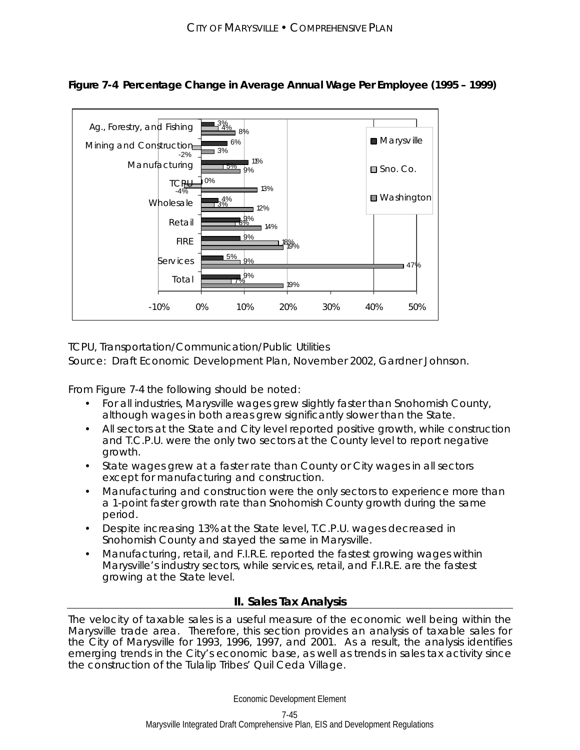**Figure 7-4 Percentage Change in Average Annual Wage Per Employee (1995 – 1999)**

| Sector | Marysville | Sno. Co. | Washington |
| --- | --- | --- | --- |
| Ag., Forestry, and Fishing | 3% | 4% | 8% |
| Mining and Construction | 6% | -2% | 3% |
| Manufacturing | 11% | 5% | 9% |
| TCPU | 0% | -4% | 13% |
| Wholesale | 4% | 3% | 12% |
| Retail | 9% | 8% | 14% |
| FIRE | 9% | 18% | 19% |
| Services | 5% | 9% | 47% |
| Total | 9% | 7% | 19% |

TCPU, Transportation/Communication/Public Utilities

Source: Draft Economic Development Plan, November 2002, Gardner Johnson.

From Figure 7-4 the following should be noted:

- For all industries, Marysville wages grew slightly faster than Snohomish County, although wages in both areas grew significantly slower than the State.
- All sectors at the State and City level reported positive growth, while construction and T.C.P.U. were the only two sectors at the County level to report negative growth.
- State wages grew at a faster rate than County or City wages in all sectors except for manufacturing and construction.
- Manufacturing and construction were the only sectors to experience more than a 1-point faster growth rate than Snohomish County growth during the same period.
- Despite increasing 13% at the State level, T.C.P.U. wages decreased in Snohomish County and stayed the same in Marysville.
- Manufacturing, retail, and F.I.R.E. reported the fastest growing wages within Marysville's industry sectors, while services, retail, and F.I.R.E. are the fastest growing at the State level.

## II. Sales Tax Analysis

The velocity of taxable sales is a useful measure of the economic well being within the Marysville trade area. Therefore, this section provides an analysis of taxable sales for the City of Marysville for 1993, 1996, 1997, and 2001. As a result, the analysis identifies emerging trends in the City's economic base, as well as trends in sales tax activity since the construction of the Tulalip Tribes' Quil Ceda Village.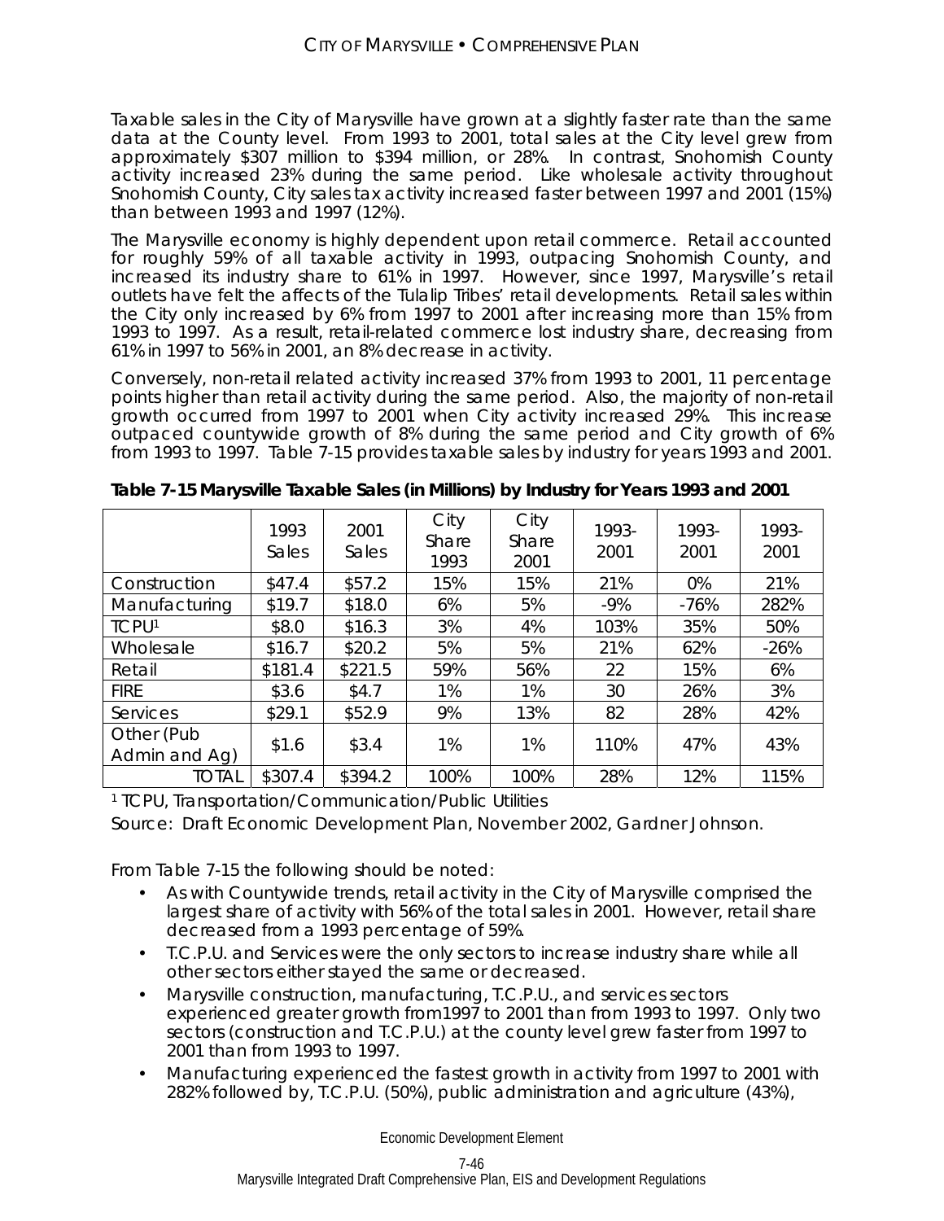Taxable sales in the City of Marysville have grown at a slightly faster rate than the same data at the County level. From 1993 to 2001, total sales at the City level grew from approximately $307 million to $394 million, or 28%. In contrast, Snohomish County activity increased 23% during the same period. Like wholesale activity throughout Snohomish County, City sales tax activity increased faster between 1997 and 2001 (15%) than between 1993 and 1997 (12%).

The Marysville economy is highly dependent upon retail commerce. Retail accounted for roughly 59% of all taxable activity in 1993, outpacing Snohomish County, and increased its industry share to 61% in 1997. However, since 1997, Marysville's retail outlets have felt the affects of the Tulalip Tribes' retail developments. Retail sales within the City only increased by 6% from 1997 to 2001 after increasing more than 15% from 1993 to 1997. As a result, retail-related commerce lost industry share, decreasing from 61% in 1997 to 56% in 2001, an 8% decrease in activity.

Conversely, non-retail related activity increased 37% from 1993 to 2001, 11 percentage points higher than retail activity during the same period. Also, the majority of non-retail growth occurred from 1997 to 2001 when City activity increased 29%. This increase outpaced countywide growth of 8% during the same period and City growth of 6% from 1993 to 1997. Table 7-15 provides taxable sales by industry for years 1993 and 2001.

**Table 7-15 Marysville Taxable Sales (in Millions) by Industry for Years 1993 and 2001**

| | 1993 Sales | 2001 Sales | City Share 1993 | City Share 2001 | 1993-2001 | 1993-2001 | 1993-2001 |
|---|---|---|---|---|---|---|---|
| Construction | $47.4 | $57.2 | 15% | 15% | 21% | 0% | 21% |
| Manufacturing | $19.7 | $18.0 | 6% | 5% | -9% | -76% | 282% |
| TCPU[1] | $8.0 | $16.3 | 3% | 4% | 103% | 35% | 50% |
| Wholesale | $16.7 | $20.2 | 5% | 5% | 21% | 62% | -26% |
| Retail | $181.4 | $221.5 | 59% | 56% | 22 | 15% | 6% |
| FIRE | $3.6 | $4.7 | 1% | 1% | 30 | 26% | 3% |
| Services | $29.1 | $52.9 | 9% | 13% | 82 | 28% | 42% |
| Other (Pub Admin and Ag) | $1.6 | $3.4 | 1% | 1% | 110% | 47% | 43% |
| TOTAL | $307.4 | $394.2 | 100% | 100% | 28% | 12% | 115% |

[1] TCPU, Transportation/Communication/Public Utilities

Source: Draft Economic Development Plan, November 2002, Gardner Johnson.

From Table 7-15 the following should be noted:

- As with Countywide trends, retail activity in the City of Marysville comprised the largest share of activity with 56% of the total sales in 2001. However, retail share decreased from a 1993 percentage of 59%.
- T.C.P.U. and Services were the only sectors to increase industry share while all other sectors either stayed the same or decreased.
- Marysville construction, manufacturing, T.C.P.U., and services sectors experienced greater growth from1997 to 2001 than from 1993 to 1997. Only two sectors (construction and T.C.P.U.) at the county level grew faster from 1997 to 2001 than from 1993 to 1997.
- Manufacturing experienced the fastest growth in activity from 1997 to 2001 with 282% followed by, T.C.P.U. (50%), public administration and agriculture (43%),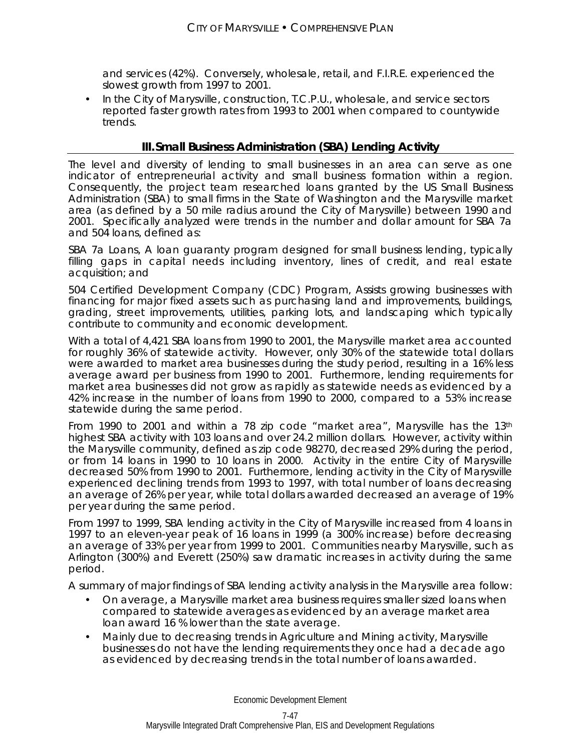and services (42%). Conversely, wholesale, retail, and F.I.R.E. experienced the slowest growth from 1997 to 2001.

- In the City of Marysville, construction, T.C.P.U., wholesale, and service sectors reported faster growth rates from 1993 to 2001 when compared to countywide trends.

## III. Small Business Administration (SBA) Lending Activity

The level and diversity of lending to small businesses in an area can serve as one indicator of entrepreneurial activity and small business formation within a region. Consequently, the project team researched loans granted by the US Small Business Administration (SBA) to small firms in the State of Washington and the Marysville market area (as defined by a 50 mile radius around the City of Marysville) between 1990 and 2001. Specifically analyzed were trends in the number and dollar amount for SBA 7a and 504 loans, defined as:

SBA 7a Loans, A loan guaranty program designed for small business lending, typically filling gaps in capital needs including inventory, lines of credit, and real estate acquisition; and

504 Certified Development Company (CDC) Program, Assists growing businesses with financing for major fixed assets such as purchasing land and improvements, buildings, grading, street improvements, utilities, parking lots, and landscaping which typically contribute to community and economic development.

With a total of 4,421 SBA loans from 1990 to 2001, the Marysville market area accounted for roughly 36% of statewide activity. However, only 30% of the statewide total dollars were awarded to market area businesses during the study period, resulting in a 16% less average award per business from 1990 to 2001. Furthermore, lending requirements for market area businesses did not grow as rapidly as statewide needs as evidenced by a 42% increase in the number of loans from 1990 to 2000, compared to a 53% increase statewide during the same period.

From 1990 to 2001 and within a 78 zip code "market area", Marysville has the 13th highest SBA activity with 103 loans and over 24.2 million dollars. However, activity within the Marysville community, defined as zip code 98270, decreased 29% during the period, or from 14 loans in 1990 to 10 loans in 2000. Activity in the entire City of Marysville decreased 50% from 1990 to 2001. Furthermore, lending activity in the City of Marysville experienced declining trends from 1993 to 1997, with total number of loans decreasing an average of 26% per year, while total dollars awarded decreased an average of 19% per year during the same period.

From 1997 to 1999, SBA lending activity in the City of Marysville increased from 4 loans in 1997 to an eleven-year peak of 16 loans in 1999 (a 300% increase) before decreasing an average of 33% per year from 1999 to 2001. Communities nearby Marysville, such as Arlington (300%) and Everett (250%) saw dramatic increases in activity during the same period.

A summary of major findings of SBA lending activity analysis in the Marysville area follow:

- On average, a Marysville market area business requires smaller sized loans when compared to statewide averages as evidenced by an average market area loan award 16 % lower than the state average.
- Mainly due to decreasing trends in Agriculture and Mining activity, Marysville businesses do not have the lending requirements they once had a decade ago as evidenced by decreasing trends in the total number of loans awarded.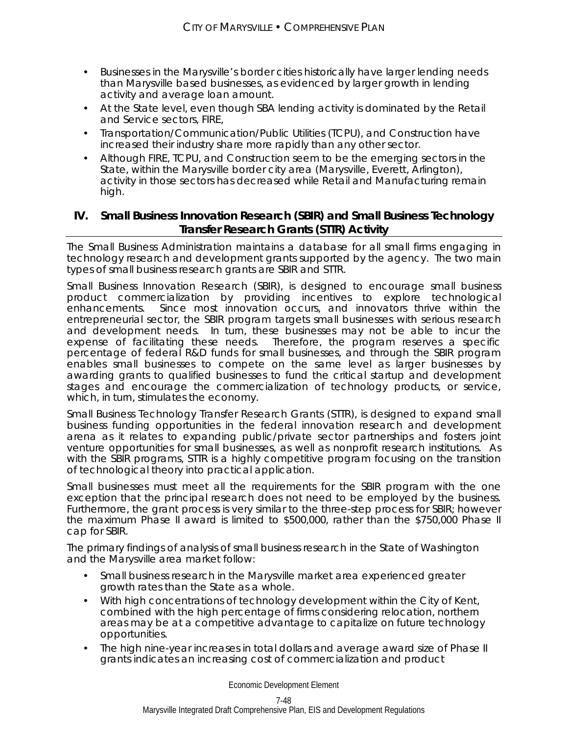- Businesses in the Marysville's border cities historically have larger lending needs than Marysville based businesses, as evidenced by larger growth in lending activity and average loan amount.
- At the State level, even though SBA lending activity is dominated by the Retail and Service sectors, FIRE,
- Transportation/Communication/Public Utilities (TCPU), and Construction have increased their industry share more rapidly than any other sector.
- Although FIRE, TCPU, and Construction seem to be the emerging sectors in the State, within the Marysville border city area (Marysville, Everett, Arlington), activity in those sectors has decreased while Retail and Manufacturing remain high.

## IV. Small Business Innovation Research (SBIR) and Small Business Technology Transfer Research Grants (STTR) Activity

The Small Business Administration maintains a database for all small firms engaging in technology research and development grants supported by the agency. The two main types of small business research grants are SBIR and STTR.

Small Business Innovation Research (SBIR), is designed to encourage small business product commercialization by providing incentives to explore technological enhancements. Since most innovation occurs, and innovators thrive within the entrepreneurial sector, the SBIR program targets small businesses with serious research and development needs. In turn, these businesses may not be able to incur the expense of facilitating these needs. Therefore, the program reserves a specific percentage of federal R&D funds for small businesses, and through the SBIR program enables small businesses to compete on the same level as larger businesses by awarding grants to qualified businesses to fund the critical startup and development stages and encourage the commercialization of technology products, or service, which, in turn, stimulates the economy.

Small Business Technology Transfer Research Grants (STTR), is designed to expand small business funding opportunities in the federal innovation research and development arena as it relates to expanding public/private sector partnerships and fosters joint venture opportunities for small businesses, as well as nonprofit research institutions. As with the SBIR programs, STTR is a highly competitive program focusing on the transition of technological theory into practical application.

Small businesses must meet all the requirements for the SBIR program with the one exception that the principal research does not need to be employed by the business. Furthermore, the grant process is very similar to the three-step process for SBIR; however the maximum Phase II award is limited to $500,000, rather than the $750,000 Phase II cap for SBIR.

The primary findings of analysis of small business research in the State of Washington and the Marysville area market follow:

- Small business research in the Marysville market area experienced greater growth rates than the State as a whole.
- With high concentrations of technology development within the City of Kent, combined with the high percentage of firms considering relocation, northern areas may be at a competitive advantage to capitalize on future technology opportunities.
- The high nine-year increases in total dollars and average award size of Phase II grants indicates an increasing cost of commercialization and product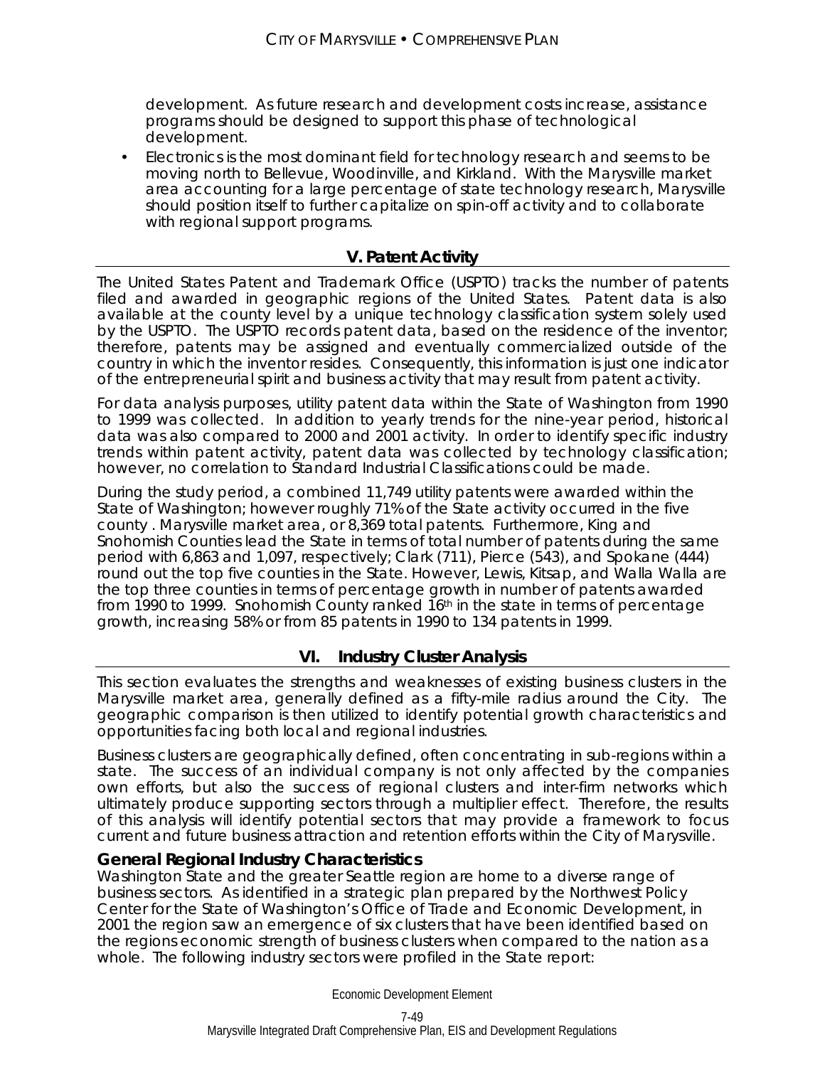development. As future research and development costs increase, assistance programs should be designed to support this phase of technological development.

- Electronics is the most dominant field for technology research and seems to be moving north to Bellevue, Woodinville, and Kirkland. With the Marysville market area accounting for a large percentage of state technology research, Marysville should position itself to further capitalize on spin-off activity and to collaborate with regional support programs.

## V. Patent Activity

The United States Patent and Trademark Office (USPTO) tracks the number of patents filed and awarded in geographic regions of the United States. Patent data is also available at the county level by a unique technology classification system solely used by the USPTO. The USPTO records patent data, based on the residence of the inventor; therefore, patents may be assigned and eventually commercialized outside of the country in which the inventor resides. Consequently, this information is just one indicator of the entrepreneurial spirit and business activity that may result from patent activity.

For data analysis purposes, utility patent data within the State of Washington from 1990 to 1999 was collected. In addition to yearly trends for the nine-year period, historical data was also compared to 2000 and 2001 activity. In order to identify specific industry trends within patent activity, patent data was collected by technology classification; however, no correlation to Standard Industrial Classifications could be made.

During the study period, a combined 11,749 utility patents were awarded within the State of Washington; however roughly 71% of the State activity occurred in the five county . Marysville market area, or 8,369 total patents. Furthermore, King and Snohomish Counties lead the State in terms of total number of patents during the same period with 6,863 and 1,097, respectively; Clark (711), Pierce (543), and Spokane (444) round out the top five counties in the State. However, Lewis, Kitsap, and Walla Walla are the top three counties in terms of percentage growth in number of patents awarded from 1990 to 1999. Snohomish County ranked 16th in the state in terms of percentage growth, increasing 58% or from 85 patents in 1990 to 134 patents in 1999.

## VI. Industry Cluster Analysis

This section evaluates the strengths and weaknesses of existing business clusters in the Marysville market area, generally defined as a fifty-mile radius around the City. The geographic comparison is then utilized to identify potential growth characteristics and opportunities facing both local and regional industries.

Business clusters are geographically defined, often concentrating in sub-regions within a state. The success of an individual company is not only affected by the companies own efforts, but also the success of regional clusters and inter-firm networks which ultimately produce supporting sectors through a multiplier effect. Therefore, the results of this analysis will identify potential sectors that may provide a framework to focus current and future business attraction and retention efforts within the City of Marysville.

### General Regional Industry Characteristics

Washington State and the greater Seattle region are home to a diverse range of business sectors. As identified in a strategic plan prepared by the Northwest Policy Center for the State of Washington's Office of Trade and Economic Development, in 2001 the region saw an emergence of six clusters that have been identified based on the regions economic strength of business clusters when compared to the nation as a whole. The following industry sectors were profiled in the State report: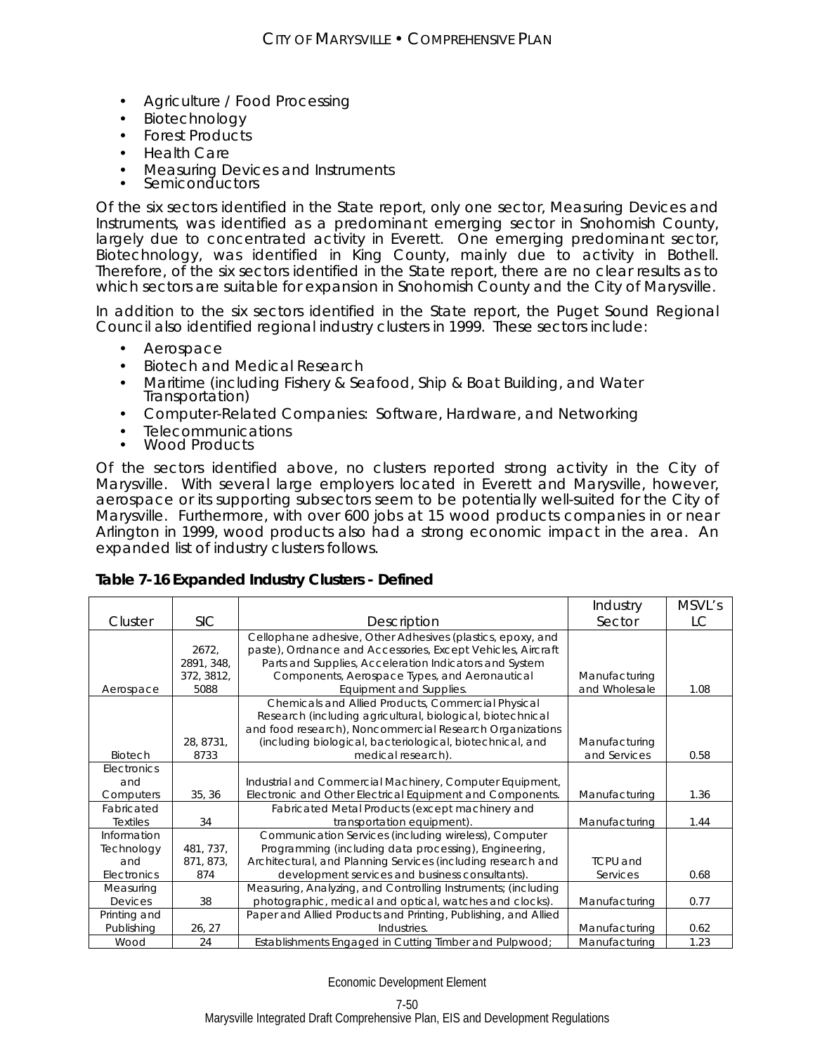- Agriculture / Food Processing
- Biotechnology
- Forest Products
- Health Care
- Measuring Devices and Instruments
- Semiconductors

Of the six sectors identified in the State report, only one sector, Measuring Devices and Instruments, was identified as a predominant emerging sector in Snohomish County, largely due to concentrated activity in Everett. One emerging predominant sector, Biotechnology, was identified in King County, mainly due to activity in Bothell. Therefore, of the six sectors identified in the State report, there are no clear results as to which sectors are suitable for expansion in Snohomish County and the City of Marysville.

In addition to the six sectors identified in the State report, the Puget Sound Regional Council also identified regional industry clusters in 1999. These sectors include:

- Aerospace
- Biotech and Medical Research
- Maritime (including Fishery & Seafood, Ship & Boat Building, and Water Transportation)
- Computer-Related Companies: Software, Hardware, and Networking
- Telecommunications
- Wood Products

Of the sectors identified above, no clusters reported strong activity in the City of Marysville. With several large employers located in Everett and Marysville, however, aerospace or its supporting subsectors seem to be potentially well-suited for the City of Marysville. Furthermore, with over 600 jobs at 15 wood products companies in or near Arlington in 1999, wood products also had a strong economic impact in the area. An expanded list of industry clusters follows.

**Table 7-16 Expanded Industry Clusters - Defined**

| Cluster | SIC | Description | Industry Sector | MSVL's LC |
|---|---|---|---|---|
| Aerospace | 2672, 2891, 348, 372, 3812, 5088 | Cellophane adhesive, Other Adhesives (plastics, epoxy, and paste), Ordnance and Accessories, Except Vehicles, Aircraft Parts and Supplies, Acceleration Indicators and System Components, Aerospace Types, and Aeronautical Equipment and Supplies. | Manufacturing and Wholesale | 1.08 |
| Biotech | 28, 8731, 8733 | Chemicals and Allied Products, Commercial Physical Research (including agricultural, biological, biotechnical and food research), Noncommercial Research Organizations (including biological, bacteriological, biotechnical, and medical research). | Manufacturing and Services | 0.58 |
| Electronics and Computers | 35, 36 | Industrial and Commercial Machinery, Computer Equipment, Electronic and Other Electrical Equipment and Components. | Manufacturing | 1.36 |
| Fabricated Textiles | 34 | Fabricated Metal Products (except machinery and transportation equipment). | Manufacturing | 1.44 |
| Information Technology and Electronics | 481, 737, 871, 873, 874 | Communication Services (including wireless), Computer Programming (including data processing), Engineering, Architectural, and Planning Services (including research and development services and business consultants). | TCPU and Services | 0.68 |
| Measuring Devices | 38 | Measuring, Analyzing, and Controlling Instruments; (including photographic, medical and optical, watches and clocks). | Manufacturing | 0.77 |
| Printing and Publishing | 26, 27 | Paper and Allied Products and Printing, Publishing, and Allied Industries. | Manufacturing | 0.62 |
| Wood | 24 | Establishments Engaged in Cutting Timber and Pulpwood; | Manufacturing | 1.23 |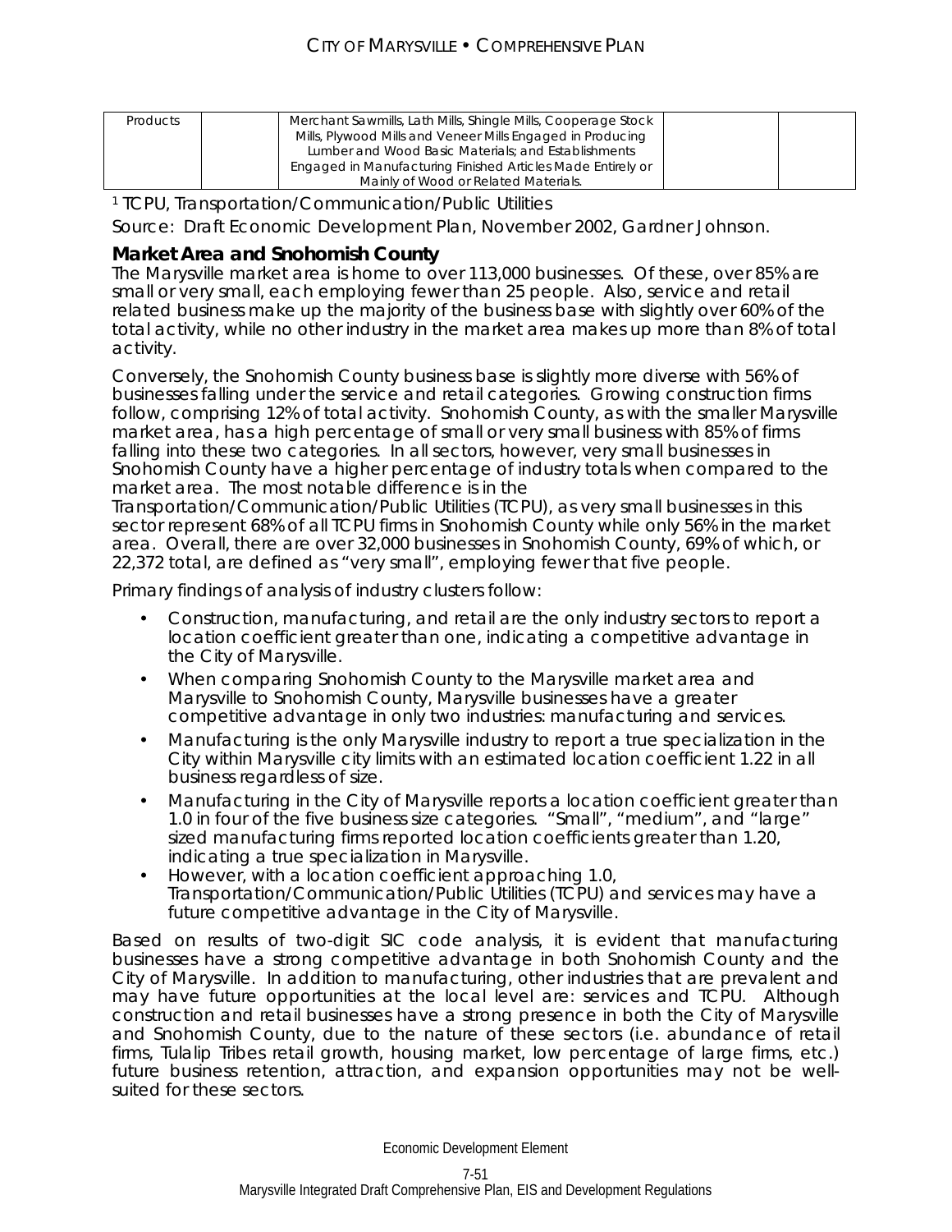| Products | | Merchant Sawmills, Lath Mills, Shingle Mills, Cooperage Stock Mills, Plywood Mills and Veneer Mills Engaged in Producing Lumber and Wood Basic Materials; and Establishments Engaged in Manufacturing Finished Articles Made Entirely or Mainly of Wood or Related Materials. | | |
|---|---|---|---|---|

[1] TCPU, Transportation/Communication/Public Utilities

Source: Draft Economic Development Plan, November 2002, Gardner Johnson.

### Market Area and Snohomish County

The Marysville market area is home to over 113,000 businesses. Of these, over 85% are small or very small, each employing fewer than 25 people. Also, service and retail related business make up the majority of the business base with slightly over 60% of the total activity, while no other industry in the market area makes up more than 8% of total activity.

Conversely, the Snohomish County business base is slightly more diverse with 56% of businesses falling under the service and retail categories. Growing construction firms follow, comprising 12% of total activity. Snohomish County, as with the smaller Marysville market area, has a high percentage of small or very small business with 85% of firms falling into these two categories. In all sectors, however, very small businesses in Snohomish County have a higher percentage of industry totals when compared to the market area. The most notable difference is in the Transportation/Communication/Public Utilities (TCPU), as very small businesses in this sector represent 68% of all TCPU firms in Snohomish County while only 56% in the market area. Overall, there are over 32,000 businesses in Snohomish County, 69% of which, or 22,372 total, are defined as "very small", employing fewer that five people.

Primary findings of analysis of industry clusters follow:

- Construction, manufacturing, and retail are the only industry sectors to report a location coefficient greater than one, indicating a competitive advantage in the City of Marysville.
- When comparing Snohomish County to the Marysville market area and Marysville to Snohomish County, Marysville businesses have a greater competitive advantage in only two industries: manufacturing and services.
- Manufacturing is the only Marysville industry to report a true specialization in the City within Marysville city limits with an estimated location coefficient 1.22 in all business regardless of size.
- Manufacturing in the City of Marysville reports a location coefficient greater than 1.0 in four of the five business size categories. "Small", "medium", and "large" sized manufacturing firms reported location coefficients greater than 1.20, indicating a true specialization in Marysville.
- However, with a location coefficient approaching 1.0, Transportation/Communication/Public Utilities (TCPU) and services may have a future competitive advantage in the City of Marysville.

Based on results of two-digit SIC code analysis, it is evident that manufacturing businesses have a strong competitive advantage in both Snohomish County and the City of Marysville. In addition to manufacturing, other industries that are prevalent and may have future opportunities at the local level are: services and TCPU. Although construction and retail businesses have a strong presence in both the City of Marysville and Snohomish County, due to the nature of these sectors (i.e. abundance of retail firms, Tulalip Tribes retail growth, housing market, low percentage of large firms, etc.) future business retention, attraction, and expansion opportunities may not be well-suited for these sectors.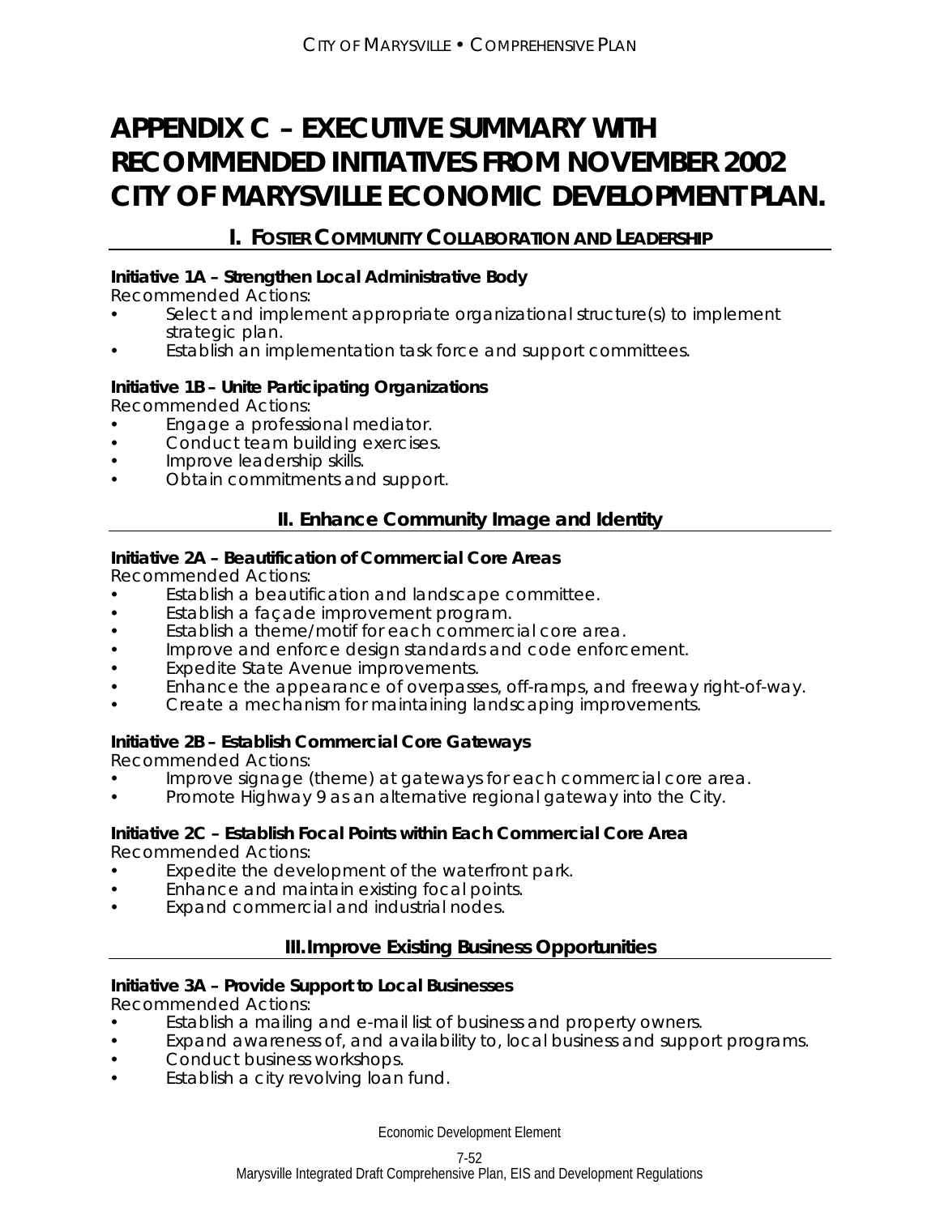# APPENDIX C – EXECUTIVE SUMMARY WITH RECOMMENDED INITIATIVES FROM NOVEMBER 2002 CITY OF MARYSVILLE ECONOMIC DEVELOPMENT PLAN.

## I. FOSTER COMMUNITY COLLABORATION AND LEADERSHIP

**Initiative 1A – Strengthen Local Administrative Body**

Recommended Actions:

- *Select and implement appropriate organizational structure(s) to implement strategic plan.*
- *Establish an implementation task force and support committees.*

**Initiative 1B – Unite Participating Organizations**

Recommended Actions:

- *Engage a professional mediator.*
- *Conduct team building exercises.*
- *Improve leadership skills.*
- *Obtain commitments and support.*

## II. Enhance Community Image and Identity

**Initiative 2A – Beautification of Commercial Core Areas**

Recommended Actions:

- *Establish a beautification and landscape committee.*
- *Establish a façade improvement program.*
- *Establish a theme/motif for each commercial core area.*
- *Improve and enforce design standards and code enforcement.*
- *Expedite State Avenue improvements.*
- *Enhance the appearance of overpasses, off-ramps, and freeway right-of-way.*
- *Create a mechanism for maintaining landscaping improvements.*

**Initiative 2B – Establish Commercial Core Gateways**

Recommended Actions:

- *Improve signage (theme) at gateways for each commercial core area.*
- *Promote Highway 9 as an alternative regional gateway into the City.*

**Initiative 2C – Establish Focal Points within Each Commercial Core Area**

Recommended Actions:

- *Expedite the development of the waterfront park.*
- *Enhance and maintain existing focal points.*
- *Expand commercial and industrial nodes.*

## III. Improve Existing Business Opportunities

**Initiative 3A – Provide Support to Local Businesses**

Recommended Actions:

- *Establish a mailing and e-mail list of business and property owners.*
- *Expand awareness of, and availability to, local business and support programs.*
- *Conduct business workshops.*
- *Establish a city revolving loan fund.*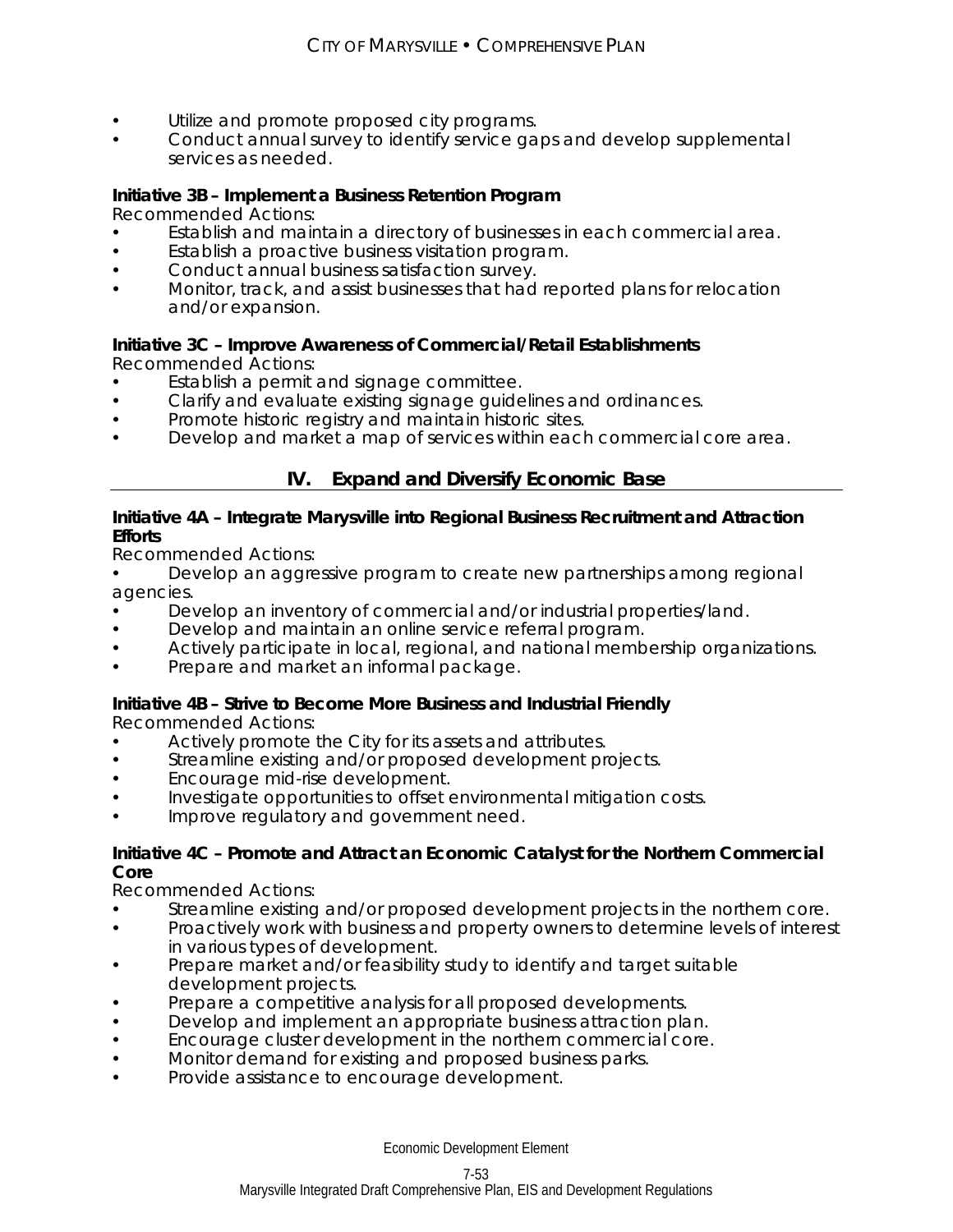- Utilize and promote proposed city programs.
- Conduct annual survey to identify service gaps and develop supplemental services as needed.

**Initiative 3B – Implement a Business Retention Program**

Recommended Actions:

- Establish and maintain a directory of businesses in each commercial area.
- Establish a proactive business visitation program.
- Conduct annual business satisfaction survey.
- Monitor, track, and assist businesses that had reported plans for relocation and/or expansion.

**Initiative 3C – Improve Awareness of Commercial/Retail Establishments**

Recommended Actions:

- Establish a permit and signage committee.
- Clarify and evaluate existing signage guidelines and ordinances.
- Promote historic registry and maintain historic sites.
- Develop and market a map of services within each commercial core area.

## IV. Expand and Diversify Economic Base

**Initiative 4A – Integrate Marysville into Regional Business Recruitment and Attraction Efforts**

Recommended Actions:

- Develop an aggressive program to create new partnerships among regional agencies.
- Develop an inventory of commercial and/or industrial properties/land.
- Develop and maintain an online service referral program.
- Actively participate in local, regional, and national membership organizations.
- Prepare and market an informal package.

**Initiative 4B – Strive to Become More Business and Industrial Friendly**

Recommended Actions:

- Actively promote the City for its assets and attributes.
- Streamline existing and/or proposed development projects.
- Encourage mid-rise development.
- Investigate opportunities to offset environmental mitigation costs.
- Improve regulatory and government need.

**Initiative 4C – Promote and Attract an Economic Catalyst for the Northern Commercial Core**

Recommended Actions:

- Streamline existing and/or proposed development projects in the northern core.
- Proactively work with business and property owners to determine levels of interest in various types of development.
- Prepare market and/or feasibility study to identify and target suitable development projects.
- Prepare a competitive analysis for all proposed developments.
- Develop and implement an appropriate business attraction plan.
- Encourage cluster development in the northern commercial core.
- Monitor demand for existing and proposed business parks.
- Provide assistance to encourage development.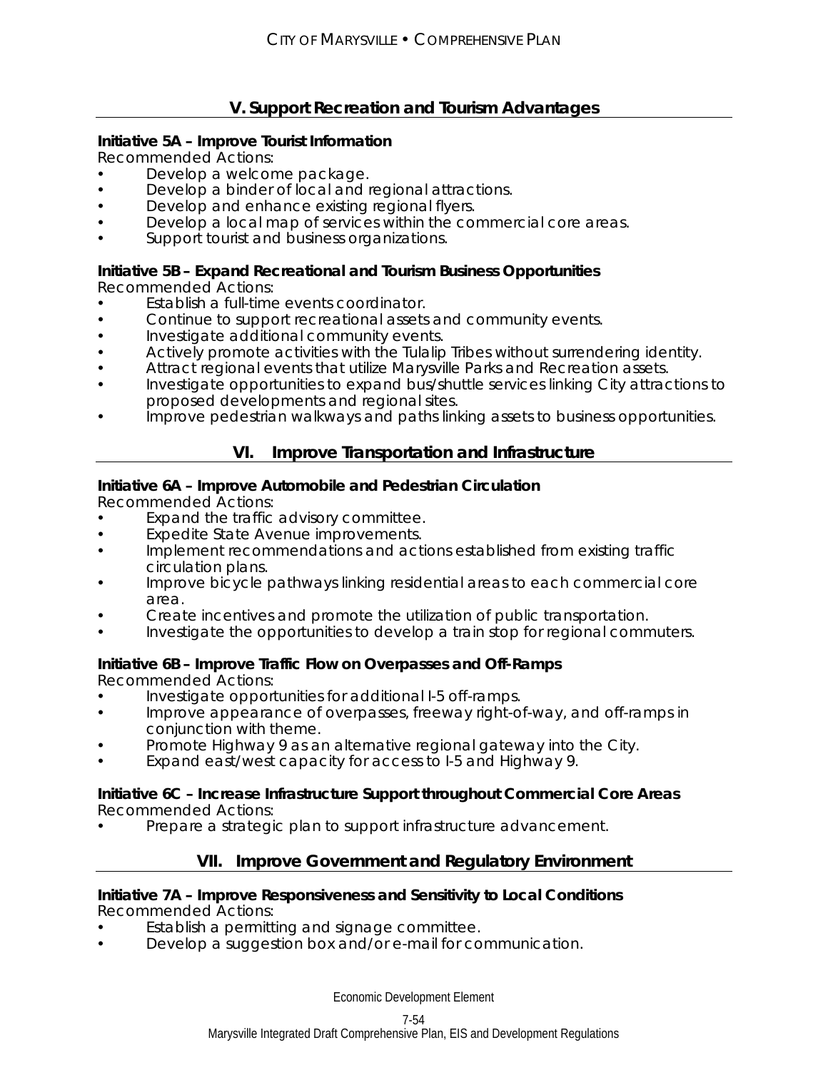## V. Support Recreation and Tourism Advantages

**Initiative 5A – Improve Tourist Information**

Recommended Actions:

- Develop a welcome package.
- Develop a binder of local and regional attractions.
- Develop and enhance existing regional flyers.
- Develop a local map of services within the commercial core areas.
- Support tourist and business organizations.

**Initiative 5B – Expand Recreational and Tourism Business Opportunities**

Recommended Actions:

- Establish a full-time events coordinator.
- Continue to support recreational assets and community events.
- Investigate additional community events.
- Actively promote activities with the Tulalip Tribes without surrendering identity.
- Attract regional events that utilize Marysville Parks and Recreation assets.
- Investigate opportunities to expand bus/shuttle services linking City attractions to proposed developments and regional sites.
- Improve pedestrian walkways and paths linking assets to business opportunities.

## VI. Improve Transportation and Infrastructure

**Initiative 6A – Improve Automobile and Pedestrian Circulation**

Recommended Actions:

- Expand the traffic advisory committee.
- Expedite State Avenue improvements.
- Implement recommendations and actions established from existing traffic circulation plans.
- Improve bicycle pathways linking residential areas to each commercial core area.
- Create incentives and promote the utilization of public transportation.
- Investigate the opportunities to develop a train stop for regional commuters.

**Initiative 6B – Improve Traffic Flow on Overpasses and Off-Ramps**

Recommended Actions:

- Investigate opportunities for additional I-5 off-ramps.
- Improve appearance of overpasses, freeway right-of-way, and off-ramps in conjunction with theme.
- Promote Highway 9 as an alternative regional gateway into the City.
- Expand east/west capacity for access to I-5 and Highway 9.

**Initiative 6C – Increase Infrastructure Support throughout Commercial Core Areas**

Recommended Actions:

- Prepare a strategic plan to support infrastructure advancement.

## VII. Improve Government and Regulatory Environment

**Initiative 7A – Improve Responsiveness and Sensitivity to Local Conditions**

Recommended Actions:

- Establish a permitting and signage committee.
- Develop a suggestion box and/or e-mail for communication.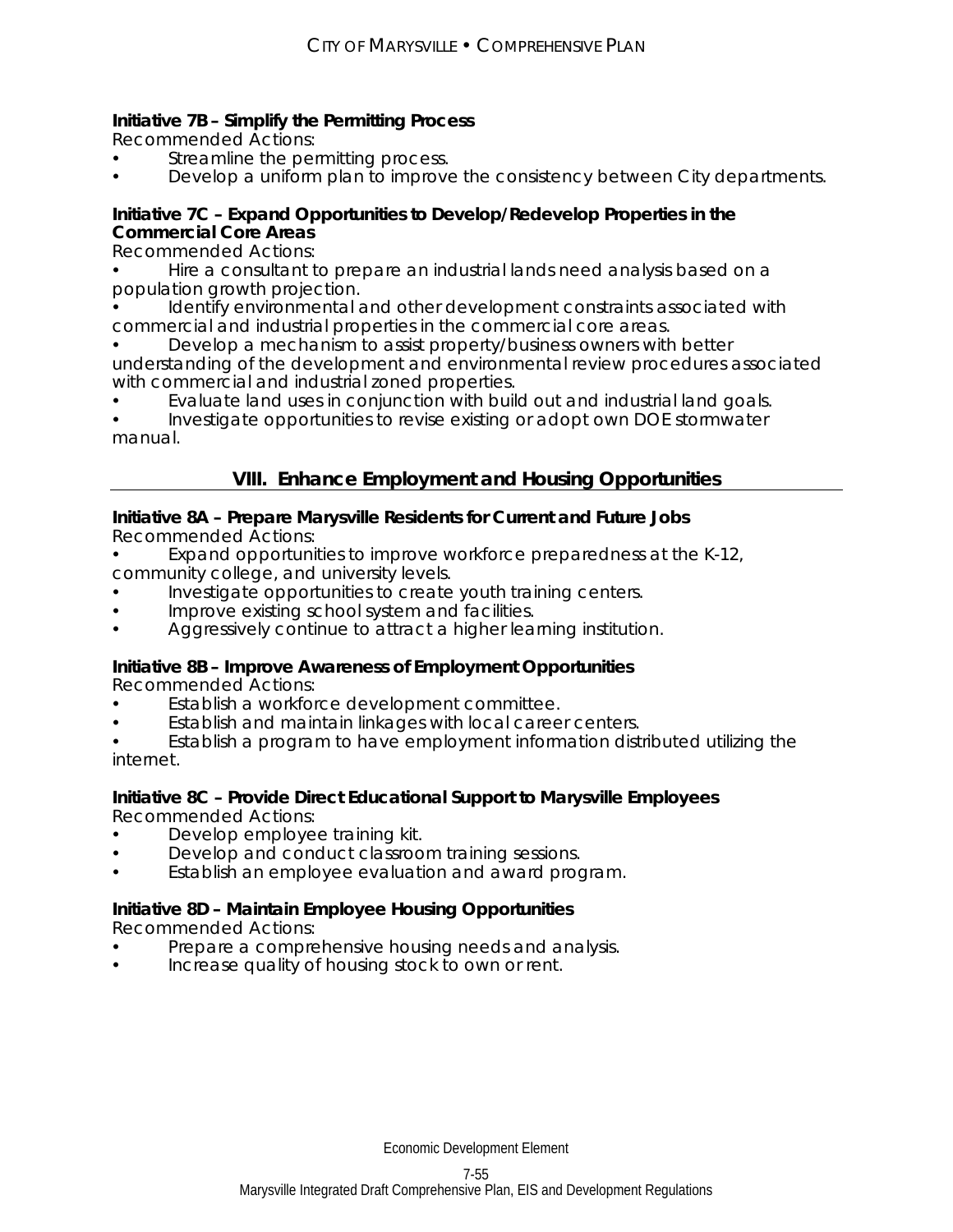**Initiative 7B – Simplify the Permitting Process**

Recommended Actions:

- Streamline the permitting process.
- Develop a uniform plan to improve the consistency between City departments.

**Initiative 7C – Expand Opportunities to Develop/Redevelop Properties in the Commercial Core Areas**

Recommended Actions:

- Hire a consultant to prepare an industrial lands need analysis based on a population growth projection.
- Identify environmental and other development constraints associated with commercial and industrial properties in the commercial core areas.
- Develop a mechanism to assist property/business owners with better understanding of the development and environmental review procedures associated with commercial and industrial zoned properties.
- Evaluate land uses in conjunction with build out and industrial land goals.
- Investigate opportunities to revise existing or adopt own DOE stormwater manual.

## VIII. Enhance Employment and Housing Opportunities

**Initiative 8A – Prepare Marysville Residents for Current and Future Jobs**

Recommended Actions:

- Expand opportunities to improve workforce preparedness at the K-12, community college, and university levels.
- Investigate opportunities to create youth training centers.
- Improve existing school system and facilities.
- Aggressively continue to attract a higher learning institution.

**Initiative 8B – Improve Awareness of Employment Opportunities**

Recommended Actions:

- Establish a workforce development committee.
- Establish and maintain linkages with local career centers.
- Establish a program to have employment information distributed utilizing the internet.

**Initiative 8C – Provide Direct Educational Support to Marysville Employees**

Recommended Actions:

- Develop employee training kit.
- Develop and conduct classroom training sessions.
- Establish an employee evaluation and award program.

**Initiative 8D – Maintain Employee Housing Opportunities**

Recommended Actions:

- Prepare a comprehensive housing needs and analysis.
- Increase quality of housing stock to own or rent.